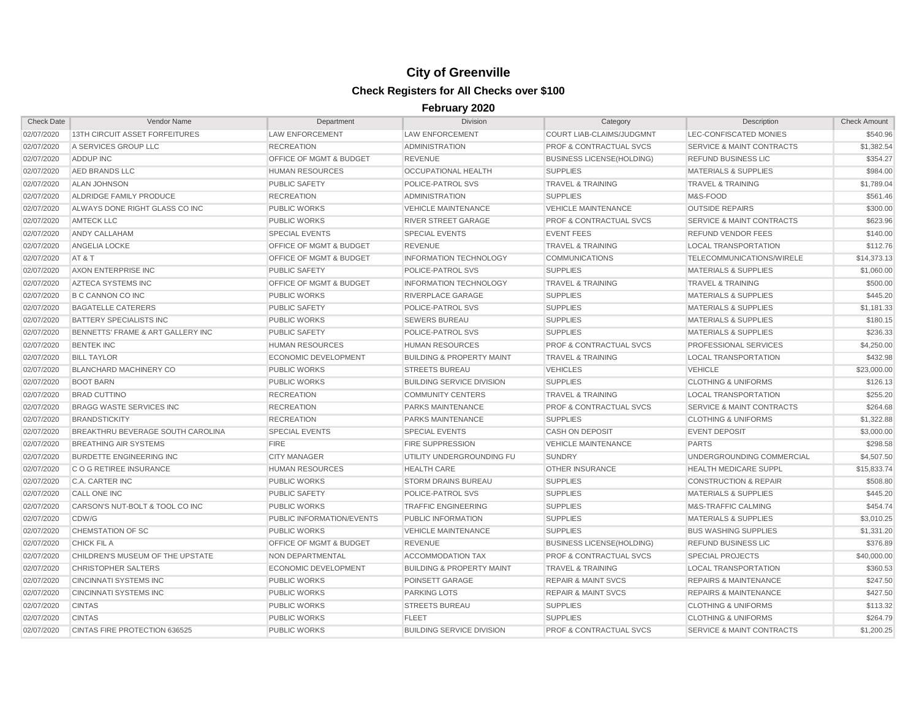# City of Greenville

## Check Registers for All Checks over $100

### February 2020

| Check Date | Vendor Name | Department | Division | Category | Description | Check Amount |
|---|---|---|---|---|---|---|
| 02/07/2020 | 13TH CIRCUIT ASSET FORFEITURES | LAW ENFORCEMENT | LAW ENFORCEMENT | COURT LIAB-CLAIMS/JUDGMNT | LEC-CONFISCATED MONIES | $540.96 |
| 02/07/2020 | A SERVICES GROUP LLC | RECREATION | ADMINISTRATION | PROF & CONTRACTUAL SVCS | SERVICE & MAINT CONTRACTS | $1,382.54 |
| 02/07/2020 | ADDUP INC | OFFICE OF MGMT & BUDGET | REVENUE | BUSINESS LICENSE(HOLDING) | REFUND BUSINESS LIC | $354.27 |
| 02/07/2020 | AED BRANDS LLC | HUMAN RESOURCES | OCCUPATIONAL HEALTH | SUPPLIES | MATERIALS & SUPPLIES | $984.00 |
| 02/07/2020 | ALAN JOHNSON | PUBLIC SAFETY | POLICE-PATROL SVS | TRAVEL & TRAINING | TRAVEL & TRAINING | $1,789.04 |
| 02/07/2020 | ALDRIDGE FAMILY PRODUCE | RECREATION | ADMINISTRATION | SUPPLIES | M&S-FOOD | $561.46 |
| 02/07/2020 | ALWAYS DONE RIGHT GLASS CO INC | PUBLIC WORKS | VEHICLE MAINTENANCE | VEHICLE MAINTENANCE | OUTSIDE REPAIRS | $300.00 |
| 02/07/2020 | AMTECK LLC | PUBLIC WORKS | RIVER STREET GARAGE | PROF & CONTRACTUAL SVCS | SERVICE & MAINT CONTRACTS | $623.96 |
| 02/07/2020 | ANDY CALLAHAM | SPECIAL EVENTS | SPECIAL EVENTS | EVENT FEES | REFUND VENDOR FEES | $140.00 |
| 02/07/2020 | ANGELIA LOCKE | OFFICE OF MGMT & BUDGET | REVENUE | TRAVEL & TRAINING | LOCAL TRANSPORTATION | $112.76 |
| 02/07/2020 | AT & T | OFFICE OF MGMT & BUDGET | INFORMATION TECHNOLOGY | COMMUNICATIONS | TELECOMMUNICATIONS/WIRELE | $14,373.13 |
| 02/07/2020 | AXON ENTERPRISE INC | PUBLIC SAFETY | POLICE-PATROL SVS | SUPPLIES | MATERIALS & SUPPLIES | $1,060.00 |
| 02/07/2020 | AZTECA SYSTEMS INC | OFFICE OF MGMT & BUDGET | INFORMATION TECHNOLOGY | TRAVEL & TRAINING | TRAVEL & TRAINING | $500.00 |
| 02/07/2020 | B C CANNON CO INC | PUBLIC WORKS | RIVERPLACE GARAGE | SUPPLIES | MATERIALS & SUPPLIES | $445.20 |
| 02/07/2020 | BAGATELLE CATERERS | PUBLIC SAFETY | POLICE-PATROL SVS | SUPPLIES | MATERIALS & SUPPLIES | $1,181.33 |
| 02/07/2020 | BATTERY SPECIALISTS INC | PUBLIC WORKS | SEWERS BUREAU | SUPPLIES | MATERIALS & SUPPLIES | $180.15 |
| 02/07/2020 | BENNETTS' FRAME & ART GALLERY INC | PUBLIC SAFETY | POLICE-PATROL SVS | SUPPLIES | MATERIALS & SUPPLIES | $236.33 |
| 02/07/2020 | BENTEK INC | HUMAN RESOURCES | HUMAN RESOURCES | PROF & CONTRACTUAL SVCS | PROFESSIONAL SERVICES | $4,250.00 |
| 02/07/2020 | BILL TAYLOR | ECONOMIC DEVELOPMENT | BUILDING & PROPERTY MAINT | TRAVEL & TRAINING | LOCAL TRANSPORTATION | $432.98 |
| 02/07/2020 | BLANCHARD MACHINERY CO | PUBLIC WORKS | STREETS BUREAU | VEHICLES | VEHICLE | $23,000.00 |
| 02/07/2020 | BOOT BARN | PUBLIC WORKS | BUILDING SERVICE DIVISION | SUPPLIES | CLOTHING & UNIFORMS | $126.13 |
| 02/07/2020 | BRAD CUTTINO | RECREATION | COMMUNITY CENTERS | TRAVEL & TRAINING | LOCAL TRANSPORTATION | $255.20 |
| 02/07/2020 | BRAGG WASTE SERVICES INC | RECREATION | PARKS MAINTENANCE | PROF & CONTRACTUAL SVCS | SERVICE & MAINT CONTRACTS | $264.68 |
| 02/07/2020 | BRANDSTICKITY | RECREATION | PARKS MAINTENANCE | SUPPLIES | CLOTHING & UNIFORMS | $1,322.88 |
| 02/07/2020 | BREAKTHRU BEVERAGE SOUTH CAROLINA | SPECIAL EVENTS | SPECIAL EVENTS | CASH ON DEPOSIT | EVENT DEPOSIT | $3,000.00 |
| 02/07/2020 | BREATHING AIR SYSTEMS | FIRE | FIRE SUPPRESSION | VEHICLE MAINTENANCE | PARTS | $298.58 |
| 02/07/2020 | BURDETTE ENGINEERING INC | CITY MANAGER | UTILITY UNDERGROUNDING FU | SUNDRY | UNDERGROUNDING COMMERCIAL | $4,507.50 |
| 02/07/2020 | C O G RETIREE INSURANCE | HUMAN RESOURCES | HEALTH CARE | OTHER INSURANCE | HEALTH MEDICARE SUPPL | $15,833.74 |
| 02/07/2020 | C.A. CARTER INC | PUBLIC WORKS | STORM DRAINS BUREAU | SUPPLIES | CONSTRUCTION & REPAIR | $508.80 |
| 02/07/2020 | CALL ONE INC | PUBLIC SAFETY | POLICE-PATROL SVS | SUPPLIES | MATERIALS & SUPPLIES | $445.20 |
| 02/07/2020 | CARSON'S NUT-BOLT & TOOL CO INC | PUBLIC WORKS | TRAFFIC ENGINEERING | SUPPLIES | M&S-TRAFFIC CALMING | $454.74 |
| 02/07/2020 | CDW/G | PUBLIC INFORMATION/EVENTS | PUBLIC INFORMATION | SUPPLIES | MATERIALS & SUPPLIES | $3,010.25 |
| 02/07/2020 | CHEMSTATION OF SC | PUBLIC WORKS | VEHICLE MAINTENANCE | SUPPLIES | BUS WASHING SUPPLIES | $1,331.20 |
| 02/07/2020 | CHICK FIL A | OFFICE OF MGMT & BUDGET | REVENUE | BUSINESS LICENSE(HOLDING) | REFUND BUSINESS LIC | $376.89 |
| 02/07/2020 | CHILDREN'S MUSEUM OF THE UPSTATE | NON DEPARTMENTAL | ACCOMMODATION TAX | PROF & CONTRACTUAL SVCS | SPECIAL PROJECTS | $40,000.00 |
| 02/07/2020 | CHRISTOPHER SALTERS | ECONOMIC DEVELOPMENT | BUILDING & PROPERTY MAINT | TRAVEL & TRAINING | LOCAL TRANSPORTATION | $360.53 |
| 02/07/2020 | CINCINNATI SYSTEMS INC | PUBLIC WORKS | POINSETT GARAGE | REPAIR & MAINT SVCS | REPAIRS & MAINTENANCE | $247.50 |
| 02/07/2020 | CINCINNATI SYSTEMS INC | PUBLIC WORKS | PARKING LOTS | REPAIR & MAINT SVCS | REPAIRS & MAINTENANCE | $427.50 |
| 02/07/2020 | CINTAS | PUBLIC WORKS | STREETS BUREAU | SUPPLIES | CLOTHING & UNIFORMS | $113.32 |
| 02/07/2020 | CINTAS | PUBLIC WORKS | FLEET | SUPPLIES | CLOTHING & UNIFORMS | $264.79 |
| 02/07/2020 | CINTAS FIRE PROTECTION 636525 | PUBLIC WORKS | BUILDING SERVICE DIVISION | PROF & CONTRACTUAL SVCS | SERVICE & MAINT CONTRACTS | $1,200.25 |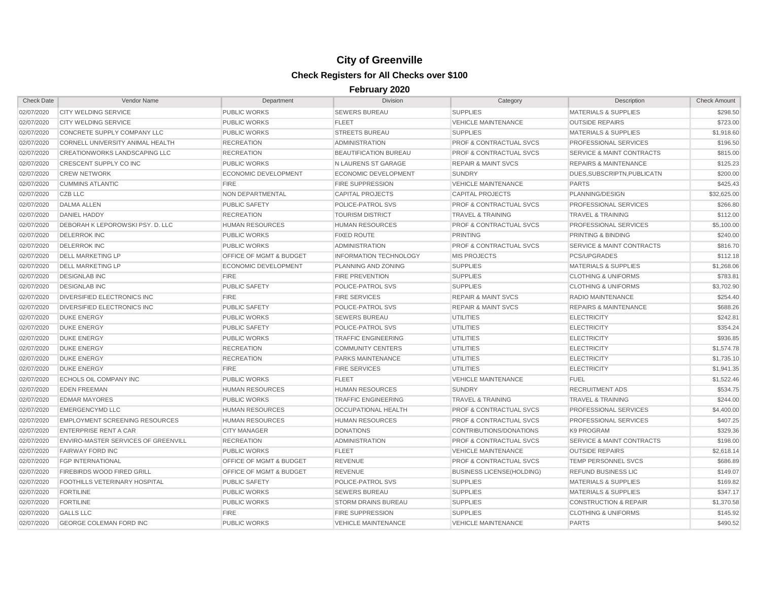# City of Greenville

## Check Registers for All Checks over $100

### February 2020

| Check Date | Vendor Name | Department | Division | Category | Description | Check Amount |
|---|---|---|---|---|---|---|
| 02/07/2020 | CITY WELDING SERVICE | PUBLIC WORKS | SEWERS BUREAU | SUPPLIES | MATERIALS & SUPPLIES | $298.50 |
| 02/07/2020 | CITY WELDING SERVICE | PUBLIC WORKS | FLEET | VEHICLE MAINTENANCE | OUTSIDE REPAIRS | $723.00 |
| 02/07/2020 | CONCRETE SUPPLY COMPANY LLC | PUBLIC WORKS | STREETS BUREAU | SUPPLIES | MATERIALS & SUPPLIES | $1,918.60 |
| 02/07/2020 | CORNELL UNIVERSITY ANIMAL HEALTH | RECREATION | ADMINISTRATION | PROF & CONTRACTUAL SVCS | PROFESSIONAL SERVICES | $196.50 |
| 02/07/2020 | CREATIONWORKS LANDSCAPING LLC | RECREATION | BEAUTIFICATION BUREAU | PROF & CONTRACTUAL SVCS | SERVICE & MAINT CONTRACTS | $815.00 |
| 02/07/2020 | CRESCENT SUPPLY CO INC | PUBLIC WORKS | N LAURENS ST GARAGE | REPAIR & MAINT SVCS | REPAIRS & MAINTENANCE | $125.23 |
| 02/07/2020 | CREW NETWORK | ECONOMIC DEVELOPMENT | ECONOMIC DEVELOPMENT | SUNDRY | DUES,SUBSCRIPTN,PUBLICATN | $200.00 |
| 02/07/2020 | CUMMINS ATLANTIC | FIRE | FIRE SUPPRESSION | VEHICLE MAINTENANCE | PARTS | $425.43 |
| 02/07/2020 | CZB LLC | NON DEPARTMENTAL | CAPITAL PROJECTS | CAPITAL PROJECTS | PLANNING/DESIGN | $32,625.00 |
| 02/07/2020 | DALMA ALLEN | PUBLIC SAFETY | POLICE-PATROL SVS | PROF & CONTRACTUAL SVCS | PROFESSIONAL SERVICES | $266.80 |
| 02/07/2020 | DANIEL HADDY | RECREATION | TOURISM DISTRICT | TRAVEL & TRAINING | TRAVEL & TRAINING | $112.00 |
| 02/07/2020 | DEBORAH K LEPOROWSKI PSY. D. LLC | HUMAN RESOURCES | HUMAN RESOURCES | PROF & CONTRACTUAL SVCS | PROFESSIONAL SERVICES | $5,100.00 |
| 02/07/2020 | DELERROK INC | PUBLIC WORKS | FIXED ROUTE | PRINTING | PRINTING & BINDING | $240.00 |
| 02/07/2020 | DELERROK INC | PUBLIC WORKS | ADMINISTRATION | PROF & CONTRACTUAL SVCS | SERVICE & MAINT CONTRACTS | $816.70 |
| 02/07/2020 | DELL MARKETING LP | OFFICE OF MGMT & BUDGET | INFORMATION TECHNOLOGY | MIS PROJECTS | PCS/UPGRADES | $112.18 |
| 02/07/2020 | DELL MARKETING LP | ECONOMIC DEVELOPMENT | PLANNING AND ZONING | SUPPLIES | MATERIALS & SUPPLIES | $1,268.06 |
| 02/07/2020 | DESIGNLAB INC | FIRE | FIRE PREVENTION | SUPPLIES | CLOTHING & UNIFORMS | $783.81 |
| 02/07/2020 | DESIGNLAB INC | PUBLIC SAFETY | POLICE-PATROL SVS | SUPPLIES | CLOTHING & UNIFORMS | $3,702.90 |
| 02/07/2020 | DIVERSIFIED ELECTRONICS INC | FIRE | FIRE SERVICES | REPAIR & MAINT SVCS | RADIO MAINTENANCE | $254.40 |
| 02/07/2020 | DIVERSIFIED ELECTRONICS INC | PUBLIC SAFETY | POLICE-PATROL SVS | REPAIR & MAINT SVCS | REPAIRS & MAINTENANCE | $688.26 |
| 02/07/2020 | DUKE ENERGY | PUBLIC WORKS | SEWERS BUREAU | UTILITIES | ELECTRICITY | $242.81 |
| 02/07/2020 | DUKE ENERGY | PUBLIC SAFETY | POLICE-PATROL SVS | UTILITIES | ELECTRICITY | $354.24 |
| 02/07/2020 | DUKE ENERGY | PUBLIC WORKS | TRAFFIC ENGINEERING | UTILITIES | ELECTRICITY | $936.85 |
| 02/07/2020 | DUKE ENERGY | RECREATION | COMMUNITY CENTERS | UTILITIES | ELECTRICITY | $1,574.78 |
| 02/07/2020 | DUKE ENERGY | RECREATION | PARKS MAINTENANCE | UTILITIES | ELECTRICITY | $1,735.10 |
| 02/07/2020 | DUKE ENERGY | FIRE | FIRE SERVICES | UTILITIES | ELECTRICITY | $1,941.35 |
| 02/07/2020 | ECHOLS OIL COMPANY INC | PUBLIC WORKS | FLEET | VEHICLE MAINTENANCE | FUEL | $1,522.46 |
| 02/07/2020 | EDEN FREEMAN | HUMAN RESOURCES | HUMAN RESOURCES | SUNDRY | RECRUITMENT ADS | $534.75 |
| 02/07/2020 | EDMAR MAYORES | PUBLIC WORKS | TRAFFIC ENGINEERING | TRAVEL & TRAINING | TRAVEL & TRAINING | $244.00 |
| 02/07/2020 | EMERGENCYMD LLC | HUMAN RESOURCES | OCCUPATIONAL HEALTH | PROF & CONTRACTUAL SVCS | PROFESSIONAL SERVICES | $4,400.00 |
| 02/07/2020 | EMPLOYMENT SCREENING RESOURCES | HUMAN RESOURCES | HUMAN RESOURCES | PROF & CONTRACTUAL SVCS | PROFESSIONAL SERVICES | $407.25 |
| 02/07/2020 | ENTERPRISE RENT A CAR | CITY MANAGER | DONATIONS | CONTRIBUTIONS/DONATIONS | K9 PROGRAM | $329.36 |
| 02/07/2020 | ENVIRO-MASTER SERVICES OF GREENVILL | RECREATION | ADMINISTRATION | PROF & CONTRACTUAL SVCS | SERVICE & MAINT CONTRACTS | $198.00 |
| 02/07/2020 | FAIRWAY FORD INC | PUBLIC WORKS | FLEET | VEHICLE MAINTENANCE | OUTSIDE REPAIRS | $2,618.14 |
| 02/07/2020 | FGP INTERNATIONAL | OFFICE OF MGMT & BUDGET | REVENUE | PROF & CONTRACTUAL SVCS | TEMP PERSONNEL SVCS | $686.89 |
| 02/07/2020 | FIREBIRDS WOOD FIRED GRILL | OFFICE OF MGMT & BUDGET | REVENUE | BUSINESS LICENSE(HOLDING) | REFUND BUSINESS LIC | $149.07 |
| 02/07/2020 | FOOTHILLS VETERINARY HOSPITAL | PUBLIC SAFETY | POLICE-PATROL SVS | SUPPLIES | MATERIALS & SUPPLIES | $169.82 |
| 02/07/2020 | FORTILINE | PUBLIC WORKS | SEWERS BUREAU | SUPPLIES | MATERIALS & SUPPLIES | $347.17 |
| 02/07/2020 | FORTILINE | PUBLIC WORKS | STORM DRAINS BUREAU | SUPPLIES | CONSTRUCTION & REPAIR | $1,370.58 |
| 02/07/2020 | GALLS LLC | FIRE | FIRE SUPPRESSION | SUPPLIES | CLOTHING & UNIFORMS | $145.92 |
| 02/07/2020 | GEORGE COLEMAN FORD INC | PUBLIC WORKS | VEHICLE MAINTENANCE | VEHICLE MAINTENANCE | PARTS | $490.52 |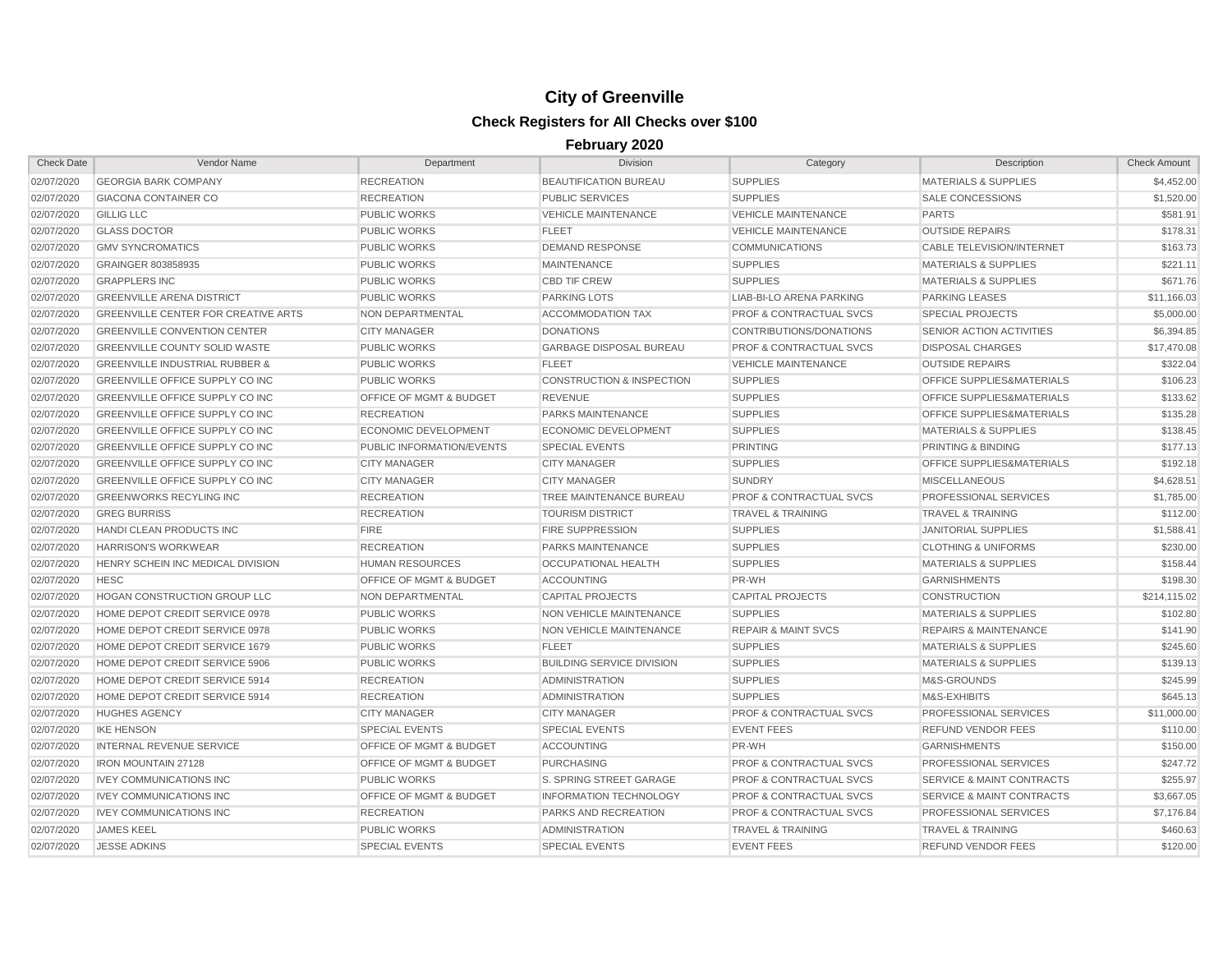# City of Greenville

## Check Registers for All Checks over $100

### February 2020

| Check Date | Vendor Name | Department | Division | Category | Description | Check Amount |
|---|---|---|---|---|---|---|
| 02/07/2020 | GEORGIA BARK COMPANY | RECREATION | BEAUTIFICATION BUREAU | SUPPLIES | MATERIALS & SUPPLIES | $4,452.00 |
| 02/07/2020 | GIACONA CONTAINER CO | RECREATION | PUBLIC SERVICES | SUPPLIES | SALE CONCESSIONS | $1,520.00 |
| 02/07/2020 | GILLIG LLC | PUBLIC WORKS | VEHICLE MAINTENANCE | VEHICLE MAINTENANCE | PARTS | $581.91 |
| 02/07/2020 | GLASS DOCTOR | PUBLIC WORKS | FLEET | VEHICLE MAINTENANCE | OUTSIDE REPAIRS | $178.31 |
| 02/07/2020 | GMV SYNCROMATICS | PUBLIC WORKS | DEMAND RESPONSE | COMMUNICATIONS | CABLE TELEVISION/INTERNET | $163.73 |
| 02/07/2020 | GRAINGER 803858935 | PUBLIC WORKS | MAINTENANCE | SUPPLIES | MATERIALS & SUPPLIES | $221.11 |
| 02/07/2020 | GRAPPLERS INC | PUBLIC WORKS | CBD TIF CREW | SUPPLIES | MATERIALS & SUPPLIES | $671.76 |
| 02/07/2020 | GREENVILLE ARENA DISTRICT | PUBLIC WORKS | PARKING LOTS | LIAB-BI-LO ARENA PARKING | PARKING LEASES | $11,166.03 |
| 02/07/2020 | GREENVILLE CENTER FOR CREATIVE ARTS | NON DEPARTMENTAL | ACCOMMODATION TAX | PROF & CONTRACTUAL SVCS | SPECIAL PROJECTS | $5,000.00 |
| 02/07/2020 | GREENVILLE CONVENTION CENTER | CITY MANAGER | DONATIONS | CONTRIBUTIONS/DONATIONS | SENIOR ACTION ACTIVITIES | $6,394.85 |
| 02/07/2020 | GREENVILLE COUNTY SOLID WASTE | PUBLIC WORKS | GARBAGE DISPOSAL BUREAU | PROF & CONTRACTUAL SVCS | DISPOSAL CHARGES | $17,470.08 |
| 02/07/2020 | GREENVILLE INDUSTRIAL RUBBER & | PUBLIC WORKS | FLEET | VEHICLE MAINTENANCE | OUTSIDE REPAIRS | $322.04 |
| 02/07/2020 | GREENVILLE OFFICE SUPPLY CO INC | PUBLIC WORKS | CONSTRUCTION & INSPECTION | SUPPLIES | OFFICE SUPPLIES&MATERIALS | $106.23 |
| 02/07/2020 | GREENVILLE OFFICE SUPPLY CO INC | OFFICE OF MGMT & BUDGET | REVENUE | SUPPLIES | OFFICE SUPPLIES&MATERIALS | $133.62 |
| 02/07/2020 | GREENVILLE OFFICE SUPPLY CO INC | RECREATION | PARKS MAINTENANCE | SUPPLIES | OFFICE SUPPLIES&MATERIALS | $135.28 |
| 02/07/2020 | GREENVILLE OFFICE SUPPLY CO INC | ECONOMIC DEVELOPMENT | ECONOMIC DEVELOPMENT | SUPPLIES | MATERIALS & SUPPLIES | $138.45 |
| 02/07/2020 | GREENVILLE OFFICE SUPPLY CO INC | PUBLIC INFORMATION/EVENTS | SPECIAL EVENTS | PRINTING | PRINTING & BINDING | $177.13 |
| 02/07/2020 | GREENVILLE OFFICE SUPPLY CO INC | CITY MANAGER | CITY MANAGER | SUPPLIES | OFFICE SUPPLIES&MATERIALS | $192.18 |
| 02/07/2020 | GREENVILLE OFFICE SUPPLY CO INC | CITY MANAGER | CITY MANAGER | SUNDRY | MISCELLANEOUS | $4,628.51 |
| 02/07/2020 | GREENWORKS RECYLING INC | RECREATION | TREE MAINTENANCE BUREAU | PROF & CONTRACTUAL SVCS | PROFESSIONAL SERVICES | $1,785.00 |
| 02/07/2020 | GREG BURRISS | RECREATION | TOURISM DISTRICT | TRAVEL & TRAINING | TRAVEL & TRAINING | $112.00 |
| 02/07/2020 | HANDI CLEAN PRODUCTS INC | FIRE | FIRE SUPPRESSION | SUPPLIES | JANITORIAL SUPPLIES | $1,588.41 |
| 02/07/2020 | HARRISON'S WORKWEAR | RECREATION | PARKS MAINTENANCE | SUPPLIES | CLOTHING & UNIFORMS | $230.00 |
| 02/07/2020 | HENRY SCHEIN INC MEDICAL DIVISION | HUMAN RESOURCES | OCCUPATIONAL HEALTH | SUPPLIES | MATERIALS & SUPPLIES | $158.44 |
| 02/07/2020 | HESC | OFFICE OF MGMT & BUDGET | ACCOUNTING | PR-WH | GARNISHMENTS | $198.30 |
| 02/07/2020 | HOGAN CONSTRUCTION GROUP LLC | NON DEPARTMENTAL | CAPITAL PROJECTS | CAPITAL PROJECTS | CONSTRUCTION | $214,115.02 |
| 02/07/2020 | HOME DEPOT CREDIT SERVICE 0978 | PUBLIC WORKS | NON VEHICLE MAINTENANCE | SUPPLIES | MATERIALS & SUPPLIES | $102.80 |
| 02/07/2020 | HOME DEPOT CREDIT SERVICE 0978 | PUBLIC WORKS | NON VEHICLE MAINTENANCE | REPAIR & MAINT SVCS | REPAIRS & MAINTENANCE | $141.90 |
| 02/07/2020 | HOME DEPOT CREDIT SERVICE 1679 | PUBLIC WORKS | FLEET | SUPPLIES | MATERIALS & SUPPLIES | $245.60 |
| 02/07/2020 | HOME DEPOT CREDIT SERVICE 5906 | PUBLIC WORKS | BUILDING SERVICE DIVISION | SUPPLIES | MATERIALS & SUPPLIES | $139.13 |
| 02/07/2020 | HOME DEPOT CREDIT SERVICE 5914 | RECREATION | ADMINISTRATION | SUPPLIES | M&S-GROUNDS | $245.99 |
| 02/07/2020 | HOME DEPOT CREDIT SERVICE 5914 | RECREATION | ADMINISTRATION | SUPPLIES | M&S-EXHIBITS | $645.13 |
| 02/07/2020 | HUGHES AGENCY | CITY MANAGER | CITY MANAGER | PROF & CONTRACTUAL SVCS | PROFESSIONAL SERVICES | $11,000.00 |
| 02/07/2020 | IKE HENSON | SPECIAL EVENTS | SPECIAL EVENTS | EVENT FEES | REFUND VENDOR FEES | $110.00 |
| 02/07/2020 | INTERNAL REVENUE SERVICE | OFFICE OF MGMT & BUDGET | ACCOUNTING | PR-WH | GARNISHMENTS | $150.00 |
| 02/07/2020 | IRON MOUNTAIN 27128 | OFFICE OF MGMT & BUDGET | PURCHASING | PROF & CONTRACTUAL SVCS | PROFESSIONAL SERVICES | $247.72 |
| 02/07/2020 | IVEY COMMUNICATIONS INC | PUBLIC WORKS | S. SPRING STREET GARAGE | PROF & CONTRACTUAL SVCS | SERVICE & MAINT CONTRACTS | $255.97 |
| 02/07/2020 | IVEY COMMUNICATIONS INC | OFFICE OF MGMT & BUDGET | INFORMATION TECHNOLOGY | PROF & CONTRACTUAL SVCS | SERVICE & MAINT CONTRACTS | $3,667.05 |
| 02/07/2020 | IVEY COMMUNICATIONS INC | RECREATION | PARKS AND RECREATION | PROF & CONTRACTUAL SVCS | PROFESSIONAL SERVICES | $7,176.84 |
| 02/07/2020 | JAMES KEEL | PUBLIC WORKS | ADMINISTRATION | TRAVEL & TRAINING | TRAVEL & TRAINING | $460.63 |
| 02/07/2020 | JESSE ADKINS | SPECIAL EVENTS | SPECIAL EVENTS | EVENT FEES | REFUND VENDOR FEES | $120.00 |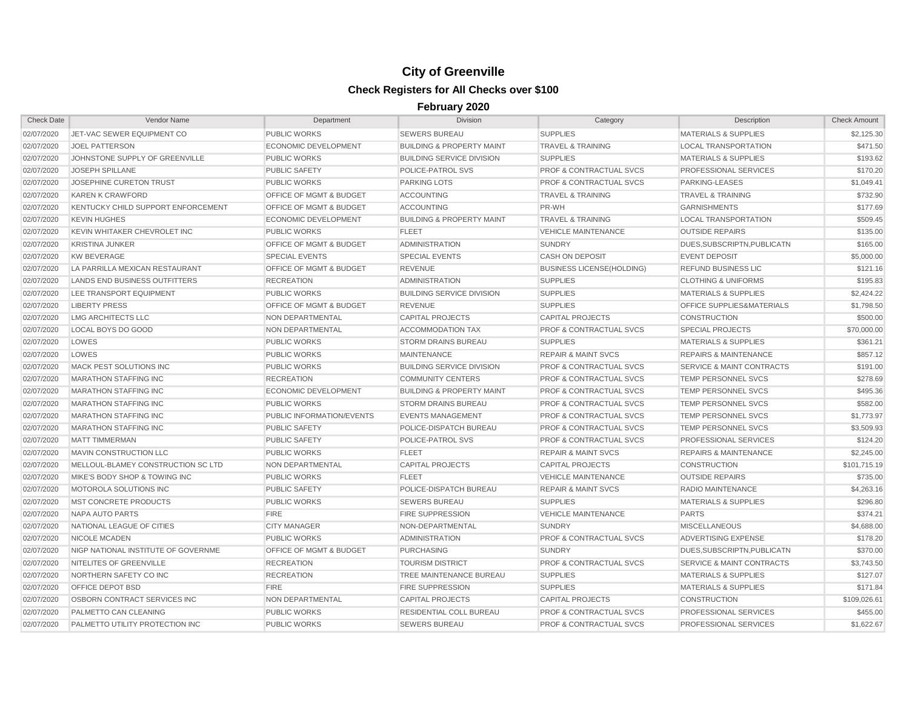# City of Greenville

## Check Registers for All Checks over $100

### February 2020

| Check Date | Vendor Name | Department | Division | Category | Description | Check Amount |
|---|---|---|---|---|---|---|
| 02/07/2020 | JET-VAC SEWER EQUIPMENT CO | PUBLIC WORKS | SEWERS BUREAU | SUPPLIES | MATERIALS & SUPPLIES | $2,125.30 |
| 02/07/2020 | JOEL PATTERSON | ECONOMIC DEVELOPMENT | BUILDING & PROPERTY MAINT | TRAVEL & TRAINING | LOCAL TRANSPORTATION | $471.50 |
| 02/07/2020 | JOHNSTONE SUPPLY OF GREENVILLE | PUBLIC WORKS | BUILDING SERVICE DIVISION | SUPPLIES | MATERIALS & SUPPLIES | $193.62 |
| 02/07/2020 | JOSEPH SPILLANE | PUBLIC SAFETY | POLICE-PATROL SVS | PROF & CONTRACTUAL SVCS | PROFESSIONAL SERVICES | $170.20 |
| 02/07/2020 | JOSEPHINE CURETON TRUST | PUBLIC WORKS | PARKING LOTS | PROF & CONTRACTUAL SVCS | PARKING-LEASES | $1,049.41 |
| 02/07/2020 | KAREN K CRAWFORD | OFFICE OF MGMT & BUDGET | ACCOUNTING | TRAVEL & TRAINING | TRAVEL & TRAINING | $732.90 |
| 02/07/2020 | KENTUCKY CHILD SUPPORT ENFORCEMENT | OFFICE OF MGMT & BUDGET | ACCOUNTING | PR-WH | GARNISHMENTS | $177.69 |
| 02/07/2020 | KEVIN HUGHES | ECONOMIC DEVELOPMENT | BUILDING & PROPERTY MAINT | TRAVEL & TRAINING | LOCAL TRANSPORTATION | $509.45 |
| 02/07/2020 | KEVIN WHITAKER CHEVROLET INC | PUBLIC WORKS | FLEET | VEHICLE MAINTENANCE | OUTSIDE REPAIRS | $135.00 |
| 02/07/2020 | KRISTINA JUNKER | OFFICE OF MGMT & BUDGET | ADMINISTRATION | SUNDRY | DUES,SUBSCRIPTN,PUBLICATN | $165.00 |
| 02/07/2020 | KW BEVERAGE | SPECIAL EVENTS | SPECIAL EVENTS | CASH ON DEPOSIT | EVENT DEPOSIT | $5,000.00 |
| 02/07/2020 | LA PARRILLA MEXICAN RESTAURANT | OFFICE OF MGMT & BUDGET | REVENUE | BUSINESS LICENSE(HOLDING) | REFUND BUSINESS LIC | $121.16 |
| 02/07/2020 | LANDS END BUSINESS OUTFITTERS | RECREATION | ADMINISTRATION | SUPPLIES | CLOTHING & UNIFORMS | $195.83 |
| 02/07/2020 | LEE TRANSPORT EQUIPMENT | PUBLIC WORKS | BUILDING SERVICE DIVISION | SUPPLIES | MATERIALS & SUPPLIES | $2,424.22 |
| 02/07/2020 | LIBERTY PRESS | OFFICE OF MGMT & BUDGET | REVENUE | SUPPLIES | OFFICE SUPPLIES&MATERIALS | $1,798.50 |
| 02/07/2020 | LMG ARCHITECTS LLC | NON DEPARTMENTAL | CAPITAL PROJECTS | CAPITAL PROJECTS | CONSTRUCTION | $500.00 |
| 02/07/2020 | LOCAL BOYS DO GOOD | NON DEPARTMENTAL | ACCOMMODATION TAX | PROF & CONTRACTUAL SVCS | SPECIAL PROJECTS | $70,000.00 |
| 02/07/2020 | LOWES | PUBLIC WORKS | STORM DRAINS BUREAU | SUPPLIES | MATERIALS & SUPPLIES | $361.21 |
| 02/07/2020 | LOWES | PUBLIC WORKS | MAINTENANCE | REPAIR & MAINT SVCS | REPAIRS & MAINTENANCE | $857.12 |
| 02/07/2020 | MACK PEST SOLUTIONS INC | PUBLIC WORKS | BUILDING SERVICE DIVISION | PROF & CONTRACTUAL SVCS | SERVICE & MAINT CONTRACTS | $191.00 |
| 02/07/2020 | MARATHON STAFFING INC | RECREATION | COMMUNITY CENTERS | PROF & CONTRACTUAL SVCS | TEMP PERSONNEL SVCS | $278.69 |
| 02/07/2020 | MARATHON STAFFING INC | ECONOMIC DEVELOPMENT | BUILDING & PROPERTY MAINT | PROF & CONTRACTUAL SVCS | TEMP PERSONNEL SVCS | $495.36 |
| 02/07/2020 | MARATHON STAFFING INC | PUBLIC WORKS | STORM DRAINS BUREAU | PROF & CONTRACTUAL SVCS | TEMP PERSONNEL SVCS | $582.00 |
| 02/07/2020 | MARATHON STAFFING INC | PUBLIC INFORMATION/EVENTS | EVENTS MANAGEMENT | PROF & CONTRACTUAL SVCS | TEMP PERSONNEL SVCS | $1,773.97 |
| 02/07/2020 | MARATHON STAFFING INC | PUBLIC SAFETY | POLICE-DISPATCH BUREAU | PROF & CONTRACTUAL SVCS | TEMP PERSONNEL SVCS | $3,509.93 |
| 02/07/2020 | MATT TIMMERMAN | PUBLIC SAFETY | POLICE-PATROL SVS | PROF & CONTRACTUAL SVCS | PROFESSIONAL SERVICES | $124.20 |
| 02/07/2020 | MAVIN CONSTRUCTION LLC | PUBLIC WORKS | FLEET | REPAIR & MAINT SVCS | REPAIRS & MAINTENANCE | $2,245.00 |
| 02/07/2020 | MELLOUL-BLAMEY CONSTRUCTION SC LTD | NON DEPARTMENTAL | CAPITAL PROJECTS | CAPITAL PROJECTS | CONSTRUCTION | $101,715.19 |
| 02/07/2020 | MIKE'S BODY SHOP & TOWING INC | PUBLIC WORKS | FLEET | VEHICLE MAINTENANCE | OUTSIDE REPAIRS | $735.00 |
| 02/07/2020 | MOTOROLA SOLUTIONS INC | PUBLIC SAFETY | POLICE-DISPATCH BUREAU | REPAIR & MAINT SVCS | RADIO MAINTENANCE | $4,263.16 |
| 02/07/2020 | MST CONCRETE PRODUCTS | PUBLIC WORKS | SEWERS BUREAU | SUPPLIES | MATERIALS & SUPPLIES | $296.80 |
| 02/07/2020 | NAPA AUTO PARTS | FIRE | FIRE SUPPRESSION | VEHICLE MAINTENANCE | PARTS | $374.21 |
| 02/07/2020 | NATIONAL LEAGUE OF CITIES | CITY MANAGER | NON-DEPARTMENTAL | SUNDRY | MISCELLANEOUS | $4,688.00 |
| 02/07/2020 | NICOLE MCADEN | PUBLIC WORKS | ADMINISTRATION | PROF & CONTRACTUAL SVCS | ADVERTISING EXPENSE | $178.20 |
| 02/07/2020 | NIGP NATIONAL INSTITUTE OF GOVERNME | OFFICE OF MGMT & BUDGET | PURCHASING | SUNDRY | DUES,SUBSCRIPTN,PUBLICATN | $370.00 |
| 02/07/2020 | NITELITES OF GREENVILLE | RECREATION | TOURISM DISTRICT | PROF & CONTRACTUAL SVCS | SERVICE & MAINT CONTRACTS | $3,743.50 |
| 02/07/2020 | NORTHERN SAFETY CO INC | RECREATION | TREE MAINTENANCE BUREAU | SUPPLIES | MATERIALS & SUPPLIES | $127.07 |
| 02/07/2020 | OFFICE DEPOT BSD | FIRE | FIRE SUPPRESSION | SUPPLIES | MATERIALS & SUPPLIES | $171.84 |
| 02/07/2020 | OSBORN CONTRACT SERVICES INC | NON DEPARTMENTAL | CAPITAL PROJECTS | CAPITAL PROJECTS | CONSTRUCTION | $109,026.61 |
| 02/07/2020 | PALMETTO CAN CLEANING | PUBLIC WORKS | RESIDENTIAL COLL BUREAU | PROF & CONTRACTUAL SVCS | PROFESSIONAL SERVICES | $455.00 |
| 02/07/2020 | PALMETTO UTILITY PROTECTION INC | PUBLIC WORKS | SEWERS BUREAU | PROF & CONTRACTUAL SVCS | PROFESSIONAL SERVICES | $1,622.67 |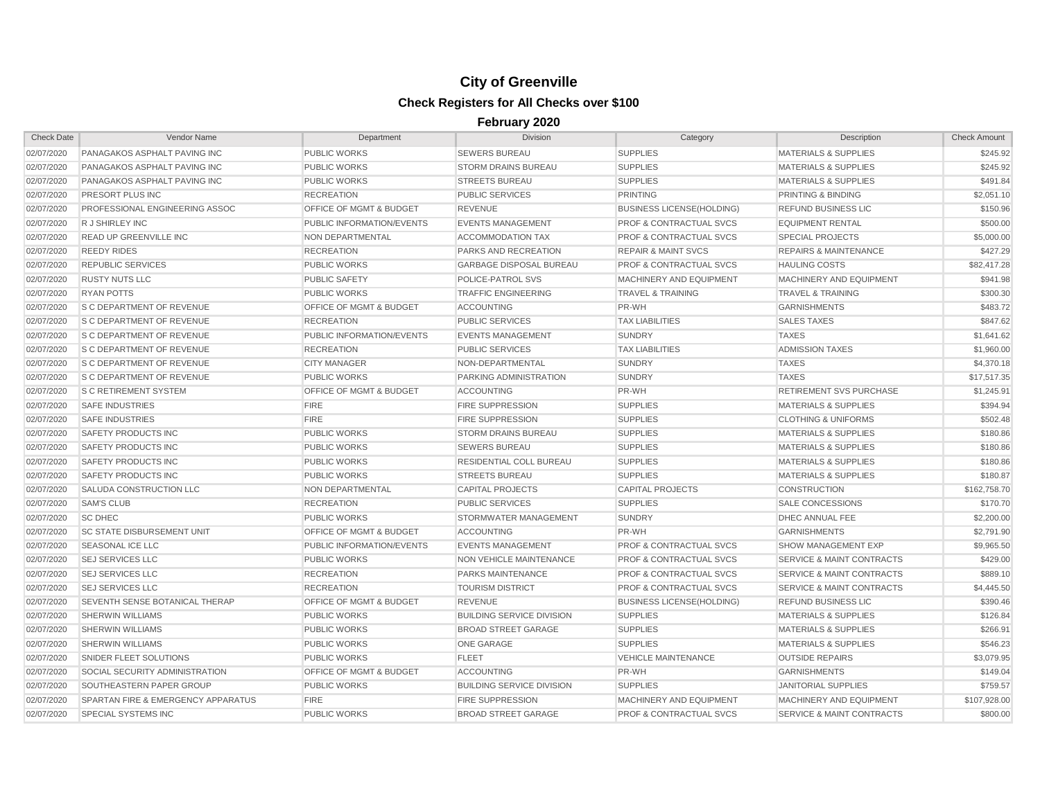# City of Greenville

## Check Registers for All Checks over $100

### February 2020

| Check Date | Vendor Name | Department | Division | Category | Description | Check Amount |
|---|---|---|---|---|---|---|
| 02/07/2020 | PANAGAKOS ASPHALT PAVING INC | PUBLIC WORKS | SEWERS BUREAU | SUPPLIES | MATERIALS & SUPPLIES | $245.92 |
| 02/07/2020 | PANAGAKOS ASPHALT PAVING INC | PUBLIC WORKS | STORM DRAINS BUREAU | SUPPLIES | MATERIALS & SUPPLIES | $245.92 |
| 02/07/2020 | PANAGAKOS ASPHALT PAVING INC | PUBLIC WORKS | STREETS BUREAU | SUPPLIES | MATERIALS & SUPPLIES | $491.84 |
| 02/07/2020 | PRESORT PLUS INC | RECREATION | PUBLIC SERVICES | PRINTING | PRINTING & BINDING | $2,051.10 |
| 02/07/2020 | PROFESSIONAL ENGINEERING ASSOC | OFFICE OF MGMT & BUDGET | REVENUE | BUSINESS LICENSE(HOLDING) | REFUND BUSINESS LIC | $150.96 |
| 02/07/2020 | R J SHIRLEY INC | PUBLIC INFORMATION/EVENTS | EVENTS MANAGEMENT | PROF & CONTRACTUAL SVCS | EQUIPMENT RENTAL | $500.00 |
| 02/07/2020 | READ UP GREENVILLE INC | NON DEPARTMENTAL | ACCOMMODATION TAX | PROF & CONTRACTUAL SVCS | SPECIAL PROJECTS | $5,000.00 |
| 02/07/2020 | REEDY RIDES | RECREATION | PARKS AND RECREATION | REPAIR & MAINT SVCS | REPAIRS & MAINTENANCE | $427.29 |
| 02/07/2020 | REPUBLIC SERVICES | PUBLIC WORKS | GARBAGE DISPOSAL BUREAU | PROF & CONTRACTUAL SVCS | HAULING COSTS | $82,417.28 |
| 02/07/2020 | RUSTY NUTS LLC | PUBLIC SAFETY | POLICE-PATROL SVS | MACHINERY AND EQUIPMENT | MACHINERY AND EQUIPMENT | $941.98 |
| 02/07/2020 | RYAN POTTS | PUBLIC WORKS | TRAFFIC ENGINEERING | TRAVEL & TRAINING | TRAVEL & TRAINING | $300.30 |
| 02/07/2020 | S C DEPARTMENT OF REVENUE | OFFICE OF MGMT & BUDGET | ACCOUNTING | PR-WH | GARNISHMENTS | $483.72 |
| 02/07/2020 | S C DEPARTMENT OF REVENUE | RECREATION | PUBLIC SERVICES | TAX LIABILITIES | SALES TAXES | $847.62 |
| 02/07/2020 | S C DEPARTMENT OF REVENUE | PUBLIC INFORMATION/EVENTS | EVENTS MANAGEMENT | SUNDRY | TAXES | $1,641.62 |
| 02/07/2020 | S C DEPARTMENT OF REVENUE | RECREATION | PUBLIC SERVICES | TAX LIABILITIES | ADMISSION TAXES | $1,960.00 |
| 02/07/2020 | S C DEPARTMENT OF REVENUE | CITY MANAGER | NON-DEPARTMENTAL | SUNDRY | TAXES | $4,370.18 |
| 02/07/2020 | S C DEPARTMENT OF REVENUE | PUBLIC WORKS | PARKING ADMINISTRATION | SUNDRY | TAXES | $17,517.35 |
| 02/07/2020 | S C RETIREMENT SYSTEM | OFFICE OF MGMT & BUDGET | ACCOUNTING | PR-WH | RETIREMENT SVS PURCHASE | $1,245.91 |
| 02/07/2020 | SAFE INDUSTRIES | FIRE | FIRE SUPPRESSION | SUPPLIES | MATERIALS & SUPPLIES | $394.94 |
| 02/07/2020 | SAFE INDUSTRIES | FIRE | FIRE SUPPRESSION | SUPPLIES | CLOTHING & UNIFORMS | $502.48 |
| 02/07/2020 | SAFETY PRODUCTS INC | PUBLIC WORKS | STORM DRAINS BUREAU | SUPPLIES | MATERIALS & SUPPLIES | $180.86 |
| 02/07/2020 | SAFETY PRODUCTS INC | PUBLIC WORKS | SEWERS BUREAU | SUPPLIES | MATERIALS & SUPPLIES | $180.86 |
| 02/07/2020 | SAFETY PRODUCTS INC | PUBLIC WORKS | RESIDENTIAL COLL BUREAU | SUPPLIES | MATERIALS & SUPPLIES | $180.86 |
| 02/07/2020 | SAFETY PRODUCTS INC | PUBLIC WORKS | STREETS BUREAU | SUPPLIES | MATERIALS & SUPPLIES | $180.87 |
| 02/07/2020 | SALUDA CONSTRUCTION LLC | NON DEPARTMENTAL | CAPITAL PROJECTS | CAPITAL PROJECTS | CONSTRUCTION | $162,758.70 |
| 02/07/2020 | SAM'S CLUB | RECREATION | PUBLIC SERVICES | SUPPLIES | SALE CONCESSIONS | $170.70 |
| 02/07/2020 | SC DHEC | PUBLIC WORKS | STORMWATER MANAGEMENT | SUNDRY | DHEC ANNUAL FEE | $2,200.00 |
| 02/07/2020 | SC STATE DISBURSEMENT UNIT | OFFICE OF MGMT & BUDGET | ACCOUNTING | PR-WH | GARNISHMENTS | $2,791.90 |
| 02/07/2020 | SEASONAL ICE LLC | PUBLIC INFORMATION/EVENTS | EVENTS MANAGEMENT | PROF & CONTRACTUAL SVCS | SHOW MANAGEMENT EXP | $9,965.50 |
| 02/07/2020 | SEJ SERVICES LLC | PUBLIC WORKS | NON VEHICLE MAINTENANCE | PROF & CONTRACTUAL SVCS | SERVICE & MAINT CONTRACTS | $429.00 |
| 02/07/2020 | SEJ SERVICES LLC | RECREATION | PARKS MAINTENANCE | PROF & CONTRACTUAL SVCS | SERVICE & MAINT CONTRACTS | $889.10 |
| 02/07/2020 | SEJ SERVICES LLC | RECREATION | TOURISM DISTRICT | PROF & CONTRACTUAL SVCS | SERVICE & MAINT CONTRACTS | $4,445.50 |
| 02/07/2020 | SEVENTH SENSE BOTANICAL THERAP | OFFICE OF MGMT & BUDGET | REVENUE | BUSINESS LICENSE(HOLDING) | REFUND BUSINESS LIC | $390.46 |
| 02/07/2020 | SHERWIN WILLIAMS | PUBLIC WORKS | BUILDING SERVICE DIVISION | SUPPLIES | MATERIALS & SUPPLIES | $126.84 |
| 02/07/2020 | SHERWIN WILLIAMS | PUBLIC WORKS | BROAD STREET GARAGE | SUPPLIES | MATERIALS & SUPPLIES | $266.91 |
| 02/07/2020 | SHERWIN WILLIAMS | PUBLIC WORKS | ONE GARAGE | SUPPLIES | MATERIALS & SUPPLIES | $546.23 |
| 02/07/2020 | SNIDER FLEET SOLUTIONS | PUBLIC WORKS | FLEET | VEHICLE MAINTENANCE | OUTSIDE REPAIRS | $3,079.95 |
| 02/07/2020 | SOCIAL SECURITY ADMINISTRATION | OFFICE OF MGMT & BUDGET | ACCOUNTING | PR-WH | GARNISHMENTS | $149.04 |
| 02/07/2020 | SOUTHEASTERN PAPER GROUP | PUBLIC WORKS | BUILDING SERVICE DIVISION | SUPPLIES | JANITORIAL SUPPLIES | $759.57 |
| 02/07/2020 | SPARTAN FIRE & EMERGENCY APPARATUS | FIRE | FIRE SUPPRESSION | MACHINERY AND EQUIPMENT | MACHINERY AND EQUIPMENT | $107,928.00 |
| 02/07/2020 | SPECIAL SYSTEMS INC | PUBLIC WORKS | BROAD STREET GARAGE | PROF & CONTRACTUAL SVCS | SERVICE & MAINT CONTRACTS | $800.00 |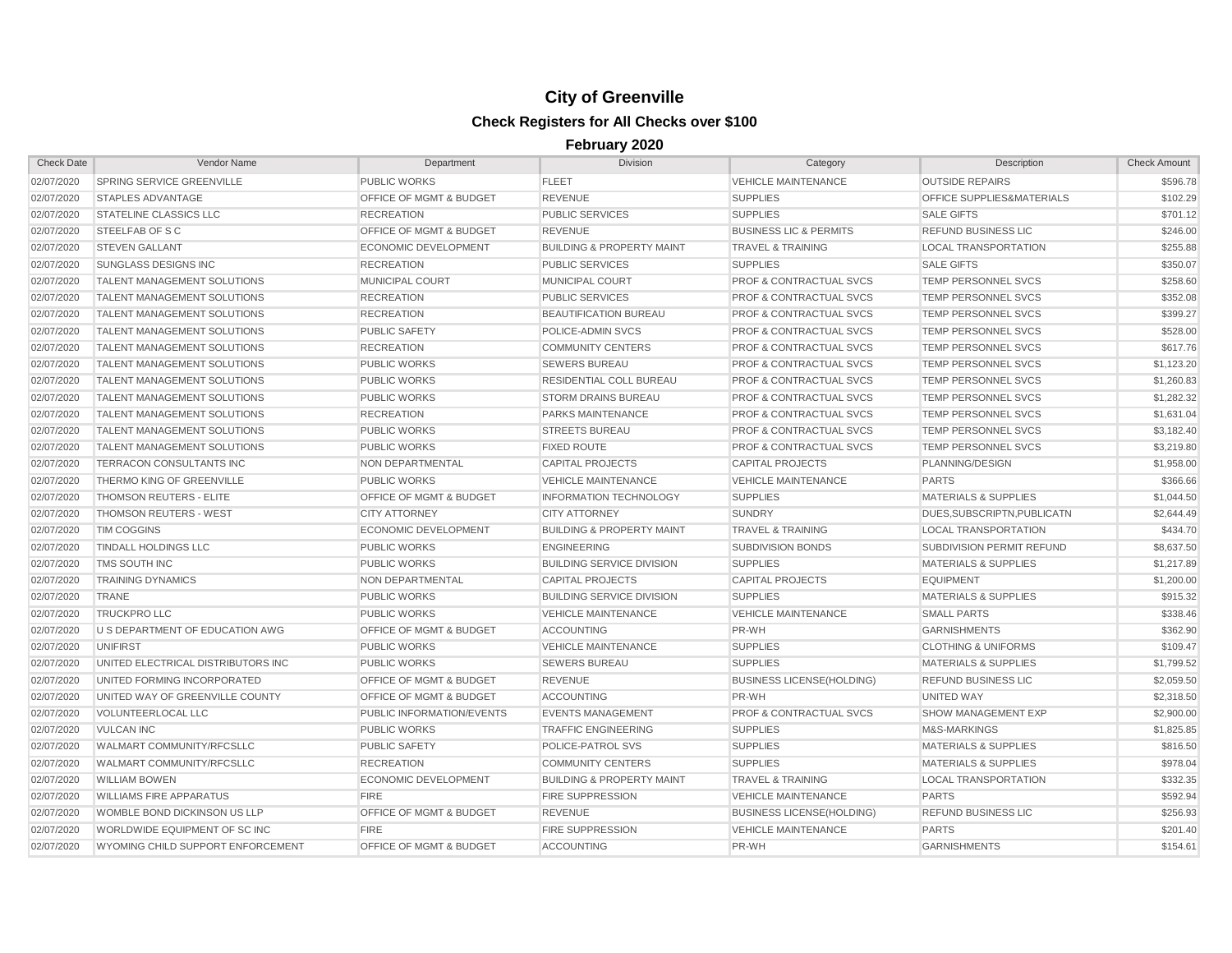# City of Greenville

## Check Registers for All Checks over $100

### February 2020

| Check Date | Vendor Name | Department | Division | Category | Description | Check Amount |
|---|---|---|---|---|---|---|
| 02/07/2020 | SPRING SERVICE GREENVILLE | PUBLIC WORKS | FLEET | VEHICLE MAINTENANCE | OUTSIDE REPAIRS | $596.78 |
| 02/07/2020 | STAPLES ADVANTAGE | OFFICE OF MGMT & BUDGET | REVENUE | SUPPLIES | OFFICE SUPPLIES&MATERIALS | $102.29 |
| 02/07/2020 | STATELINE CLASSICS LLC | RECREATION | PUBLIC SERVICES | SUPPLIES | SALE GIFTS | $701.12 |
| 02/07/2020 | STEELFAB OF S C | OFFICE OF MGMT & BUDGET | REVENUE | BUSINESS LIC & PERMITS | REFUND BUSINESS LIC | $246.00 |
| 02/07/2020 | STEVEN GALLANT | ECONOMIC DEVELOPMENT | BUILDING & PROPERTY MAINT | TRAVEL & TRAINING | LOCAL TRANSPORTATION | $255.88 |
| 02/07/2020 | SUNGLASS DESIGNS INC | RECREATION | PUBLIC SERVICES | SUPPLIES | SALE GIFTS | $350.07 |
| 02/07/2020 | TALENT MANAGEMENT SOLUTIONS | MUNICIPAL COURT | MUNICIPAL COURT | PROF & CONTRACTUAL SVCS | TEMP PERSONNEL SVCS | $258.60 |
| 02/07/2020 | TALENT MANAGEMENT SOLUTIONS | RECREATION | PUBLIC SERVICES | PROF & CONTRACTUAL SVCS | TEMP PERSONNEL SVCS | $352.08 |
| 02/07/2020 | TALENT MANAGEMENT SOLUTIONS | RECREATION | BEAUTIFICATION BUREAU | PROF & CONTRACTUAL SVCS | TEMP PERSONNEL SVCS | $399.27 |
| 02/07/2020 | TALENT MANAGEMENT SOLUTIONS | PUBLIC SAFETY | POLICE-ADMIN SVCS | PROF & CONTRACTUAL SVCS | TEMP PERSONNEL SVCS | $528.00 |
| 02/07/2020 | TALENT MANAGEMENT SOLUTIONS | RECREATION | COMMUNITY CENTERS | PROF & CONTRACTUAL SVCS | TEMP PERSONNEL SVCS | $617.76 |
| 02/07/2020 | TALENT MANAGEMENT SOLUTIONS | PUBLIC WORKS | SEWERS BUREAU | PROF & CONTRACTUAL SVCS | TEMP PERSONNEL SVCS | $1,123.20 |
| 02/07/2020 | TALENT MANAGEMENT SOLUTIONS | PUBLIC WORKS | RESIDENTIAL COLL BUREAU | PROF & CONTRACTUAL SVCS | TEMP PERSONNEL SVCS | $1,260.83 |
| 02/07/2020 | TALENT MANAGEMENT SOLUTIONS | PUBLIC WORKS | STORM DRAINS BUREAU | PROF & CONTRACTUAL SVCS | TEMP PERSONNEL SVCS | $1,282.32 |
| 02/07/2020 | TALENT MANAGEMENT SOLUTIONS | RECREATION | PARKS MAINTENANCE | PROF & CONTRACTUAL SVCS | TEMP PERSONNEL SVCS | $1,631.04 |
| 02/07/2020 | TALENT MANAGEMENT SOLUTIONS | PUBLIC WORKS | STREETS BUREAU | PROF & CONTRACTUAL SVCS | TEMP PERSONNEL SVCS | $3,182.40 |
| 02/07/2020 | TALENT MANAGEMENT SOLUTIONS | PUBLIC WORKS | FIXED ROUTE | PROF & CONTRACTUAL SVCS | TEMP PERSONNEL SVCS | $3,219.80 |
| 02/07/2020 | TERRACON CONSULTANTS INC | NON DEPARTMENTAL | CAPITAL PROJECTS | CAPITAL PROJECTS | PLANNING/DESIGN | $1,958.00 |
| 02/07/2020 | THERMO KING OF GREENVILLE | PUBLIC WORKS | VEHICLE MAINTENANCE | VEHICLE MAINTENANCE | PARTS | $366.66 |
| 02/07/2020 | THOMSON REUTERS - ELITE | OFFICE OF MGMT & BUDGET | INFORMATION TECHNOLOGY | SUPPLIES | MATERIALS & SUPPLIES | $1,044.50 |
| 02/07/2020 | THOMSON REUTERS - WEST | CITY ATTORNEY | CITY ATTORNEY | SUNDRY | DUES,SUBSCRIPTN,PUBLICATN | $2,644.49 |
| 02/07/2020 | TIM COGGINS | ECONOMIC DEVELOPMENT | BUILDING & PROPERTY MAINT | TRAVEL & TRAINING | LOCAL TRANSPORTATION | $434.70 |
| 02/07/2020 | TINDALL HOLDINGS LLC | PUBLIC WORKS | ENGINEERING | SUBDIVISION BONDS | SUBDIVISION PERMIT REFUND | $8,637.50 |
| 02/07/2020 | TMS SOUTH INC | PUBLIC WORKS | BUILDING SERVICE DIVISION | SUPPLIES | MATERIALS & SUPPLIES | $1,217.89 |
| 02/07/2020 | TRAINING DYNAMICS | NON DEPARTMENTAL | CAPITAL PROJECTS | CAPITAL PROJECTS | EQUIPMENT | $1,200.00 |
| 02/07/2020 | TRANE | PUBLIC WORKS | BUILDING SERVICE DIVISION | SUPPLIES | MATERIALS & SUPPLIES | $915.32 |
| 02/07/2020 | TRUCKPRO LLC | PUBLIC WORKS | VEHICLE MAINTENANCE | VEHICLE MAINTENANCE | SMALL PARTS | $338.46 |
| 02/07/2020 | U S DEPARTMENT OF EDUCATION AWG | OFFICE OF MGMT & BUDGET | ACCOUNTING | PR-WH | GARNISHMENTS | $362.90 |
| 02/07/2020 | UNIFIRST | PUBLIC WORKS | VEHICLE MAINTENANCE | SUPPLIES | CLOTHING & UNIFORMS | $109.47 |
| 02/07/2020 | UNITED ELECTRICAL DISTRIBUTORS INC | PUBLIC WORKS | SEWERS BUREAU | SUPPLIES | MATERIALS & SUPPLIES | $1,799.52 |
| 02/07/2020 | UNITED FORMING INCORPORATED | OFFICE OF MGMT & BUDGET | REVENUE | BUSINESS LICENSE(HOLDING) | REFUND BUSINESS LIC | $2,059.50 |
| 02/07/2020 | UNITED WAY OF GREENVILLE COUNTY | OFFICE OF MGMT & BUDGET | ACCOUNTING | PR-WH | UNITED WAY | $2,318.50 |
| 02/07/2020 | VOLUNTEERLOCAL LLC | PUBLIC INFORMATION/EVENTS | EVENTS MANAGEMENT | PROF & CONTRACTUAL SVCS | SHOW MANAGEMENT EXP | $2,900.00 |
| 02/07/2020 | VULCAN INC | PUBLIC WORKS | TRAFFIC ENGINEERING | SUPPLIES | M&S-MARKINGS | $1,825.85 |
| 02/07/2020 | WALMART COMMUNITY/RFCSLLC | PUBLIC SAFETY | POLICE-PATROL SVS | SUPPLIES | MATERIALS & SUPPLIES | $816.50 |
| 02/07/2020 | WALMART COMMUNITY/RFCSLLC | RECREATION | COMMUNITY CENTERS | SUPPLIES | MATERIALS & SUPPLIES | $978.04 |
| 02/07/2020 | WILLIAM BOWEN | ECONOMIC DEVELOPMENT | BUILDING & PROPERTY MAINT | TRAVEL & TRAINING | LOCAL TRANSPORTATION | $332.35 |
| 02/07/2020 | WILLIAMS FIRE APPARATUS | FIRE | FIRE SUPPRESSION | VEHICLE MAINTENANCE | PARTS | $592.94 |
| 02/07/2020 | WOMBLE BOND DICKINSON US LLP | OFFICE OF MGMT & BUDGET | REVENUE | BUSINESS LICENSE(HOLDING) | REFUND BUSINESS LIC | $256.93 |
| 02/07/2020 | WORLDWIDE EQUIPMENT OF SC INC | FIRE | FIRE SUPPRESSION | VEHICLE MAINTENANCE | PARTS | $201.40 |
| 02/07/2020 | WYOMING CHILD SUPPORT ENFORCEMENT | OFFICE OF MGMT & BUDGET | ACCOUNTING | PR-WH | GARNISHMENTS | $154.61 |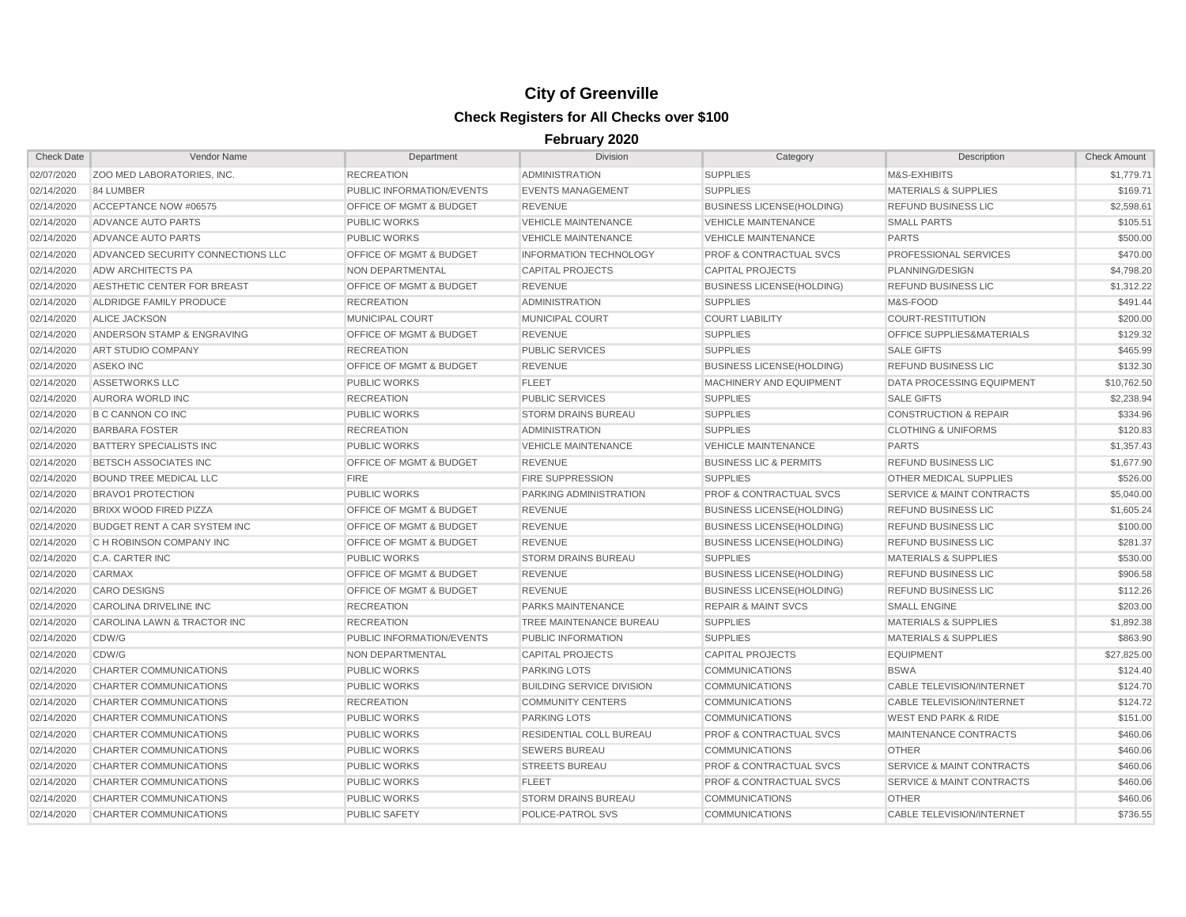# City of Greenville

## Check Registers for All Checks over $100

### February 2020

| Check Date | Vendor Name | Department | Division | Category | Description | Check Amount |
|---|---|---|---|---|---|---|
| 02/07/2020 | ZOO MED LABORATORIES, INC. | RECREATION | ADMINISTRATION | SUPPLIES | M&S-EXHIBITS | $1,779.71 |
| 02/14/2020 | 84 LUMBER | PUBLIC INFORMATION/EVENTS | EVENTS MANAGEMENT | SUPPLIES | MATERIALS & SUPPLIES | $169.71 |
| 02/14/2020 | ACCEPTANCE NOW #06575 | OFFICE OF MGMT & BUDGET | REVENUE | BUSINESS LICENSE(HOLDING) | REFUND BUSINESS LIC | $2,598.61 |
| 02/14/2020 | ADVANCE AUTO PARTS | PUBLIC WORKS | VEHICLE MAINTENANCE | VEHICLE MAINTENANCE | SMALL PARTS | $105.51 |
| 02/14/2020 | ADVANCE AUTO PARTS | PUBLIC WORKS | VEHICLE MAINTENANCE | VEHICLE MAINTENANCE | PARTS | $500.00 |
| 02/14/2020 | ADVANCED SECURITY CONNECTIONS LLC | OFFICE OF MGMT & BUDGET | INFORMATION TECHNOLOGY | PROF & CONTRACTUAL SVCS | PROFESSIONAL SERVICES | $470.00 |
| 02/14/2020 | ADW ARCHITECTS PA | NON DEPARTMENTAL | CAPITAL PROJECTS | CAPITAL PROJECTS | PLANNING/DESIGN | $4,798.20 |
| 02/14/2020 | AESTHETIC CENTER FOR BREAST | OFFICE OF MGMT & BUDGET | REVENUE | BUSINESS LICENSE(HOLDING) | REFUND BUSINESS LIC | $1,312.22 |
| 02/14/2020 | ALDRIDGE FAMILY PRODUCE | RECREATION | ADMINISTRATION | SUPPLIES | M&S-FOOD | $491.44 |
| 02/14/2020 | ALICE JACKSON | MUNICIPAL COURT | MUNICIPAL COURT | COURT LIABILITY | COURT-RESTITUTION | $200.00 |
| 02/14/2020 | ANDERSON STAMP & ENGRAVING | OFFICE OF MGMT & BUDGET | REVENUE | SUPPLIES | OFFICE SUPPLIES&MATERIALS | $129.32 |
| 02/14/2020 | ART STUDIO COMPANY | RECREATION | PUBLIC SERVICES | SUPPLIES | SALE GIFTS | $465.99 |
| 02/14/2020 | ASEKO INC | OFFICE OF MGMT & BUDGET | REVENUE | BUSINESS LICENSE(HOLDING) | REFUND BUSINESS LIC | $132.30 |
| 02/14/2020 | ASSETWORKS LLC | PUBLIC WORKS | FLEET | MACHINERY AND EQUIPMENT | DATA PROCESSING EQUIPMENT | $10,762.50 |
| 02/14/2020 | AURORA WORLD INC | RECREATION | PUBLIC SERVICES | SUPPLIES | SALE GIFTS | $2,238.94 |
| 02/14/2020 | B C CANNON CO INC | PUBLIC WORKS | STORM DRAINS BUREAU | SUPPLIES | CONSTRUCTION & REPAIR | $334.96 |
| 02/14/2020 | BARBARA FOSTER | RECREATION | ADMINISTRATION | SUPPLIES | CLOTHING & UNIFORMS | $120.83 |
| 02/14/2020 | BATTERY SPECIALISTS INC | PUBLIC WORKS | VEHICLE MAINTENANCE | VEHICLE MAINTENANCE | PARTS | $1,357.43 |
| 02/14/2020 | BETSCH ASSOCIATES INC | OFFICE OF MGMT & BUDGET | REVENUE | BUSINESS LIC & PERMITS | REFUND BUSINESS LIC | $1,677.90 |
| 02/14/2020 | BOUND TREE MEDICAL LLC | FIRE | FIRE SUPPRESSION | SUPPLIES | OTHER MEDICAL SUPPLIES | $526.00 |
| 02/14/2020 | BRAVO1 PROTECTION | PUBLIC WORKS | PARKING ADMINISTRATION | PROF & CONTRACTUAL SVCS | SERVICE & MAINT CONTRACTS | $5,040.00 |
| 02/14/2020 | BRIXX WOOD FIRED PIZZA | OFFICE OF MGMT & BUDGET | REVENUE | BUSINESS LICENSE(HOLDING) | REFUND BUSINESS LIC | $1,605.24 |
| 02/14/2020 | BUDGET RENT A CAR SYSTEM INC | OFFICE OF MGMT & BUDGET | REVENUE | BUSINESS LICENSE(HOLDING) | REFUND BUSINESS LIC | $100.00 |
| 02/14/2020 | C H ROBINSON COMPANY INC | OFFICE OF MGMT & BUDGET | REVENUE | BUSINESS LICENSE(HOLDING) | REFUND BUSINESS LIC | $281.37 |
| 02/14/2020 | C.A. CARTER INC | PUBLIC WORKS | STORM DRAINS BUREAU | SUPPLIES | MATERIALS & SUPPLIES | $530.00 |
| 02/14/2020 | CARMAX | OFFICE OF MGMT & BUDGET | REVENUE | BUSINESS LICENSE(HOLDING) | REFUND BUSINESS LIC | $906.58 |
| 02/14/2020 | CARO DESIGNS | OFFICE OF MGMT & BUDGET | REVENUE | BUSINESS LICENSE(HOLDING) | REFUND BUSINESS LIC | $112.26 |
| 02/14/2020 | CAROLINA DRIVELINE INC | RECREATION | PARKS MAINTENANCE | REPAIR & MAINT SVCS | SMALL ENGINE | $203.00 |
| 02/14/2020 | CAROLINA LAWN & TRACTOR INC | RECREATION | TREE MAINTENANCE BUREAU | SUPPLIES | MATERIALS & SUPPLIES | $1,892.38 |
| 02/14/2020 | CDW/G | PUBLIC INFORMATION/EVENTS | PUBLIC INFORMATION | SUPPLIES | MATERIALS & SUPPLIES | $863.90 |
| 02/14/2020 | CDW/G | NON DEPARTMENTAL | CAPITAL PROJECTS | CAPITAL PROJECTS | EQUIPMENT | $27,825.00 |
| 02/14/2020 | CHARTER COMMUNICATIONS | PUBLIC WORKS | PARKING LOTS | COMMUNICATIONS | BSWA | $124.40 |
| 02/14/2020 | CHARTER COMMUNICATIONS | PUBLIC WORKS | BUILDING SERVICE DIVISION | COMMUNICATIONS | CABLE TELEVISION/INTERNET | $124.70 |
| 02/14/2020 | CHARTER COMMUNICATIONS | RECREATION | COMMUNITY CENTERS | COMMUNICATIONS | CABLE TELEVISION/INTERNET | $124.72 |
| 02/14/2020 | CHARTER COMMUNICATIONS | PUBLIC WORKS | PARKING LOTS | COMMUNICATIONS | WEST END PARK & RIDE | $151.00 |
| 02/14/2020 | CHARTER COMMUNICATIONS | PUBLIC WORKS | RESIDENTIAL COLL BUREAU | PROF & CONTRACTUAL SVCS | MAINTENANCE CONTRACTS | $460.06 |
| 02/14/2020 | CHARTER COMMUNICATIONS | PUBLIC WORKS | SEWERS BUREAU | COMMUNICATIONS | OTHER | $460.06 |
| 02/14/2020 | CHARTER COMMUNICATIONS | PUBLIC WORKS | STREETS BUREAU | PROF & CONTRACTUAL SVCS | SERVICE & MAINT CONTRACTS | $460.06 |
| 02/14/2020 | CHARTER COMMUNICATIONS | PUBLIC WORKS | FLEET | PROF & CONTRACTUAL SVCS | SERVICE & MAINT CONTRACTS | $460.06 |
| 02/14/2020 | CHARTER COMMUNICATIONS | PUBLIC WORKS | STORM DRAINS BUREAU | COMMUNICATIONS | OTHER | $460.06 |
| 02/14/2020 | CHARTER COMMUNICATIONS | PUBLIC SAFETY | POLICE-PATROL SVS | COMMUNICATIONS | CABLE TELEVISION/INTERNET | $736.55 |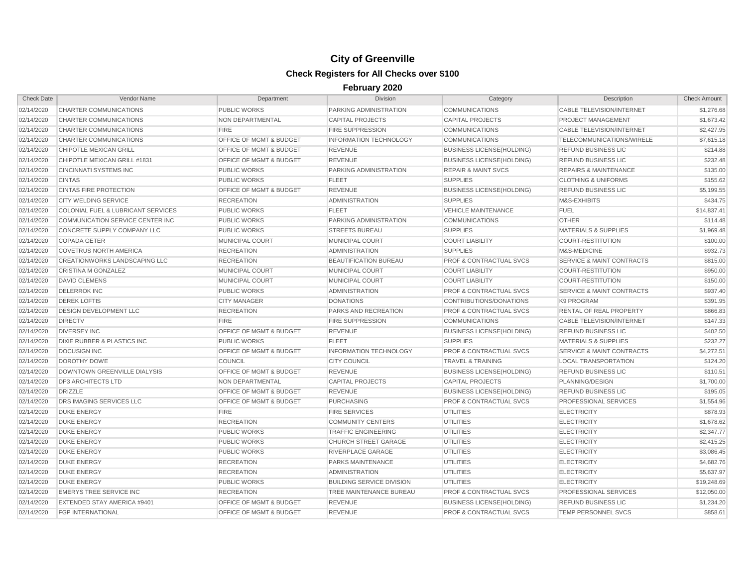# City of Greenville

## Check Registers for All Checks over $100

### February 2020

| Check Date | Vendor Name | Department | Division | Category | Description | Check Amount |
|---|---|---|---|---|---|---|
| 02/14/2020 | CHARTER COMMUNICATIONS | PUBLIC WORKS | PARKING ADMINISTRATION | COMMUNICATIONS | CABLE TELEVISION/INTERNET | $1,276.68 |
| 02/14/2020 | CHARTER COMMUNICATIONS | NON DEPARTMENTAL | CAPITAL PROJECTS | CAPITAL PROJECTS | PROJECT MANAGEMENT | $1,673.42 |
| 02/14/2020 | CHARTER COMMUNICATIONS | FIRE | FIRE SUPPRESSION | COMMUNICATIONS | CABLE TELEVISION/INTERNET | $2,427.95 |
| 02/14/2020 | CHARTER COMMUNICATIONS | OFFICE OF MGMT & BUDGET | INFORMATION TECHNOLOGY | COMMUNICATIONS | TELECOMMUNICATIONS/WIRELE | $7,615.18 |
| 02/14/2020 | CHIPOTLE MEXICAN GRILL | OFFICE OF MGMT & BUDGET | REVENUE | BUSINESS LICENSE(HOLDING) | REFUND BUSINESS LIC | $214.88 |
| 02/14/2020 | CHIPOTLE MEXICAN GRILL #1831 | OFFICE OF MGMT & BUDGET | REVENUE | BUSINESS LICENSE(HOLDING) | REFUND BUSINESS LIC | $232.48 |
| 02/14/2020 | CINCINNATI SYSTEMS INC | PUBLIC WORKS | PARKING ADMINISTRATION | REPAIR & MAINT SVCS | REPAIRS & MAINTENANCE | $135.00 |
| 02/14/2020 | CINTAS | PUBLIC WORKS | FLEET | SUPPLIES | CLOTHING & UNIFORMS | $155.62 |
| 02/14/2020 | CINTAS FIRE PROTECTION | OFFICE OF MGMT & BUDGET | REVENUE | BUSINESS LICENSE(HOLDING) | REFUND BUSINESS LIC | $5,199.55 |
| 02/14/2020 | CITY WELDING SERVICE | RECREATION | ADMINISTRATION | SUPPLIES | M&S-EXHIBITS | $434.75 |
| 02/14/2020 | COLONIAL FUEL & LUBRICANT SERVICES | PUBLIC WORKS | FLEET | VEHICLE MAINTENANCE | FUEL | $14,837.41 |
| 02/14/2020 | COMMUNICATION SERVICE CENTER INC | PUBLIC WORKS | PARKING ADMINISTRATION | COMMUNICATIONS | OTHER | $114.48 |
| 02/14/2020 | CONCRETE SUPPLY COMPANY LLC | PUBLIC WORKS | STREETS BUREAU | SUPPLIES | MATERIALS & SUPPLIES | $1,969.48 |
| 02/14/2020 | COPADA GETER | MUNICIPAL COURT | MUNICIPAL COURT | COURT LIABILITY | COURT-RESTITUTION | $100.00 |
| 02/14/2020 | COVETRUS NORTH AMERICA | RECREATION | ADMINISTRATION | SUPPLIES | M&S-MEDICINE | $932.73 |
| 02/14/2020 | CREATIONWORKS LANDSCAPING LLC | RECREATION | BEAUTIFICATION BUREAU | PROF & CONTRACTUAL SVCS | SERVICE & MAINT CONTRACTS | $815.00 |
| 02/14/2020 | CRISTINA M GONZALEZ | MUNICIPAL COURT | MUNICIPAL COURT | COURT LIABILITY | COURT-RESTITUTION | $950.00 |
| 02/14/2020 | DAVID CLEMENS | MUNICIPAL COURT | MUNICIPAL COURT | COURT LIABILITY | COURT-RESTITUTION | $150.00 |
| 02/14/2020 | DELERROK INC | PUBLIC WORKS | ADMINISTRATION | PROF & CONTRACTUAL SVCS | SERVICE & MAINT CONTRACTS | $937.40 |
| 02/14/2020 | DEREK LOFTIS | CITY MANAGER | DONATIONS | CONTRIBUTIONS/DONATIONS | K9 PROGRAM | $391.95 |
| 02/14/2020 | DESIGN DEVELOPMENT LLC | RECREATION | PARKS AND RECREATION | PROF & CONTRACTUAL SVCS | RENTAL OF REAL PROPERTY | $866.83 |
| 02/14/2020 | DIRECTV | FIRE | FIRE SUPPRESSION | COMMUNICATIONS | CABLE TELEVISION/INTERNET | $147.33 |
| 02/14/2020 | DIVERSEY INC | OFFICE OF MGMT & BUDGET | REVENUE | BUSINESS LICENSE(HOLDING) | REFUND BUSINESS LIC | $402.50 |
| 02/14/2020 | DIXIE RUBBER & PLASTICS INC | PUBLIC WORKS | FLEET | SUPPLIES | MATERIALS & SUPPLIES | $232.27 |
| 02/14/2020 | DOCUSIGN INC | OFFICE OF MGMT & BUDGET | INFORMATION TECHNOLOGY | PROF & CONTRACTUAL SVCS | SERVICE & MAINT CONTRACTS | $4,272.51 |
| 02/14/2020 | DOROTHY DOWE | COUNCIL | CITY COUNCIL | TRAVEL & TRAINING | LOCAL TRANSPORTATION | $124.20 |
| 02/14/2020 | DOWNTOWN GREENVILLE DIALYSIS | OFFICE OF MGMT & BUDGET | REVENUE | BUSINESS LICENSE(HOLDING) | REFUND BUSINESS LIC | $110.51 |
| 02/14/2020 | DP3 ARCHITECTS LTD | NON DEPARTMENTAL | CAPITAL PROJECTS | CAPITAL PROJECTS | PLANNING/DESIGN | $1,700.00 |
| 02/14/2020 | DRIZZLE | OFFICE OF MGMT & BUDGET | REVENUE | BUSINESS LICENSE(HOLDING) | REFUND BUSINESS LIC | $195.05 |
| 02/14/2020 | DRS IMAGING SERVICES LLC | OFFICE OF MGMT & BUDGET | PURCHASING | PROF & CONTRACTUAL SVCS | PROFESSIONAL SERVICES | $1,554.96 |
| 02/14/2020 | DUKE ENERGY | FIRE | FIRE SERVICES | UTILITIES | ELECTRICITY | $878.93 |
| 02/14/2020 | DUKE ENERGY | RECREATION | COMMUNITY CENTERS | UTILITIES | ELECTRICITY | $1,678.62 |
| 02/14/2020 | DUKE ENERGY | PUBLIC WORKS | TRAFFIC ENGINEERING | UTILITIES | ELECTRICITY | $2,347.77 |
| 02/14/2020 | DUKE ENERGY | PUBLIC WORKS | CHURCH STREET GARAGE | UTILITIES | ELECTRICITY | $2,415.25 |
| 02/14/2020 | DUKE ENERGY | PUBLIC WORKS | RIVERPLACE GARAGE | UTILITIES | ELECTRICITY | $3,086.45 |
| 02/14/2020 | DUKE ENERGY | RECREATION | PARKS MAINTENANCE | UTILITIES | ELECTRICITY | $4,682.76 |
| 02/14/2020 | DUKE ENERGY | RECREATION | ADMINISTRATION | UTILITIES | ELECTRICITY | $5,637.97 |
| 02/14/2020 | DUKE ENERGY | PUBLIC WORKS | BUILDING SERVICE DIVISION | UTILITIES | ELECTRICITY | $19,248.69 |
| 02/14/2020 | EMERYS TREE SERVICE INC | RECREATION | TREE MAINTENANCE BUREAU | PROF & CONTRACTUAL SVCS | PROFESSIONAL SERVICES | $12,050.00 |
| 02/14/2020 | EXTENDED STAY AMERICA #9401 | OFFICE OF MGMT & BUDGET | REVENUE | BUSINESS LICENSE(HOLDING) | REFUND BUSINESS LIC | $1,234.20 |
| 02/14/2020 | FGP INTERNATIONAL | OFFICE OF MGMT & BUDGET | REVENUE | PROF & CONTRACTUAL SVCS | TEMP PERSONNEL SVCS | $858.61 |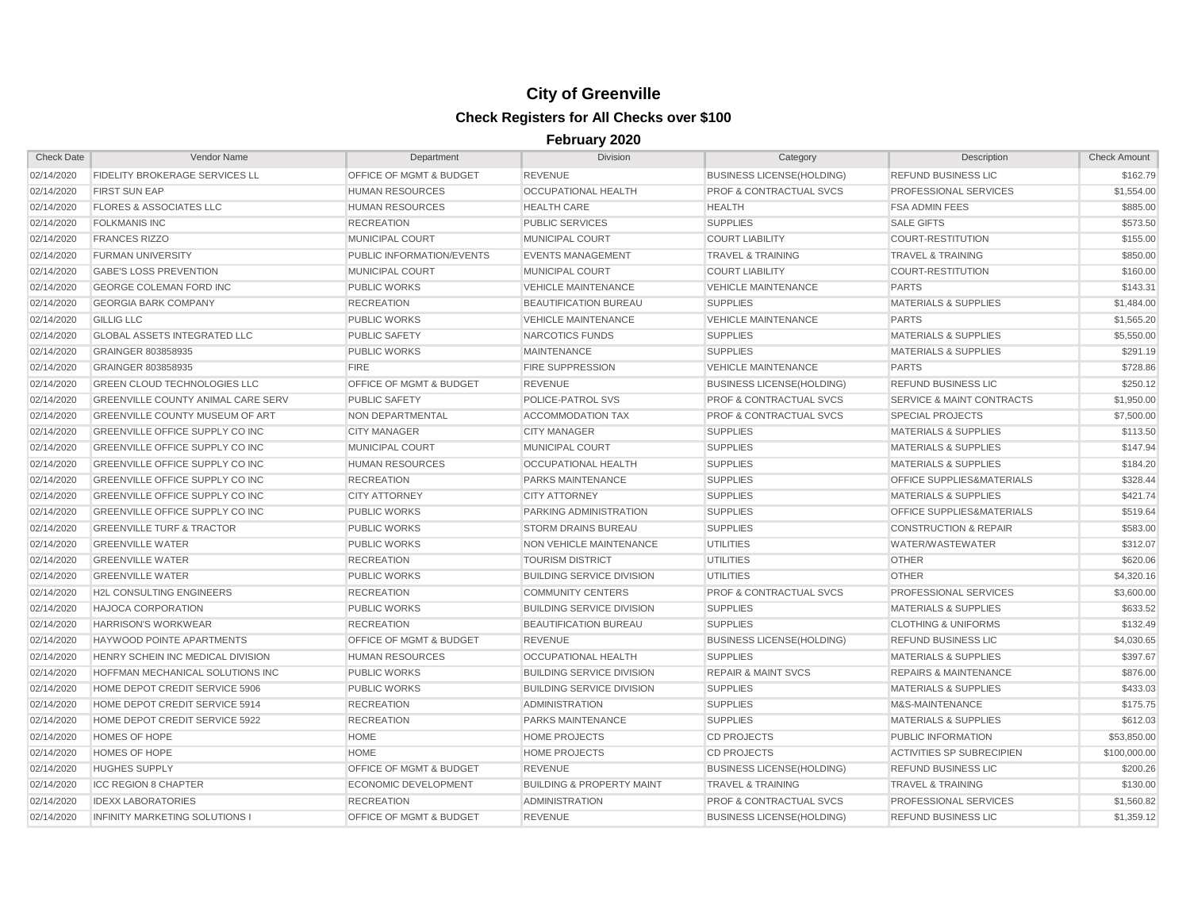# City of Greenville

## Check Registers for All Checks over $100

### February 2020

| Check Date | Vendor Name | Department | Division | Category | Description | Check Amount |
|---|---|---|---|---|---|---|
| 02/14/2020 | FIDELITY BROKERAGE SERVICES LL | OFFICE OF MGMT & BUDGET | REVENUE | BUSINESS LICENSE(HOLDING) | REFUND BUSINESS LIC | $162.79 |
| 02/14/2020 | FIRST SUN EAP | HUMAN RESOURCES | OCCUPATIONAL HEALTH | PROF & CONTRACTUAL SVCS | PROFESSIONAL SERVICES | $1,554.00 |
| 02/14/2020 | FLORES & ASSOCIATES LLC | HUMAN RESOURCES | HEALTH CARE | HEALTH | FSA ADMIN FEES | $885.00 |
| 02/14/2020 | FOLKMANIS INC | RECREATION | PUBLIC SERVICES | SUPPLIES | SALE GIFTS | $573.50 |
| 02/14/2020 | FRANCES RIZZO | MUNICIPAL COURT | MUNICIPAL COURT | COURT LIABILITY | COURT-RESTITUTION | $155.00 |
| 02/14/2020 | FURMAN UNIVERSITY | PUBLIC INFORMATION/EVENTS | EVENTS MANAGEMENT | TRAVEL & TRAINING | TRAVEL & TRAINING | $850.00 |
| 02/14/2020 | GABE'S LOSS PREVENTION | MUNICIPAL COURT | MUNICIPAL COURT | COURT LIABILITY | COURT-RESTITUTION | $160.00 |
| 02/14/2020 | GEORGE COLEMAN FORD INC | PUBLIC WORKS | VEHICLE MAINTENANCE | VEHICLE MAINTENANCE | PARTS | $143.31 |
| 02/14/2020 | GEORGIA BARK COMPANY | RECREATION | BEAUTIFICATION BUREAU | SUPPLIES | MATERIALS & SUPPLIES | $1,484.00 |
| 02/14/2020 | GILLIG LLC | PUBLIC WORKS | VEHICLE MAINTENANCE | VEHICLE MAINTENANCE | PARTS | $1,565.20 |
| 02/14/2020 | GLOBAL ASSETS INTEGRATED LLC | PUBLIC SAFETY | NARCOTICS FUNDS | SUPPLIES | MATERIALS & SUPPLIES | $5,550.00 |
| 02/14/2020 | GRAINGER 803858935 | PUBLIC WORKS | MAINTENANCE | SUPPLIES | MATERIALS & SUPPLIES | $291.19 |
| 02/14/2020 | GRAINGER 803858935 | FIRE | FIRE SUPPRESSION | VEHICLE MAINTENANCE | PARTS | $728.86 |
| 02/14/2020 | GREEN CLOUD TECHNOLOGIES LLC | OFFICE OF MGMT & BUDGET | REVENUE | BUSINESS LICENSE(HOLDING) | REFUND BUSINESS LIC | $250.12 |
| 02/14/2020 | GREENVILLE COUNTY ANIMAL CARE SERV | PUBLIC SAFETY | POLICE-PATROL SVS | PROF & CONTRACTUAL SVCS | SERVICE & MAINT CONTRACTS | $1,950.00 |
| 02/14/2020 | GREENVILLE COUNTY MUSEUM OF ART | NON DEPARTMENTAL | ACCOMMODATION TAX | PROF & CONTRACTUAL SVCS | SPECIAL PROJECTS | $7,500.00 |
| 02/14/2020 | GREENVILLE OFFICE SUPPLY CO INC | CITY MANAGER | CITY MANAGER | SUPPLIES | MATERIALS & SUPPLIES | $113.50 |
| 02/14/2020 | GREENVILLE OFFICE SUPPLY CO INC | MUNICIPAL COURT | MUNICIPAL COURT | SUPPLIES | MATERIALS & SUPPLIES | $147.94 |
| 02/14/2020 | GREENVILLE OFFICE SUPPLY CO INC | HUMAN RESOURCES | OCCUPATIONAL HEALTH | SUPPLIES | MATERIALS & SUPPLIES | $184.20 |
| 02/14/2020 | GREENVILLE OFFICE SUPPLY CO INC | RECREATION | PARKS MAINTENANCE | SUPPLIES | OFFICE SUPPLIES&MATERIALS | $328.44 |
| 02/14/2020 | GREENVILLE OFFICE SUPPLY CO INC | CITY ATTORNEY | CITY ATTORNEY | SUPPLIES | MATERIALS & SUPPLIES | $421.74 |
| 02/14/2020 | GREENVILLE OFFICE SUPPLY CO INC | PUBLIC WORKS | PARKING ADMINISTRATION | SUPPLIES | OFFICE SUPPLIES&MATERIALS | $519.64 |
| 02/14/2020 | GREENVILLE TURF & TRACTOR | PUBLIC WORKS | STORM DRAINS BUREAU | SUPPLIES | CONSTRUCTION & REPAIR | $583.00 |
| 02/14/2020 | GREENVILLE WATER | PUBLIC WORKS | NON VEHICLE MAINTENANCE | UTILITIES | WATER/WASTEWATER | $312.07 |
| 02/14/2020 | GREENVILLE WATER | RECREATION | TOURISM DISTRICT | UTILITIES | OTHER | $620.06 |
| 02/14/2020 | GREENVILLE WATER | PUBLIC WORKS | BUILDING SERVICE DIVISION | UTILITIES | OTHER | $4,320.16 |
| 02/14/2020 | H2L CONSULTING ENGINEERS | RECREATION | COMMUNITY CENTERS | PROF & CONTRACTUAL SVCS | PROFESSIONAL SERVICES | $3,600.00 |
| 02/14/2020 | HAJOCA CORPORATION | PUBLIC WORKS | BUILDING SERVICE DIVISION | SUPPLIES | MATERIALS & SUPPLIES | $633.52 |
| 02/14/2020 | HARRISON'S WORKWEAR | RECREATION | BEAUTIFICATION BUREAU | SUPPLIES | CLOTHING & UNIFORMS | $132.49 |
| 02/14/2020 | HAYWOOD POINTE APARTMENTS | OFFICE OF MGMT & BUDGET | REVENUE | BUSINESS LICENSE(HOLDING) | REFUND BUSINESS LIC | $4,030.65 |
| 02/14/2020 | HENRY SCHEIN INC MEDICAL DIVISION | HUMAN RESOURCES | OCCUPATIONAL HEALTH | SUPPLIES | MATERIALS & SUPPLIES | $397.67 |
| 02/14/2020 | HOFFMAN MECHANICAL SOLUTIONS INC | PUBLIC WORKS | BUILDING SERVICE DIVISION | REPAIR & MAINT SVCS | REPAIRS & MAINTENANCE | $876.00 |
| 02/14/2020 | HOME DEPOT CREDIT SERVICE 5906 | PUBLIC WORKS | BUILDING SERVICE DIVISION | SUPPLIES | MATERIALS & SUPPLIES | $433.03 |
| 02/14/2020 | HOME DEPOT CREDIT SERVICE 5914 | RECREATION | ADMINISTRATION | SUPPLIES | M&S-MAINTENANCE | $175.75 |
| 02/14/2020 | HOME DEPOT CREDIT SERVICE 5922 | RECREATION | PARKS MAINTENANCE | SUPPLIES | MATERIALS & SUPPLIES | $612.03 |
| 02/14/2020 | HOMES OF HOPE | HOME | HOME PROJECTS | CD PROJECTS | PUBLIC INFORMATION | $53,850.00 |
| 02/14/2020 | HOMES OF HOPE | HOME | HOME PROJECTS | CD PROJECTS | ACTIVITIES SP SUBRECIPIEN | $100,000.00 |
| 02/14/2020 | HUGHES SUPPLY | OFFICE OF MGMT & BUDGET | REVENUE | BUSINESS LICENSE(HOLDING) | REFUND BUSINESS LIC | $200.26 |
| 02/14/2020 | ICC REGION 8 CHAPTER | ECONOMIC DEVELOPMENT | BUILDING & PROPERTY MAINT | TRAVEL & TRAINING | TRAVEL & TRAINING | $130.00 |
| 02/14/2020 | IDEXX LABORATORIES | RECREATION | ADMINISTRATION | PROF & CONTRACTUAL SVCS | PROFESSIONAL SERVICES | $1,560.82 |
| 02/14/2020 | INFINITY MARKETING SOLUTIONS I | OFFICE OF MGMT & BUDGET | REVENUE | BUSINESS LICENSE(HOLDING) | REFUND BUSINESS LIC | $1,359.12 |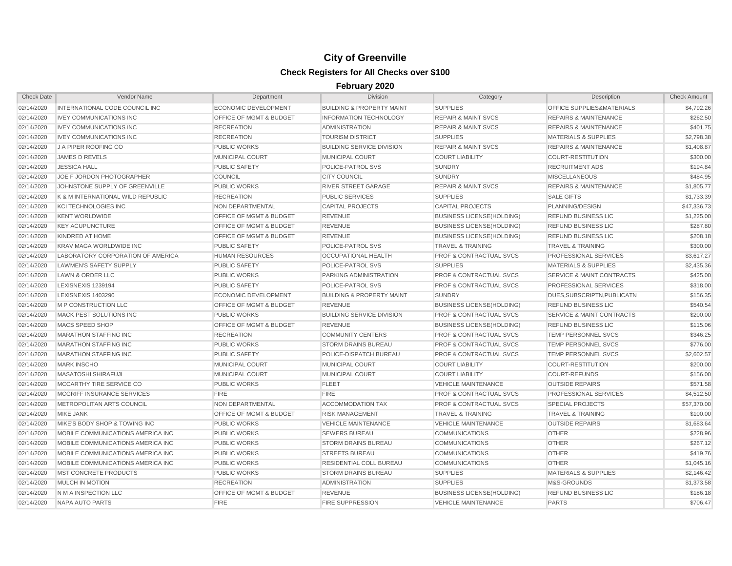# City of Greenville

## Check Registers for All Checks over $100

### February 2020

| Check Date | Vendor Name | Department | Division | Category | Description | Check Amount |
|---|---|---|---|---|---|---|
| 02/14/2020 | INTERNATIONAL CODE COUNCIL INC | ECONOMIC DEVELOPMENT | BUILDING & PROPERTY MAINT | SUPPLIES | OFFICE SUPPLIES&MATERIALS | $4,792.26 |
| 02/14/2020 | IVEY COMMUNICATIONS INC | OFFICE OF MGMT & BUDGET | INFORMATION TECHNOLOGY | REPAIR & MAINT SVCS | REPAIRS & MAINTENANCE | $262.50 |
| 02/14/2020 | IVEY COMMUNICATIONS INC | RECREATION | ADMINISTRATION | REPAIR & MAINT SVCS | REPAIRS & MAINTENANCE | $401.75 |
| 02/14/2020 | IVEY COMMUNICATIONS INC | RECREATION | TOURISM DISTRICT | SUPPLIES | MATERIALS & SUPPLIES | $2,798.38 |
| 02/14/2020 | J A PIPER ROOFING CO | PUBLIC WORKS | BUILDING SERVICE DIVISION | REPAIR & MAINT SVCS | REPAIRS & MAINTENANCE | $1,408.87 |
| 02/14/2020 | JAMES D REVELS | MUNICIPAL COURT | MUNICIPAL COURT | COURT LIABILITY | COURT-RESTITUTION | $300.00 |
| 02/14/2020 | JESSICA HALL | PUBLIC SAFETY | POLICE-PATROL SVS | SUNDRY | RECRUITMENT ADS | $194.84 |
| 02/14/2020 | JOE F JORDON PHOTOGRAPHER | COUNCIL | CITY COUNCIL | SUNDRY | MISCELLANEOUS | $484.95 |
| 02/14/2020 | JOHNSTONE SUPPLY OF GREENVILLE | PUBLIC WORKS | RIVER STREET GARAGE | REPAIR & MAINT SVCS | REPAIRS & MAINTENANCE | $1,805.77 |
| 02/14/2020 | K & M INTERNATIONAL WILD REPUBLIC | RECREATION | PUBLIC SERVICES | SUPPLIES | SALE GIFTS | $1,733.39 |
| 02/14/2020 | KCI TECHNOLOGIES INC | NON DEPARTMENTAL | CAPITAL PROJECTS | CAPITAL PROJECTS | PLANNING/DESIGN | $47,336.73 |
| 02/14/2020 | KENT WORLDWIDE | OFFICE OF MGMT & BUDGET | REVENUE | BUSINESS LICENSE(HOLDING) | REFUND BUSINESS LIC | $1,225.00 |
| 02/14/2020 | KEY ACUPUNCTURE | OFFICE OF MGMT & BUDGET | REVENUE | BUSINESS LICENSE(HOLDING) | REFUND BUSINESS LIC | $287.80 |
| 02/14/2020 | KINDRED AT HOME | OFFICE OF MGMT & BUDGET | REVENUE | BUSINESS LICENSE(HOLDING) | REFUND BUSINESS LIC | $208.18 |
| 02/14/2020 | KRAV MAGA WORLDWIDE INC | PUBLIC SAFETY | POLICE-PATROL SVS | TRAVEL & TRAINING | TRAVEL & TRAINING | $300.00 |
| 02/14/2020 | LABORATORY CORPORATION OF AMERICA | HUMAN RESOURCES | OCCUPATIONAL HEALTH | PROF & CONTRACTUAL SVCS | PROFESSIONAL SERVICES | $3,617.27 |
| 02/14/2020 | LAWMEN'S SAFETY SUPPLY | PUBLIC SAFETY | POLICE-PATROL SVS | SUPPLIES | MATERIALS & SUPPLIES | $2,435.36 |
| 02/14/2020 | LAWN & ORDER LLC | PUBLIC WORKS | PARKING ADMINISTRATION | PROF & CONTRACTUAL SVCS | SERVICE & MAINT CONTRACTS | $425.00 |
| 02/14/2020 | LEXISNEXIS 1239194 | PUBLIC SAFETY | POLICE-PATROL SVS | PROF & CONTRACTUAL SVCS | PROFESSIONAL SERVICES | $318.00 |
| 02/14/2020 | LEXISNEXIS 1403290 | ECONOMIC DEVELOPMENT | BUILDING & PROPERTY MAINT | SUNDRY | DUES,SUBSCRIPTN,PUBLICATN | $156.35 |
| 02/14/2020 | M P CONSTRUCTION LLC | OFFICE OF MGMT & BUDGET | REVENUE | BUSINESS LICENSE(HOLDING) | REFUND BUSINESS LIC | $540.54 |
| 02/14/2020 | MACK PEST SOLUTIONS INC | PUBLIC WORKS | BUILDING SERVICE DIVISION | PROF & CONTRACTUAL SVCS | SERVICE & MAINT CONTRACTS | $200.00 |
| 02/14/2020 | MACS SPEED SHOP | OFFICE OF MGMT & BUDGET | REVENUE | BUSINESS LICENSE(HOLDING) | REFUND BUSINESS LIC | $115.06 |
| 02/14/2020 | MARATHON STAFFING INC | RECREATION | COMMUNITY CENTERS | PROF & CONTRACTUAL SVCS | TEMP PERSONNEL SVCS | $346.25 |
| 02/14/2020 | MARATHON STAFFING INC | PUBLIC WORKS | STORM DRAINS BUREAU | PROF & CONTRACTUAL SVCS | TEMP PERSONNEL SVCS | $776.00 |
| 02/14/2020 | MARATHON STAFFING INC | PUBLIC SAFETY | POLICE-DISPATCH BUREAU | PROF & CONTRACTUAL SVCS | TEMP PERSONNEL SVCS | $2,602.57 |
| 02/14/2020 | MARK INSCHO | MUNICIPAL COURT | MUNICIPAL COURT | COURT LIABILITY | COURT-RESTITUTION | $200.00 |
| 02/14/2020 | MASATOSHI SHIRAFUJI | MUNICIPAL COURT | MUNICIPAL COURT | COURT LIABILITY | COURT-REFUNDS | $156.00 |
| 02/14/2020 | MCCARTHY TIRE SERVICE CO | PUBLIC WORKS | FLEET | VEHICLE MAINTENANCE | OUTSIDE REPAIRS | $571.58 |
| 02/14/2020 | MCGRIFF INSURANCE SERVICES | FIRE | FIRE | PROF & CONTRACTUAL SVCS | PROFESSIONAL SERVICES | $4,512.50 |
| 02/14/2020 | METROPOLITAN ARTS COUNCIL | NON DEPARTMENTAL | ACCOMMODATION TAX | PROF & CONTRACTUAL SVCS | SPECIAL PROJECTS | $57,370.00 |
| 02/14/2020 | MIKE JANK | OFFICE OF MGMT & BUDGET | RISK MANAGEMENT | TRAVEL & TRAINING | TRAVEL & TRAINING | $100.00 |
| 02/14/2020 | MIKE'S BODY SHOP & TOWING INC | PUBLIC WORKS | VEHICLE MAINTENANCE | VEHICLE MAINTENANCE | OUTSIDE REPAIRS | $1,683.64 |
| 02/14/2020 | MOBILE COMMUNICATIONS AMERICA INC | PUBLIC WORKS | SEWERS BUREAU | COMMUNICATIONS | OTHER | $228.96 |
| 02/14/2020 | MOBILE COMMUNICATIONS AMERICA INC | PUBLIC WORKS | STORM DRAINS BUREAU | COMMUNICATIONS | OTHER | $267.12 |
| 02/14/2020 | MOBILE COMMUNICATIONS AMERICA INC | PUBLIC WORKS | STREETS BUREAU | COMMUNICATIONS | OTHER | $419.76 |
| 02/14/2020 | MOBILE COMMUNICATIONS AMERICA INC | PUBLIC WORKS | RESIDENTIAL COLL BUREAU | COMMUNICATIONS | OTHER | $1,045.16 |
| 02/14/2020 | MST CONCRETE PRODUCTS | PUBLIC WORKS | STORM DRAINS BUREAU | SUPPLIES | MATERIALS & SUPPLIES | $2,146.42 |
| 02/14/2020 | MULCH IN MOTION | RECREATION | ADMINISTRATION | SUPPLIES | M&S-GROUNDS | $1,373.58 |
| 02/14/2020 | N M A INSPECTION LLC | OFFICE OF MGMT & BUDGET | REVENUE | BUSINESS LICENSE(HOLDING) | REFUND BUSINESS LIC | $186.18 |
| 02/14/2020 | NAPA AUTO PARTS | FIRE | FIRE SUPPRESSION | VEHICLE MAINTENANCE | PARTS | $706.47 |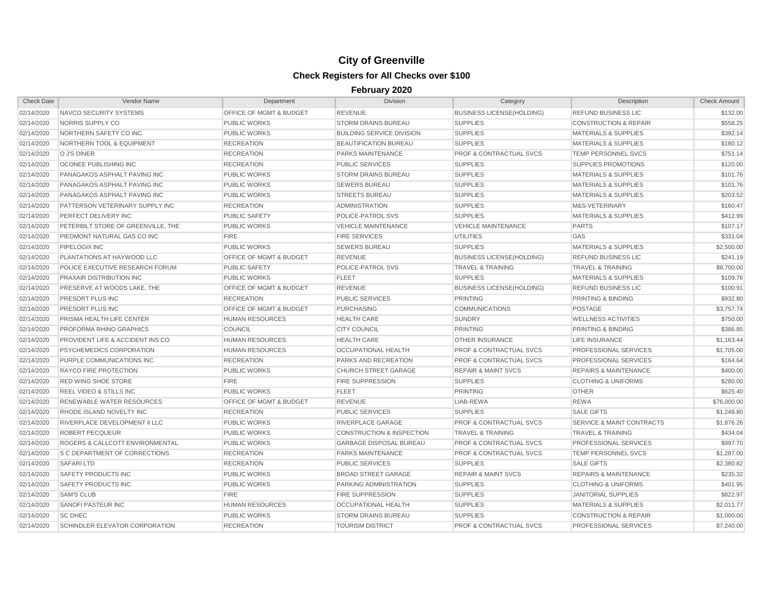# City of Greenville

## Check Registers for All Checks over $100

### February 2020

| Check Date | Vendor Name | Department | Division | Category | Description | Check Amount |
|---|---|---|---|---|---|---|
| 02/14/2020 | NAVCO SECURITY SYSTEMS | OFFICE OF MGMT & BUDGET | REVENUE | BUSINESS LICENSE(HOLDING) | REFUND BUSINESS LIC | $132.00 |
| 02/14/2020 | NORRIS SUPPLY CO | PUBLIC WORKS | STORM DRAINS BUREAU | SUPPLIES | CONSTRUCTION & REPAIR | $558.25 |
| 02/14/2020 | NORTHERN SAFETY CO INC | PUBLIC WORKS | BUILDING SERVICE DIVISION | SUPPLIES | MATERIALS & SUPPLIES | $392.14 |
| 02/14/2020 | NORTHERN TOOL & EQUIPMENT | RECREATION | BEAUTIFICATION BUREAU | SUPPLIES | MATERIALS & SUPPLIES | $180.12 |
| 02/14/2020 | O J'S DINER | RECREATION | PARKS MAINTENANCE | PROF & CONTRACTUAL SVCS | TEMP PERSONNEL SVCS | $751.14 |
| 02/14/2020 | OCONEE PUBLISHING INC | RECREATION | PUBLIC SERVICES | SUPPLIES | SUPPLIES PROMOTIONS | $120.00 |
| 02/14/2020 | PANAGAKOS ASPHALT PAVING INC | PUBLIC WORKS | STORM DRAINS BUREAU | SUPPLIES | MATERIALS & SUPPLIES | $101.76 |
| 02/14/2020 | PANAGAKOS ASPHALT PAVING INC | PUBLIC WORKS | SEWERS BUREAU | SUPPLIES | MATERIALS & SUPPLIES | $101.76 |
| 02/14/2020 | PANAGAKOS ASPHALT PAVING INC | PUBLIC WORKS | STREETS BUREAU | SUPPLIES | MATERIALS & SUPPLIES | $203.52 |
| 02/14/2020 | PATTERSON VETERINARY SUPPLY INC | RECREATION | ADMINISTRATION | SUPPLIES | M&S-VETERINARY | $160.47 |
| 02/14/2020 | PERFECT DELIVERY INC | PUBLIC SAFETY | POLICE-PATROL SVS | SUPPLIES | MATERIALS & SUPPLIES | $412.99 |
| 02/14/2020 | PETERBILT STORE OF GREENVILLE, THE | PUBLIC WORKS | VEHICLE MAINTENANCE | VEHICLE MAINTENANCE | PARTS | $107.17 |
| 02/14/2020 | PIEDMONT NATURAL GAS CO INC | FIRE | FIRE SERVICES | UTILITIES | GAS | $331.04 |
| 02/14/2020 | PIPELOGIX INC | PUBLIC WORKS | SEWERS BUREAU | SUPPLIES | MATERIALS & SUPPLIES | $2,500.00 |
| 02/14/2020 | PLANTATIONS AT HAYWOOD LLC | OFFICE OF MGMT & BUDGET | REVENUE | BUSINESS LICENSE(HOLDING) | REFUND BUSINESS LIC | $241.19 |
| 02/14/2020 | POLICE EXECUTIVE RESEARCH FORUM | PUBLIC SAFETY | POLICE-PATROL SVS | TRAVEL & TRAINING | TRAVEL & TRAINING | $9,700.00 |
| 02/14/2020 | PRAXAIR DISTRIBUTION INC | PUBLIC WORKS | FLEET | SUPPLIES | MATERIALS & SUPPLIES | $109.76 |
| 02/14/2020 | PRESERVE AT WOODS LAKE, THE | OFFICE OF MGMT & BUDGET | REVENUE | BUSINESS LICENSE(HOLDING) | REFUND BUSINESS LIC | $100.91 |
| 02/14/2020 | PRESORT PLUS INC | RECREATION | PUBLIC SERVICES | PRINTING | PRINTING & BINDING | $932.80 |
| 02/14/2020 | PRESORT PLUS INC | OFFICE OF MGMT & BUDGET | PURCHASING | COMMUNICATIONS | POSTAGE | $3,757.74 |
| 02/14/2020 | PRISMA HEALTH LIFE CENTER | HUMAN RESOURCES | HEALTH CARE | SUNDRY | WELLNESS ACTIVITIES | $750.00 |
| 02/14/2020 | PROFORMA RHINO GRAPHICS | COUNCIL | CITY COUNCIL | PRINTING | PRINTING & BINDING | $386.85 |
| 02/14/2020 | PROVIDENT LIFE & ACCIDENT INS CO | HUMAN RESOURCES | HEALTH CARE | OTHER INSURANCE | LIFE INSURANCE | $1,163.44 |
| 02/14/2020 | PSYCHEMEDICS CORPORATION | HUMAN RESOURCES | OCCUPATIONAL HEALTH | PROF & CONTRACTUAL SVCS | PROFESSIONAL SERVICES | $1,705.00 |
| 02/14/2020 | PURPLE COMMUNICATIONS INC | RECREATION | PARKS AND RECREATION | PROF & CONTRACTUAL SVCS | PROFESSIONAL SERVICES | $164.64 |
| 02/14/2020 | RAYCO FIRE PROTECTION | PUBLIC WORKS | CHURCH STREET GARAGE | REPAIR & MAINT SVCS | REPAIRS & MAINTENANCE | $400.00 |
| 02/14/2020 | RED WING SHOE STORE | FIRE | FIRE SUPPRESSION | SUPPLIES | CLOTHING & UNIFORMS | $280.00 |
| 02/14/2020 | REEL VIDEO & STILLS INC | PUBLIC WORKS | FLEET | PRINTING | OTHER | $625.40 |
| 02/14/2020 | RENEWABLE WATER RESOURCES | OFFICE OF MGMT & BUDGET | REVENUE | LIAB-REWA | REWA | $76,000.00 |
| 02/14/2020 | RHODE ISLAND NOVELTY INC | RECREATION | PUBLIC SERVICES | SUPPLIES | SALE GIFTS | $1,248.80 |
| 02/14/2020 | RIVERPLACE DEVELOPMENT II LLC | PUBLIC WORKS | RIVERPLACE GARAGE | PROF & CONTRACTUAL SVCS | SERVICE & MAINT CONTRACTS | $1,876.26 |
| 02/14/2020 | ROBERT PECQUEUR | PUBLIC WORKS | CONSTRUCTION & INSPECTION | TRAVEL & TRAINING | TRAVEL & TRAINING | $434.04 |
| 02/14/2020 | ROGERS & CALLCOTT ENVIRONMENTAL | PUBLIC WORKS | GARBAGE DISPOSAL BUREAU | PROF & CONTRACTUAL SVCS | PROFESSIONAL SERVICES | $997.70 |
| 02/14/2020 | S C DEPARTMENT OF CORRECTIONS | RECREATION | PARKS MAINTENANCE | PROF & CONTRACTUAL SVCS | TEMP PERSONNEL SVCS | $1,287.00 |
| 02/14/2020 | SAFARI LTD | RECREATION | PUBLIC SERVICES | SUPPLIES | SALE GIFTS | $2,380.82 |
| 02/14/2020 | SAFETY PRODUCTS INC | PUBLIC WORKS | BROAD STREET GARAGE | REPAIR & MAINT SVCS | REPAIRS & MAINTENANCE | $235.32 |
| 02/14/2020 | SAFETY PRODUCTS INC | PUBLIC WORKS | PARKING ADMINISTRATION | SUPPLIES | CLOTHING & UNIFORMS | $401.95 |
| 02/14/2020 | SAM'S CLUB | FIRE | FIRE SUPPRESSION | SUPPLIES | JANITORIAL SUPPLIES | $822.97 |
| 02/14/2020 | SANOFI PASTEUR INC | HUMAN RESOURCES | OCCUPATIONAL HEALTH | SUPPLIES | MATERIALS & SUPPLIES | $2,011.77 |
| 02/14/2020 | SC DHEC | PUBLIC WORKS | STORM DRAINS BUREAU | SUPPLIES | CONSTRUCTION & REPAIR | $1,000.00 |
| 02/14/2020 | SCHINDLER ELEVATOR CORPORATION | RECREATION | TOURISM DISTRICT | PROF & CONTRACTUAL SVCS | PROFESSIONAL SERVICES | $7,240.00 |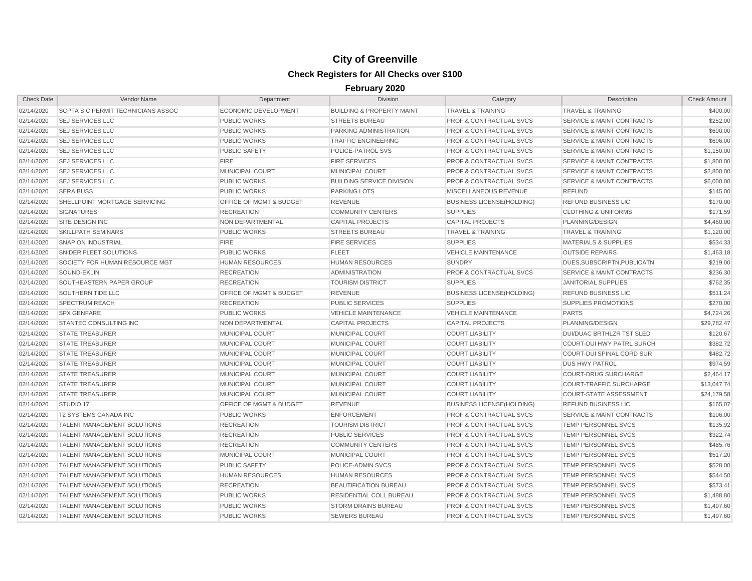# City of Greenville

## Check Registers for All Checks over $100

### February 2020

| Check Date | Vendor Name | Department | Division | Category | Description | Check Amount |
|---|---|---|---|---|---|---|
| 02/14/2020 | SCPTA S C PERMIT TECHNICIANS ASSOC | ECONOMIC DEVELOPMENT | BUILDING & PROPERTY MAINT | TRAVEL & TRAINING | TRAVEL & TRAINING | $400.00 |
| 02/14/2020 | SEJ SERVICES LLC | PUBLIC WORKS | STREETS BUREAU | PROF & CONTRACTUAL SVCS | SERVICE & MAINT CONTRACTS | $252.00 |
| 02/14/2020 | SEJ SERVICES LLC | PUBLIC WORKS | PARKING ADMINISTRATION | PROF & CONTRACTUAL SVCS | SERVICE & MAINT CONTRACTS | $600.00 |
| 02/14/2020 | SEJ SERVICES LLC | PUBLIC WORKS | TRAFFIC ENGINEERING | PROF & CONTRACTUAL SVCS | SERVICE & MAINT CONTRACTS | $696.00 |
| 02/14/2020 | SEJ SERVICES LLC | PUBLIC SAFETY | POLICE-PATROL SVS | PROF & CONTRACTUAL SVCS | SERVICE & MAINT CONTRACTS | $1,150.00 |
| 02/14/2020 | SEJ SERVICES LLC | FIRE | FIRE SERVICES | PROF & CONTRACTUAL SVCS | SERVICE & MAINT CONTRACTS | $1,800.00 |
| 02/14/2020 | SEJ SERVICES LLC | MUNICIPAL COURT | MUNICIPAL COURT | PROF & CONTRACTUAL SVCS | SERVICE & MAINT CONTRACTS | $2,800.00 |
| 02/14/2020 | SEJ SERVICES LLC | PUBLIC WORKS | BUILDING SERVICE DIVISION | PROF & CONTRACTUAL SVCS | SERVICE & MAINT CONTRACTS | $6,000.00 |
| 02/14/2020 | SERA BUSS | PUBLIC WORKS | PARKING LOTS | MISCELLANEOUS REVENUE | REFUND | $145.00 |
| 02/14/2020 | SHELLPOINT MORTGAGE SERVICING | OFFICE OF MGMT & BUDGET | REVENUE | BUSINESS LICENSE(HOLDING) | REFUND BUSINESS LIC | $170.00 |
| 02/14/2020 | SIGNATURES | RECREATION | COMMUNITY CENTERS | SUPPLIES | CLOTHING & UNIFORMS | $171.59 |
| 02/14/2020 | SITE DESIGN INC | NON DEPARTMENTAL | CAPITAL PROJECTS | CAPITAL PROJECTS | PLANNING/DESIGN | $4,460.00 |
| 02/14/2020 | SKILLPATH SEMINARS | PUBLIC WORKS | STREETS BUREAU | TRAVEL & TRAINING | TRAVEL & TRAINING | $1,120.00 |
| 02/14/2020 | SNAP ON INDUSTRIAL | FIRE | FIRE SERVICES | SUPPLIES | MATERIALS & SUPPLIES | $534.33 |
| 02/14/2020 | SNIDER FLEET SOLUTIONS | PUBLIC WORKS | FLEET | VEHICLE MAINTENANCE | OUTSIDE REPAIRS | $1,463.18 |
| 02/14/2020 | SOCIETY FOR HUMAN RESOURCE MGT | HUMAN RESOURCES | HUMAN RESOURCES | SUNDRY | DUES,SUBSCRIPTN,PUBLICATN | $219.00 |
| 02/14/2020 | SOUND-EKLIN | RECREATION | ADMINISTRATION | PROF & CONTRACTUAL SVCS | SERVICE & MAINT CONTRACTS | $236.30 |
| 02/14/2020 | SOUTHEASTERN PAPER GROUP | RECREATION | TOURISM DISTRICT | SUPPLIES | JANITORIAL SUPPLIES | $762.35 |
| 02/14/2020 | SOUTHERN TIDE LLC | OFFICE OF MGMT & BUDGET | REVENUE | BUSINESS LICENSE(HOLDING) | REFUND BUSINESS LIC | $511.24 |
| 02/14/2020 | SPECTRUM REACH | RECREATION | PUBLIC SERVICES | SUPPLIES | SUPPLIES PROMOTIONS | $270.00 |
| 02/14/2020 | SPX GENFARE | PUBLIC WORKS | VEHICLE MAINTENANCE | VEHICLE MAINTENANCE | PARTS | $4,724.26 |
| 02/14/2020 | STANTEC CONSULTING INC | NON DEPARTMENTAL | CAPITAL PROJECTS | CAPITAL PROJECTS | PLANNING/DESIGN | $29,782.47 |
| 02/14/2020 | STATE TREASURER | MUNICIPAL COURT | MUNICIPAL COURT | COURT LIABILITY | DUI/DUAC BRTHLZR TST SLED | $120.67 |
| 02/14/2020 | STATE TREASURER | MUNICIPAL COURT | MUNICIPAL COURT | COURT LIABILITY | COURT-DUI HWY PATRL SURCH | $382.72 |
| 02/14/2020 | STATE TREASURER | MUNICIPAL COURT | MUNICIPAL COURT | COURT LIABILITY | COURT-DUI SPINAL CORD SUR | $482.72 |
| 02/14/2020 | STATE TREASURER | MUNICIPAL COURT | MUNICIPAL COURT | COURT LIABILITY | DUS HWY PATROL | $974.59 |
| 02/14/2020 | STATE TREASURER | MUNICIPAL COURT | MUNICIPAL COURT | COURT LIABILITY | COURT-DRUG SURCHARGE | $2,464.17 |
| 02/14/2020 | STATE TREASURER | MUNICIPAL COURT | MUNICIPAL COURT | COURT LIABILITY | COURT-TRAFFIC SURCHARGE | $13,047.74 |
| 02/14/2020 | STATE TREASURER | MUNICIPAL COURT | MUNICIPAL COURT | COURT LIABILITY | COURT-STATE ASSESSMENT | $24,179.58 |
| 02/14/2020 | STUDIO 17 | OFFICE OF MGMT & BUDGET | REVENUE | BUSINESS LICENSE(HOLDING) | REFUND BUSINESS LIC | $165.07 |
| 02/14/2020 | T2 SYSTEMS CANADA INC | PUBLIC WORKS | ENFORCEMENT | PROF & CONTRACTUAL SVCS | SERVICE & MAINT CONTRACTS | $106.00 |
| 02/14/2020 | TALENT MANAGEMENT SOLUTIONS | RECREATION | TOURISM DISTRICT | PROF & CONTRACTUAL SVCS | TEMP PERSONNEL SVCS | $135.92 |
| 02/14/2020 | TALENT MANAGEMENT SOLUTIONS | RECREATION | PUBLIC SERVICES | PROF & CONTRACTUAL SVCS | TEMP PERSONNEL SVCS | $322.74 |
| 02/14/2020 | TALENT MANAGEMENT SOLUTIONS | RECREATION | COMMUNITY CENTERS | PROF & CONTRACTUAL SVCS | TEMP PERSONNEL SVCS | $485.76 |
| 02/14/2020 | TALENT MANAGEMENT SOLUTIONS | MUNICIPAL COURT | MUNICIPAL COURT | PROF & CONTRACTUAL SVCS | TEMP PERSONNEL SVCS | $517.20 |
| 02/14/2020 | TALENT MANAGEMENT SOLUTIONS | PUBLIC SAFETY | POLICE-ADMIN SVCS | PROF & CONTRACTUAL SVCS | TEMP PERSONNEL SVCS | $528.00 |
| 02/14/2020 | TALENT MANAGEMENT SOLUTIONS | HUMAN RESOURCES | HUMAN RESOURCES | PROF & CONTRACTUAL SVCS | TEMP PERSONNEL SVCS | $544.50 |
| 02/14/2020 | TALENT MANAGEMENT SOLUTIONS | RECREATION | BEAUTIFICATION BUREAU | PROF & CONTRACTUAL SVCS | TEMP PERSONNEL SVCS | $573.41 |
| 02/14/2020 | TALENT MANAGEMENT SOLUTIONS | PUBLIC WORKS | RESIDENTIAL COLL BUREAU | PROF & CONTRACTUAL SVCS | TEMP PERSONNEL SVCS | $1,488.80 |
| 02/14/2020 | TALENT MANAGEMENT SOLUTIONS | PUBLIC WORKS | STORM DRAINS BUREAU | PROF & CONTRACTUAL SVCS | TEMP PERSONNEL SVCS | $1,497.60 |
| 02/14/2020 | TALENT MANAGEMENT SOLUTIONS | PUBLIC WORKS | SEWERS BUREAU | PROF & CONTRACTUAL SVCS | TEMP PERSONNEL SVCS | $1,497.60 |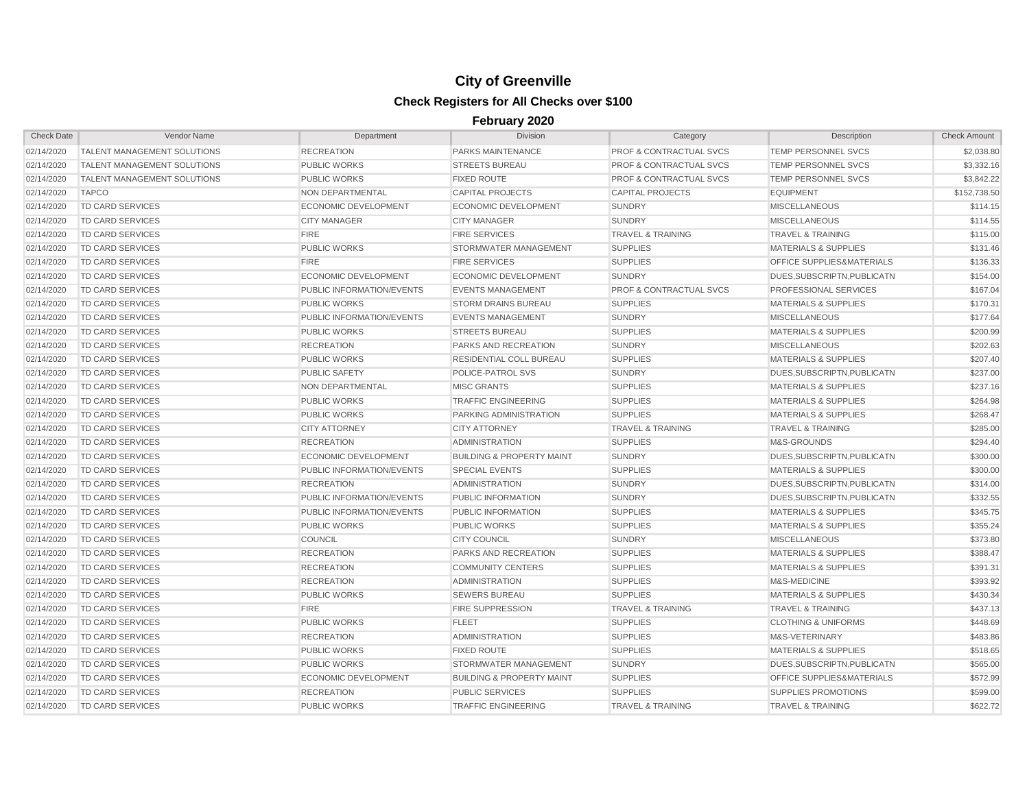# City of Greenville

## Check Registers for All Checks over $100

### February 2020

| Check Date | Vendor Name | Department | Division | Category | Description | Check Amount |
|---|---|---|---|---|---|---|
| 02/14/2020 | TALENT MANAGEMENT SOLUTIONS | RECREATION | PARKS MAINTENANCE | PROF & CONTRACTUAL SVCS | TEMP PERSONNEL SVCS | $2,038.80 |
| 02/14/2020 | TALENT MANAGEMENT SOLUTIONS | PUBLIC WORKS | STREETS BUREAU | PROF & CONTRACTUAL SVCS | TEMP PERSONNEL SVCS | $3,332.16 |
| 02/14/2020 | TALENT MANAGEMENT SOLUTIONS | PUBLIC WORKS | FIXED ROUTE | PROF & CONTRACTUAL SVCS | TEMP PERSONNEL SVCS | $3,842.22 |
| 02/14/2020 | TAPCO | NON DEPARTMENTAL | CAPITAL PROJECTS | CAPITAL PROJECTS | EQUIPMENT | $152,738.50 |
| 02/14/2020 | TD CARD SERVICES | ECONOMIC DEVELOPMENT | ECONOMIC DEVELOPMENT | SUNDRY | MISCELLANEOUS | $114.15 |
| 02/14/2020 | TD CARD SERVICES | CITY MANAGER | CITY MANAGER | SUNDRY | MISCELLANEOUS | $114.55 |
| 02/14/2020 | TD CARD SERVICES | FIRE | FIRE SERVICES | TRAVEL & TRAINING | TRAVEL & TRAINING | $115.00 |
| 02/14/2020 | TD CARD SERVICES | PUBLIC WORKS | STORMWATER MANAGEMENT | SUPPLIES | MATERIALS & SUPPLIES | $131.46 |
| 02/14/2020 | TD CARD SERVICES | FIRE | FIRE SERVICES | SUPPLIES | OFFICE SUPPLIES&MATERIALS | $136.33 |
| 02/14/2020 | TD CARD SERVICES | ECONOMIC DEVELOPMENT | ECONOMIC DEVELOPMENT | SUNDRY | DUES,SUBSCRIPTN,PUBLICATN | $154.00 |
| 02/14/2020 | TD CARD SERVICES | PUBLIC INFORMATION/EVENTS | EVENTS MANAGEMENT | PROF & CONTRACTUAL SVCS | PROFESSIONAL SERVICES | $167.04 |
| 02/14/2020 | TD CARD SERVICES | PUBLIC WORKS | STORM DRAINS BUREAU | SUPPLIES | MATERIALS & SUPPLIES | $170.31 |
| 02/14/2020 | TD CARD SERVICES | PUBLIC INFORMATION/EVENTS | EVENTS MANAGEMENT | SUNDRY | MISCELLANEOUS | $177.64 |
| 02/14/2020 | TD CARD SERVICES | PUBLIC WORKS | STREETS BUREAU | SUPPLIES | MATERIALS & SUPPLIES | $200.99 |
| 02/14/2020 | TD CARD SERVICES | RECREATION | PARKS AND RECREATION | SUNDRY | MISCELLANEOUS | $202.63 |
| 02/14/2020 | TD CARD SERVICES | PUBLIC WORKS | RESIDENTIAL COLL BUREAU | SUPPLIES | MATERIALS & SUPPLIES | $207.40 |
| 02/14/2020 | TD CARD SERVICES | PUBLIC SAFETY | POLICE-PATROL SVS | SUNDRY | DUES,SUBSCRIPTN,PUBLICATN | $237.00 |
| 02/14/2020 | TD CARD SERVICES | NON DEPARTMENTAL | MISC GRANTS | SUPPLIES | MATERIALS & SUPPLIES | $237.16 |
| 02/14/2020 | TD CARD SERVICES | PUBLIC WORKS | TRAFFIC ENGINEERING | SUPPLIES | MATERIALS & SUPPLIES | $264.98 |
| 02/14/2020 | TD CARD SERVICES | PUBLIC WORKS | PARKING ADMINISTRATION | SUPPLIES | MATERIALS & SUPPLIES | $268.47 |
| 02/14/2020 | TD CARD SERVICES | CITY ATTORNEY | CITY ATTORNEY | TRAVEL & TRAINING | TRAVEL & TRAINING | $285.00 |
| 02/14/2020 | TD CARD SERVICES | RECREATION | ADMINISTRATION | SUPPLIES | M&S-GROUNDS | $294.40 |
| 02/14/2020 | TD CARD SERVICES | ECONOMIC DEVELOPMENT | BUILDING & PROPERTY MAINT | SUNDRY | DUES,SUBSCRIPTN,PUBLICATN | $300.00 |
| 02/14/2020 | TD CARD SERVICES | PUBLIC INFORMATION/EVENTS | SPECIAL EVENTS | SUPPLIES | MATERIALS & SUPPLIES | $300.00 |
| 02/14/2020 | TD CARD SERVICES | RECREATION | ADMINISTRATION | SUNDRY | DUES,SUBSCRIPTN,PUBLICATN | $314.00 |
| 02/14/2020 | TD CARD SERVICES | PUBLIC INFORMATION/EVENTS | PUBLIC INFORMATION | SUNDRY | DUES,SUBSCRIPTN,PUBLICATN | $332.55 |
| 02/14/2020 | TD CARD SERVICES | PUBLIC INFORMATION/EVENTS | PUBLIC INFORMATION | SUPPLIES | MATERIALS & SUPPLIES | $345.75 |
| 02/14/2020 | TD CARD SERVICES | PUBLIC WORKS | PUBLIC WORKS | SUPPLIES | MATERIALS & SUPPLIES | $355.24 |
| 02/14/2020 | TD CARD SERVICES | COUNCIL | CITY COUNCIL | SUNDRY | MISCELLANEOUS | $373.80 |
| 02/14/2020 | TD CARD SERVICES | RECREATION | PARKS AND RECREATION | SUPPLIES | MATERIALS & SUPPLIES | $388.47 |
| 02/14/2020 | TD CARD SERVICES | RECREATION | COMMUNITY CENTERS | SUPPLIES | MATERIALS & SUPPLIES | $391.31 |
| 02/14/2020 | TD CARD SERVICES | RECREATION | ADMINISTRATION | SUPPLIES | M&S-MEDICINE | $393.92 |
| 02/14/2020 | TD CARD SERVICES | PUBLIC WORKS | SEWERS BUREAU | SUPPLIES | MATERIALS & SUPPLIES | $430.34 |
| 02/14/2020 | TD CARD SERVICES | FIRE | FIRE SUPPRESSION | TRAVEL & TRAINING | TRAVEL & TRAINING | $437.13 |
| 02/14/2020 | TD CARD SERVICES | PUBLIC WORKS | FLEET | SUPPLIES | CLOTHING & UNIFORMS | $448.69 |
| 02/14/2020 | TD CARD SERVICES | RECREATION | ADMINISTRATION | SUPPLIES | M&S-VETERINARY | $483.86 |
| 02/14/2020 | TD CARD SERVICES | PUBLIC WORKS | FIXED ROUTE | SUPPLIES | MATERIALS & SUPPLIES | $518.65 |
| 02/14/2020 | TD CARD SERVICES | PUBLIC WORKS | STORMWATER MANAGEMENT | SUNDRY | DUES,SUBSCRIPTN,PUBLICATN | $565.00 |
| 02/14/2020 | TD CARD SERVICES | ECONOMIC DEVELOPMENT | BUILDING & PROPERTY MAINT | SUPPLIES | OFFICE SUPPLIES&MATERIALS | $572.99 |
| 02/14/2020 | TD CARD SERVICES | RECREATION | PUBLIC SERVICES | SUPPLIES | SUPPLIES PROMOTIONS | $599.00 |
| 02/14/2020 | TD CARD SERVICES | PUBLIC WORKS | TRAFFIC ENGINEERING | TRAVEL & TRAINING | TRAVEL & TRAINING | $622.72 |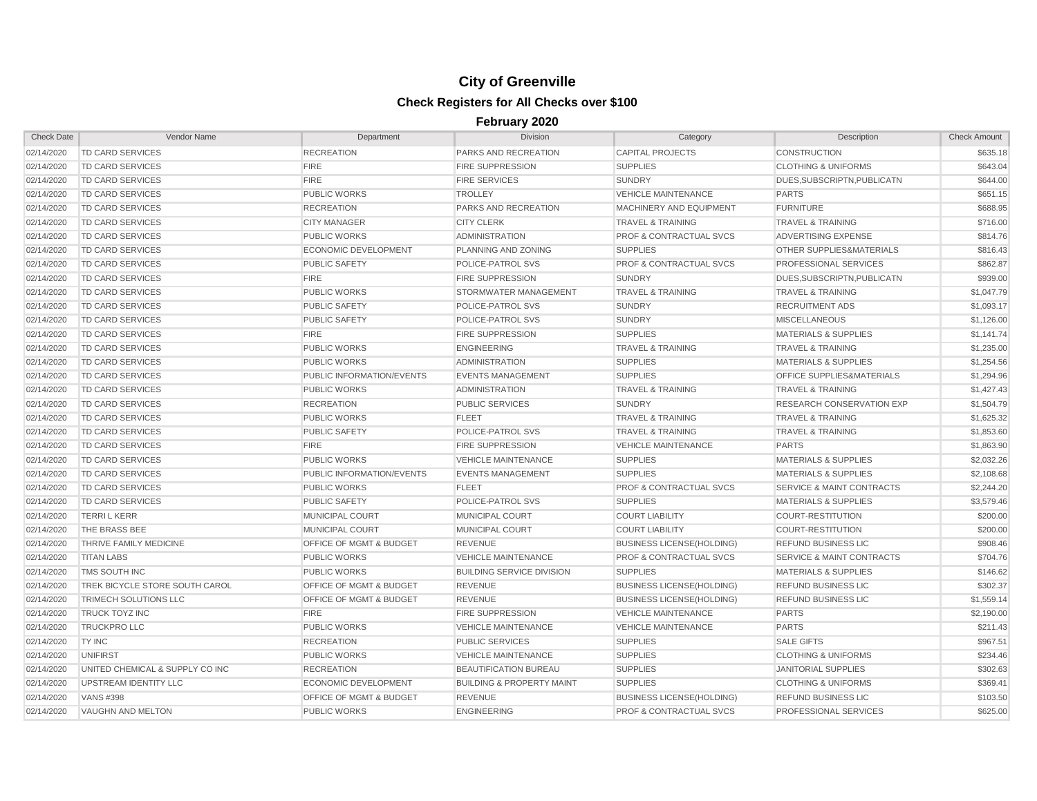# City of Greenville

## Check Registers for All Checks over $100

### February 2020

| Check Date | Vendor Name | Department | Division | Category | Description | Check Amount |
|---|---|---|---|---|---|---|
| 02/14/2020 | TD CARD SERVICES | RECREATION | PARKS AND RECREATION | CAPITAL PROJECTS | CONSTRUCTION | $635.18 |
| 02/14/2020 | TD CARD SERVICES | FIRE | FIRE SUPPRESSION | SUPPLIES | CLOTHING & UNIFORMS | $643.04 |
| 02/14/2020 | TD CARD SERVICES | FIRE | FIRE SERVICES | SUNDRY | DUES,SUBSCRIPTN,PUBLICATN | $644.00 |
| 02/14/2020 | TD CARD SERVICES | PUBLIC WORKS | TROLLEY | VEHICLE MAINTENANCE | PARTS | $651.15 |
| 02/14/2020 | TD CARD SERVICES | RECREATION | PARKS AND RECREATION | MACHINERY AND EQUIPMENT | FURNITURE | $688.95 |
| 02/14/2020 | TD CARD SERVICES | CITY MANAGER | CITY CLERK | TRAVEL & TRAINING | TRAVEL & TRAINING | $716.00 |
| 02/14/2020 | TD CARD SERVICES | PUBLIC WORKS | ADMINISTRATION | PROF & CONTRACTUAL SVCS | ADVERTISING EXPENSE | $814.76 |
| 02/14/2020 | TD CARD SERVICES | ECONOMIC DEVELOPMENT | PLANNING AND ZONING | SUPPLIES | OTHER SUPPLIES&MATERIALS | $816.43 |
| 02/14/2020 | TD CARD SERVICES | PUBLIC SAFETY | POLICE-PATROL SVS | PROF & CONTRACTUAL SVCS | PROFESSIONAL SERVICES | $862.87 |
| 02/14/2020 | TD CARD SERVICES | FIRE | FIRE SUPPRESSION | SUNDRY | DUES,SUBSCRIPTN,PUBLICATN | $939.00 |
| 02/14/2020 | TD CARD SERVICES | PUBLIC WORKS | STORMWATER MANAGEMENT | TRAVEL & TRAINING | TRAVEL & TRAINING | $1,047.79 |
| 02/14/2020 | TD CARD SERVICES | PUBLIC SAFETY | POLICE-PATROL SVS | SUNDRY | RECRUITMENT ADS | $1,093.17 |
| 02/14/2020 | TD CARD SERVICES | PUBLIC SAFETY | POLICE-PATROL SVS | SUNDRY | MISCELLANEOUS | $1,126.00 |
| 02/14/2020 | TD CARD SERVICES | FIRE | FIRE SUPPRESSION | SUPPLIES | MATERIALS & SUPPLIES | $1,141.74 |
| 02/14/2020 | TD CARD SERVICES | PUBLIC WORKS | ENGINEERING | TRAVEL & TRAINING | TRAVEL & TRAINING | $1,235.00 |
| 02/14/2020 | TD CARD SERVICES | PUBLIC WORKS | ADMINISTRATION | SUPPLIES | MATERIALS & SUPPLIES | $1,254.56 |
| 02/14/2020 | TD CARD SERVICES | PUBLIC INFORMATION/EVENTS | EVENTS MANAGEMENT | SUPPLIES | OFFICE SUPPLIES&MATERIALS | $1,294.96 |
| 02/14/2020 | TD CARD SERVICES | PUBLIC WORKS | ADMINISTRATION | TRAVEL & TRAINING | TRAVEL & TRAINING | $1,427.43 |
| 02/14/2020 | TD CARD SERVICES | RECREATION | PUBLIC SERVICES | SUNDRY | RESEARCH CONSERVATION EXP | $1,504.79 |
| 02/14/2020 | TD CARD SERVICES | PUBLIC WORKS | FLEET | TRAVEL & TRAINING | TRAVEL & TRAINING | $1,625.32 |
| 02/14/2020 | TD CARD SERVICES | PUBLIC SAFETY | POLICE-PATROL SVS | TRAVEL & TRAINING | TRAVEL & TRAINING | $1,853.60 |
| 02/14/2020 | TD CARD SERVICES | FIRE | FIRE SUPPRESSION | VEHICLE MAINTENANCE | PARTS | $1,863.90 |
| 02/14/2020 | TD CARD SERVICES | PUBLIC WORKS | VEHICLE MAINTENANCE | SUPPLIES | MATERIALS & SUPPLIES | $2,032.26 |
| 02/14/2020 | TD CARD SERVICES | PUBLIC INFORMATION/EVENTS | EVENTS MANAGEMENT | SUPPLIES | MATERIALS & SUPPLIES | $2,108.68 |
| 02/14/2020 | TD CARD SERVICES | PUBLIC WORKS | FLEET | PROF & CONTRACTUAL SVCS | SERVICE & MAINT CONTRACTS | $2,244.20 |
| 02/14/2020 | TD CARD SERVICES | PUBLIC SAFETY | POLICE-PATROL SVS | SUPPLIES | MATERIALS & SUPPLIES | $3,579.46 |
| 02/14/2020 | TERRI L KERR | MUNICIPAL COURT | MUNICIPAL COURT | COURT LIABILITY | COURT-RESTITUTION | $200.00 |
| 02/14/2020 | THE BRASS BEE | MUNICIPAL COURT | MUNICIPAL COURT | COURT LIABILITY | COURT-RESTITUTION | $200.00 |
| 02/14/2020 | THRIVE FAMILY MEDICINE | OFFICE OF MGMT & BUDGET | REVENUE | BUSINESS LICENSE(HOLDING) | REFUND BUSINESS LIC | $908.46 |
| 02/14/2020 | TITAN LABS | PUBLIC WORKS | VEHICLE MAINTENANCE | PROF & CONTRACTUAL SVCS | SERVICE & MAINT CONTRACTS | $704.76 |
| 02/14/2020 | TMS SOUTH INC | PUBLIC WORKS | BUILDING SERVICE DIVISION | SUPPLIES | MATERIALS & SUPPLIES | $146.62 |
| 02/14/2020 | TREK BICYCLE STORE SOUTH CAROL | OFFICE OF MGMT & BUDGET | REVENUE | BUSINESS LICENSE(HOLDING) | REFUND BUSINESS LIC | $302.37 |
| 02/14/2020 | TRIMECH SOLUTIONS LLC | OFFICE OF MGMT & BUDGET | REVENUE | BUSINESS LICENSE(HOLDING) | REFUND BUSINESS LIC | $1,559.14 |
| 02/14/2020 | TRUCK TOYZ INC | FIRE | FIRE SUPPRESSION | VEHICLE MAINTENANCE | PARTS | $2,190.00 |
| 02/14/2020 | TRUCKPRO LLC | PUBLIC WORKS | VEHICLE MAINTENANCE | VEHICLE MAINTENANCE | PARTS | $211.43 |
| 02/14/2020 | TY INC | RECREATION | PUBLIC SERVICES | SUPPLIES | SALE GIFTS | $967.51 |
| 02/14/2020 | UNIFIRST | PUBLIC WORKS | VEHICLE MAINTENANCE | SUPPLIES | CLOTHING & UNIFORMS | $234.46 |
| 02/14/2020 | UNITED CHEMICAL & SUPPLY CO INC | RECREATION | BEAUTIFICATION BUREAU | SUPPLIES | JANITORIAL SUPPLIES | $302.63 |
| 02/14/2020 | UPSTREAM IDENTITY LLC | ECONOMIC DEVELOPMENT | BUILDING & PROPERTY MAINT | SUPPLIES | CLOTHING & UNIFORMS | $369.41 |
| 02/14/2020 | VANS #398 | OFFICE OF MGMT & BUDGET | REVENUE | BUSINESS LICENSE(HOLDING) | REFUND BUSINESS LIC | $103.50 |
| 02/14/2020 | VAUGHN AND MELTON | PUBLIC WORKS | ENGINEERING | PROF & CONTRACTUAL SVCS | PROFESSIONAL SERVICES | $625.00 |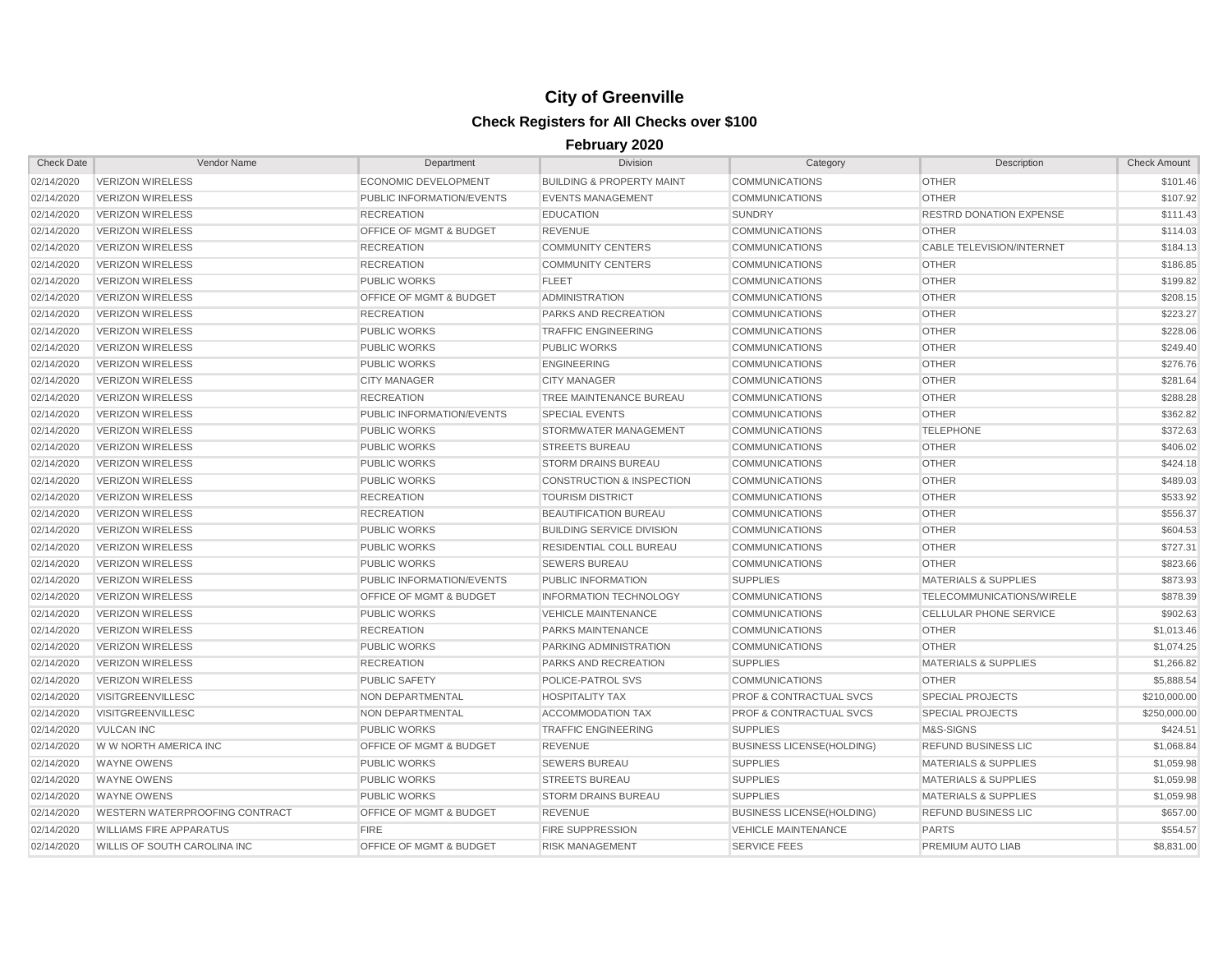# City of Greenville

## Check Registers for All Checks over $100

### February 2020

| Check Date | Vendor Name | Department | Division | Category | Description | Check Amount |
|---|---|---|---|---|---|---|
| 02/14/2020 | VERIZON WIRELESS | ECONOMIC DEVELOPMENT | BUILDING & PROPERTY MAINT | COMMUNICATIONS | OTHER | $101.46 |
| 02/14/2020 | VERIZON WIRELESS | PUBLIC INFORMATION/EVENTS | EVENTS MANAGEMENT | COMMUNICATIONS | OTHER | $107.92 |
| 02/14/2020 | VERIZON WIRELESS | RECREATION | EDUCATION | SUNDRY | RESTRD DONATION EXPENSE | $111.43 |
| 02/14/2020 | VERIZON WIRELESS | OFFICE OF MGMT & BUDGET | REVENUE | COMMUNICATIONS | OTHER | $114.03 |
| 02/14/2020 | VERIZON WIRELESS | RECREATION | COMMUNITY CENTERS | COMMUNICATIONS | CABLE TELEVISION/INTERNET | $184.13 |
| 02/14/2020 | VERIZON WIRELESS | RECREATION | COMMUNITY CENTERS | COMMUNICATIONS | OTHER | $186.85 |
| 02/14/2020 | VERIZON WIRELESS | PUBLIC WORKS | FLEET | COMMUNICATIONS | OTHER | $199.82 |
| 02/14/2020 | VERIZON WIRELESS | OFFICE OF MGMT & BUDGET | ADMINISTRATION | COMMUNICATIONS | OTHER | $208.15 |
| 02/14/2020 | VERIZON WIRELESS | RECREATION | PARKS AND RECREATION | COMMUNICATIONS | OTHER | $223.27 |
| 02/14/2020 | VERIZON WIRELESS | PUBLIC WORKS | TRAFFIC ENGINEERING | COMMUNICATIONS | OTHER | $228.06 |
| 02/14/2020 | VERIZON WIRELESS | PUBLIC WORKS | PUBLIC WORKS | COMMUNICATIONS | OTHER | $249.40 |
| 02/14/2020 | VERIZON WIRELESS | PUBLIC WORKS | ENGINEERING | COMMUNICATIONS | OTHER | $276.76 |
| 02/14/2020 | VERIZON WIRELESS | CITY MANAGER | CITY MANAGER | COMMUNICATIONS | OTHER | $281.64 |
| 02/14/2020 | VERIZON WIRELESS | RECREATION | TREE MAINTENANCE BUREAU | COMMUNICATIONS | OTHER | $288.28 |
| 02/14/2020 | VERIZON WIRELESS | PUBLIC INFORMATION/EVENTS | SPECIAL EVENTS | COMMUNICATIONS | OTHER | $362.82 |
| 02/14/2020 | VERIZON WIRELESS | PUBLIC WORKS | STORMWATER MANAGEMENT | COMMUNICATIONS | TELEPHONE | $372.63 |
| 02/14/2020 | VERIZON WIRELESS | PUBLIC WORKS | STREETS BUREAU | COMMUNICATIONS | OTHER | $406.02 |
| 02/14/2020 | VERIZON WIRELESS | PUBLIC WORKS | STORM DRAINS BUREAU | COMMUNICATIONS | OTHER | $424.18 |
| 02/14/2020 | VERIZON WIRELESS | PUBLIC WORKS | CONSTRUCTION & INSPECTION | COMMUNICATIONS | OTHER | $489.03 |
| 02/14/2020 | VERIZON WIRELESS | RECREATION | TOURISM DISTRICT | COMMUNICATIONS | OTHER | $533.92 |
| 02/14/2020 | VERIZON WIRELESS | RECREATION | BEAUTIFICATION BUREAU | COMMUNICATIONS | OTHER | $556.37 |
| 02/14/2020 | VERIZON WIRELESS | PUBLIC WORKS | BUILDING SERVICE DIVISION | COMMUNICATIONS | OTHER | $604.53 |
| 02/14/2020 | VERIZON WIRELESS | PUBLIC WORKS | RESIDENTIAL COLL BUREAU | COMMUNICATIONS | OTHER | $727.31 |
| 02/14/2020 | VERIZON WIRELESS | PUBLIC WORKS | SEWERS BUREAU | COMMUNICATIONS | OTHER | $823.66 |
| 02/14/2020 | VERIZON WIRELESS | PUBLIC INFORMATION/EVENTS | PUBLIC INFORMATION | SUPPLIES | MATERIALS & SUPPLIES | $873.93 |
| 02/14/2020 | VERIZON WIRELESS | OFFICE OF MGMT & BUDGET | INFORMATION TECHNOLOGY | COMMUNICATIONS | TELECOMMUNICATIONS/WIRELE | $878.39 |
| 02/14/2020 | VERIZON WIRELESS | PUBLIC WORKS | VEHICLE MAINTENANCE | COMMUNICATIONS | CELLULAR PHONE SERVICE | $902.63 |
| 02/14/2020 | VERIZON WIRELESS | RECREATION | PARKS MAINTENANCE | COMMUNICATIONS | OTHER | $1,013.46 |
| 02/14/2020 | VERIZON WIRELESS | PUBLIC WORKS | PARKING ADMINISTRATION | COMMUNICATIONS | OTHER | $1,074.25 |
| 02/14/2020 | VERIZON WIRELESS | RECREATION | PARKS AND RECREATION | SUPPLIES | MATERIALS & SUPPLIES | $1,266.82 |
| 02/14/2020 | VERIZON WIRELESS | PUBLIC SAFETY | POLICE-PATROL SVS | COMMUNICATIONS | OTHER | $5,888.54 |
| 02/14/2020 | VISITGREENVILLESC | NON DEPARTMENTAL | HOSPITALITY TAX | PROF & CONTRACTUAL SVCS | SPECIAL PROJECTS | $210,000.00 |
| 02/14/2020 | VISITGREENVILLESC | NON DEPARTMENTAL | ACCOMMODATION TAX | PROF & CONTRACTUAL SVCS | SPECIAL PROJECTS | $250,000.00 |
| 02/14/2020 | VULCAN INC | PUBLIC WORKS | TRAFFIC ENGINEERING | SUPPLIES | M&S-SIGNS | $424.51 |
| 02/14/2020 | W W NORTH AMERICA INC | OFFICE OF MGMT & BUDGET | REVENUE | BUSINESS LICENSE(HOLDING) | REFUND BUSINESS LIC | $1,068.84 |
| 02/14/2020 | WAYNE OWENS | PUBLIC WORKS | SEWERS BUREAU | SUPPLIES | MATERIALS & SUPPLIES | $1,059.98 |
| 02/14/2020 | WAYNE OWENS | PUBLIC WORKS | STREETS BUREAU | SUPPLIES | MATERIALS & SUPPLIES | $1,059.98 |
| 02/14/2020 | WAYNE OWENS | PUBLIC WORKS | STORM DRAINS BUREAU | SUPPLIES | MATERIALS & SUPPLIES | $1,059.98 |
| 02/14/2020 | WESTERN WATERPROOFING CONTRACT | OFFICE OF MGMT & BUDGET | REVENUE | BUSINESS LICENSE(HOLDING) | REFUND BUSINESS LIC | $657.00 |
| 02/14/2020 | WILLIAMS FIRE APPARATUS | FIRE | FIRE SUPPRESSION | VEHICLE MAINTENANCE | PARTS | $554.57 |
| 02/14/2020 | WILLIS OF SOUTH CAROLINA INC | OFFICE OF MGMT & BUDGET | RISK MANAGEMENT | SERVICE FEES | PREMIUM AUTO LIAB | $8,831.00 |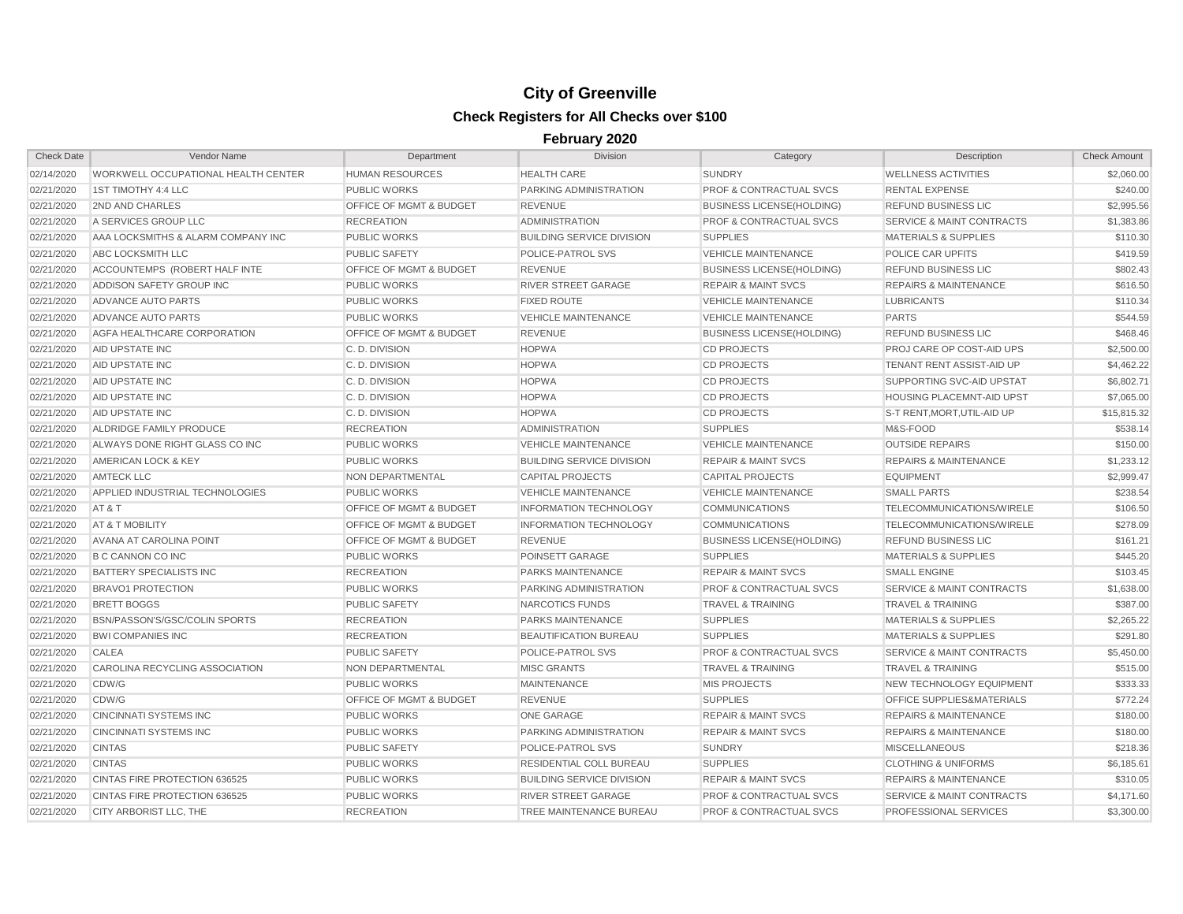# City of Greenville

## Check Registers for All Checks over $100

### February 2020

| Check Date | Vendor Name | Department | Division | Category | Description | Check Amount |
|---|---|---|---|---|---|---|
| 02/14/2020 | WORKWELL OCCUPATIONAL HEALTH CENTER | HUMAN RESOURCES | HEALTH CARE | SUNDRY | WELLNESS ACTIVITIES | $2,060.00 |
| 02/21/2020 | 1ST TIMOTHY 4:4 LLC | PUBLIC WORKS | PARKING ADMINISTRATION | PROF & CONTRACTUAL SVCS | RENTAL EXPENSE | $240.00 |
| 02/21/2020 | 2ND AND CHARLES | OFFICE OF MGMT & BUDGET | REVENUE | BUSINESS LICENSE(HOLDING) | REFUND BUSINESS LIC | $2,995.56 |
| 02/21/2020 | A SERVICES GROUP LLC | RECREATION | ADMINISTRATION | PROF & CONTRACTUAL SVCS | SERVICE & MAINT CONTRACTS | $1,383.86 |
| 02/21/2020 | AAA LOCKSMITHS & ALARM COMPANY INC | PUBLIC WORKS | BUILDING SERVICE DIVISION | SUPPLIES | MATERIALS & SUPPLIES | $110.30 |
| 02/21/2020 | ABC LOCKSMITH LLC | PUBLIC SAFETY | POLICE-PATROL SVS | VEHICLE MAINTENANCE | POLICE CAR UPFITS | $419.59 |
| 02/21/2020 | ACCOUNTEMPS (ROBERT HALF INTE | OFFICE OF MGMT & BUDGET | REVENUE | BUSINESS LICENSE(HOLDING) | REFUND BUSINESS LIC | $802.43 |
| 02/21/2020 | ADDISON SAFETY GROUP INC | PUBLIC WORKS | RIVER STREET GARAGE | REPAIR & MAINT SVCS | REPAIRS & MAINTENANCE | $616.50 |
| 02/21/2020 | ADVANCE AUTO PARTS | PUBLIC WORKS | FIXED ROUTE | VEHICLE MAINTENANCE | LUBRICANTS | $110.34 |
| 02/21/2020 | ADVANCE AUTO PARTS | PUBLIC WORKS | VEHICLE MAINTENANCE | VEHICLE MAINTENANCE | PARTS | $544.59 |
| 02/21/2020 | AGFA HEALTHCARE CORPORATION | OFFICE OF MGMT & BUDGET | REVENUE | BUSINESS LICENSE(HOLDING) | REFUND BUSINESS LIC | $468.46 |
| 02/21/2020 | AID UPSTATE INC | C. D. DIVISION | HOPWA | CD PROJECTS | PROJ CARE OP COST-AID UPS | $2,500.00 |
| 02/21/2020 | AID UPSTATE INC | C. D. DIVISION | HOPWA | CD PROJECTS | TENANT RENT ASSIST-AID UP | $4,462.22 |
| 02/21/2020 | AID UPSTATE INC | C. D. DIVISION | HOPWA | CD PROJECTS | SUPPORTING SVC-AID UPSTAT | $6,802.71 |
| 02/21/2020 | AID UPSTATE INC | C. D. DIVISION | HOPWA | CD PROJECTS | HOUSING PLACEMNT-AID UPST | $7,065.00 |
| 02/21/2020 | AID UPSTATE INC | C. D. DIVISION | HOPWA | CD PROJECTS | S-T RENT,MORT,UTIL-AID UP | $15,815.32 |
| 02/21/2020 | ALDRIDGE FAMILY PRODUCE | RECREATION | ADMINISTRATION | SUPPLIES | M&S-FOOD | $538.14 |
| 02/21/2020 | ALWAYS DONE RIGHT GLASS CO INC | PUBLIC WORKS | VEHICLE MAINTENANCE | VEHICLE MAINTENANCE | OUTSIDE REPAIRS | $150.00 |
| 02/21/2020 | AMERICAN LOCK & KEY | PUBLIC WORKS | BUILDING SERVICE DIVISION | REPAIR & MAINT SVCS | REPAIRS & MAINTENANCE | $1,233.12 |
| 02/21/2020 | AMTECK LLC | NON DEPARTMENTAL | CAPITAL PROJECTS | CAPITAL PROJECTS | EQUIPMENT | $2,999.47 |
| 02/21/2020 | APPLIED INDUSTRIAL TECHNOLOGIES | PUBLIC WORKS | VEHICLE MAINTENANCE | VEHICLE MAINTENANCE | SMALL PARTS | $238.54 |
| 02/21/2020 | AT & T | OFFICE OF MGMT & BUDGET | INFORMATION TECHNOLOGY | COMMUNICATIONS | TELECOMMUNICATIONS/WIRELE | $106.50 |
| 02/21/2020 | AT & T MOBILITY | OFFICE OF MGMT & BUDGET | INFORMATION TECHNOLOGY | COMMUNICATIONS | TELECOMMUNICATIONS/WIRELE | $278.09 |
| 02/21/2020 | AVANA AT CAROLINA POINT | OFFICE OF MGMT & BUDGET | REVENUE | BUSINESS LICENSE(HOLDING) | REFUND BUSINESS LIC | $161.21 |
| 02/21/2020 | B C CANNON CO INC | PUBLIC WORKS | POINSETT GARAGE | SUPPLIES | MATERIALS & SUPPLIES | $445.20 |
| 02/21/2020 | BATTERY SPECIALISTS INC | RECREATION | PARKS MAINTENANCE | REPAIR & MAINT SVCS | SMALL ENGINE | $103.45 |
| 02/21/2020 | BRAVO1 PROTECTION | PUBLIC WORKS | PARKING ADMINISTRATION | PROF & CONTRACTUAL SVCS | SERVICE & MAINT CONTRACTS | $1,638.00 |
| 02/21/2020 | BRETT BOGGS | PUBLIC SAFETY | NARCOTICS FUNDS | TRAVEL & TRAINING | TRAVEL & TRAINING | $387.00 |
| 02/21/2020 | BSN/PASSON'S/GSC/COLIN SPORTS | RECREATION | PARKS MAINTENANCE | SUPPLIES | MATERIALS & SUPPLIES | $2,265.22 |
| 02/21/2020 | BWI COMPANIES INC | RECREATION | BEAUTIFICATION BUREAU | SUPPLIES | MATERIALS & SUPPLIES | $291.80 |
| 02/21/2020 | CALEA | PUBLIC SAFETY | POLICE-PATROL SVS | PROF & CONTRACTUAL SVCS | SERVICE & MAINT CONTRACTS | $5,450.00 |
| 02/21/2020 | CAROLINA RECYCLING ASSOCIATION | NON DEPARTMENTAL | MISC GRANTS | TRAVEL & TRAINING | TRAVEL & TRAINING | $515.00 |
| 02/21/2020 | CDW/G | PUBLIC WORKS | MAINTENANCE | MIS PROJECTS | NEW TECHNOLOGY EQUIPMENT | $333.33 |
| 02/21/2020 | CDW/G | OFFICE OF MGMT & BUDGET | REVENUE | SUPPLIES | OFFICE SUPPLIES&MATERIALS | $772.24 |
| 02/21/2020 | CINCINNATI SYSTEMS INC | PUBLIC WORKS | ONE GARAGE | REPAIR & MAINT SVCS | REPAIRS & MAINTENANCE | $180.00 |
| 02/21/2020 | CINCINNATI SYSTEMS INC | PUBLIC WORKS | PARKING ADMINISTRATION | REPAIR & MAINT SVCS | REPAIRS & MAINTENANCE | $180.00 |
| 02/21/2020 | CINTAS | PUBLIC SAFETY | POLICE-PATROL SVS | SUNDRY | MISCELLANEOUS | $218.36 |
| 02/21/2020 | CINTAS | PUBLIC WORKS | RESIDENTIAL COLL BUREAU | SUPPLIES | CLOTHING & UNIFORMS | $6,185.61 |
| 02/21/2020 | CINTAS FIRE PROTECTION 636525 | PUBLIC WORKS | BUILDING SERVICE DIVISION | REPAIR & MAINT SVCS | REPAIRS & MAINTENANCE | $310.05 |
| 02/21/2020 | CINTAS FIRE PROTECTION 636525 | PUBLIC WORKS | RIVER STREET GARAGE | PROF & CONTRACTUAL SVCS | SERVICE & MAINT CONTRACTS | $4,171.60 |
| 02/21/2020 | CITY ARBORIST LLC, THE | RECREATION | TREE MAINTENANCE BUREAU | PROF & CONTRACTUAL SVCS | PROFESSIONAL SERVICES | $3,300.00 |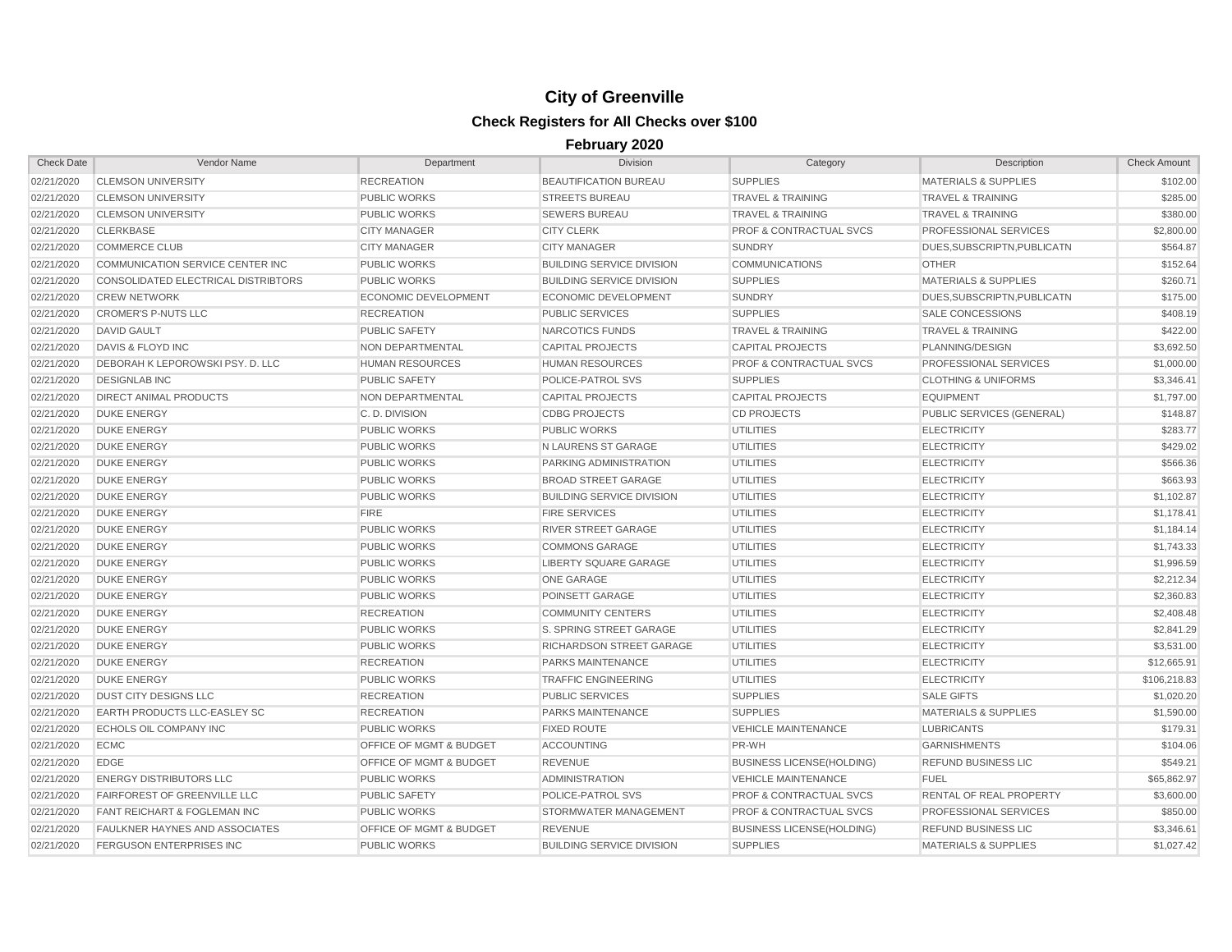# City of Greenville

## Check Registers for All Checks over $100

### February 2020

| Check Date | Vendor Name | Department | Division | Category | Description | Check Amount |
|---|---|---|---|---|---|---|
| 02/21/2020 | CLEMSON UNIVERSITY | RECREATION | BEAUTIFICATION BUREAU | SUPPLIES | MATERIALS & SUPPLIES | $102.00 |
| 02/21/2020 | CLEMSON UNIVERSITY | PUBLIC WORKS | STREETS BUREAU | TRAVEL & TRAINING | TRAVEL & TRAINING | $285.00 |
| 02/21/2020 | CLEMSON UNIVERSITY | PUBLIC WORKS | SEWERS BUREAU | TRAVEL & TRAINING | TRAVEL & TRAINING | $380.00 |
| 02/21/2020 | CLERKBASE | CITY MANAGER | CITY CLERK | PROF & CONTRACTUAL SVCS | PROFESSIONAL SERVICES | $2,800.00 |
| 02/21/2020 | COMMERCE CLUB | CITY MANAGER | CITY MANAGER | SUNDRY | DUES,SUBSCRIPTN,PUBLICATN | $564.87 |
| 02/21/2020 | COMMUNICATION SERVICE CENTER INC | PUBLIC WORKS | BUILDING SERVICE DIVISION | COMMUNICATIONS | OTHER | $152.64 |
| 02/21/2020 | CONSOLIDATED ELECTRICAL DISTRIBTORS | PUBLIC WORKS | BUILDING SERVICE DIVISION | SUPPLIES | MATERIALS & SUPPLIES | $260.71 |
| 02/21/2020 | CREW NETWORK | ECONOMIC DEVELOPMENT | ECONOMIC DEVELOPMENT | SUNDRY | DUES,SUBSCRIPTN,PUBLICATN | $175.00 |
| 02/21/2020 | CROMER'S P-NUTS LLC | RECREATION | PUBLIC SERVICES | SUPPLIES | SALE CONCESSIONS | $408.19 |
| 02/21/2020 | DAVID GAULT | PUBLIC SAFETY | NARCOTICS FUNDS | TRAVEL & TRAINING | TRAVEL & TRAINING | $422.00 |
| 02/21/2020 | DAVIS & FLOYD INC | NON DEPARTMENTAL | CAPITAL PROJECTS | CAPITAL PROJECTS | PLANNING/DESIGN | $3,692.50 |
| 02/21/2020 | DEBORAH K LEPOROWSKI PSY. D. LLC | HUMAN RESOURCES | HUMAN RESOURCES | PROF & CONTRACTUAL SVCS | PROFESSIONAL SERVICES | $1,000.00 |
| 02/21/2020 | DESIGNLAB INC | PUBLIC SAFETY | POLICE-PATROL SVS | SUPPLIES | CLOTHING & UNIFORMS | $3,346.41 |
| 02/21/2020 | DIRECT ANIMAL PRODUCTS | NON DEPARTMENTAL | CAPITAL PROJECTS | CAPITAL PROJECTS | EQUIPMENT | $1,797.00 |
| 02/21/2020 | DUKE ENERGY | C. D. DIVISION | CDBG PROJECTS | CD PROJECTS | PUBLIC SERVICES (GENERAL) | $148.87 |
| 02/21/2020 | DUKE ENERGY | PUBLIC WORKS | PUBLIC WORKS | UTILITIES | ELECTRICITY | $283.77 |
| 02/21/2020 | DUKE ENERGY | PUBLIC WORKS | N LAURENS ST GARAGE | UTILITIES | ELECTRICITY | $429.02 |
| 02/21/2020 | DUKE ENERGY | PUBLIC WORKS | PARKING ADMINISTRATION | UTILITIES | ELECTRICITY | $566.36 |
| 02/21/2020 | DUKE ENERGY | PUBLIC WORKS | BROAD STREET GARAGE | UTILITIES | ELECTRICITY | $663.93 |
| 02/21/2020 | DUKE ENERGY | PUBLIC WORKS | BUILDING SERVICE DIVISION | UTILITIES | ELECTRICITY | $1,102.87 |
| 02/21/2020 | DUKE ENERGY | FIRE | FIRE SERVICES | UTILITIES | ELECTRICITY | $1,178.41 |
| 02/21/2020 | DUKE ENERGY | PUBLIC WORKS | RIVER STREET GARAGE | UTILITIES | ELECTRICITY | $1,184.14 |
| 02/21/2020 | DUKE ENERGY | PUBLIC WORKS | COMMONS GARAGE | UTILITIES | ELECTRICITY | $1,743.33 |
| 02/21/2020 | DUKE ENERGY | PUBLIC WORKS | LIBERTY SQUARE GARAGE | UTILITIES | ELECTRICITY | $1,996.59 |
| 02/21/2020 | DUKE ENERGY | PUBLIC WORKS | ONE GARAGE | UTILITIES | ELECTRICITY | $2,212.34 |
| 02/21/2020 | DUKE ENERGY | PUBLIC WORKS | POINSETT GARAGE | UTILITIES | ELECTRICITY | $2,360.83 |
| 02/21/2020 | DUKE ENERGY | RECREATION | COMMUNITY CENTERS | UTILITIES | ELECTRICITY | $2,408.48 |
| 02/21/2020 | DUKE ENERGY | PUBLIC WORKS | S. SPRING STREET GARAGE | UTILITIES | ELECTRICITY | $2,841.29 |
| 02/21/2020 | DUKE ENERGY | PUBLIC WORKS | RICHARDSON STREET GARAGE | UTILITIES | ELECTRICITY | $3,531.00 |
| 02/21/2020 | DUKE ENERGY | RECREATION | PARKS MAINTENANCE | UTILITIES | ELECTRICITY | $12,665.91 |
| 02/21/2020 | DUKE ENERGY | PUBLIC WORKS | TRAFFIC ENGINEERING | UTILITIES | ELECTRICITY | $106,218.83 |
| 02/21/2020 | DUST CITY DESIGNS LLC | RECREATION | PUBLIC SERVICES | SUPPLIES | SALE GIFTS | $1,020.20 |
| 02/21/2020 | EARTH PRODUCTS LLC-EASLEY SC | RECREATION | PARKS MAINTENANCE | SUPPLIES | MATERIALS & SUPPLIES | $1,590.00 |
| 02/21/2020 | ECHOLS OIL COMPANY INC | PUBLIC WORKS | FIXED ROUTE | VEHICLE MAINTENANCE | LUBRICANTS | $179.31 |
| 02/21/2020 | ECMC | OFFICE OF MGMT & BUDGET | ACCOUNTING | PR-WH | GARNISHMENTS | $104.06 |
| 02/21/2020 | EDGE | OFFICE OF MGMT & BUDGET | REVENUE | BUSINESS LICENSE(HOLDING) | REFUND BUSINESS LIC | $549.21 |
| 02/21/2020 | ENERGY DISTRIBUTORS LLC | PUBLIC WORKS | ADMINISTRATION | VEHICLE MAINTENANCE | FUEL | $65,862.97 |
| 02/21/2020 | FAIRFOREST OF GREENVILLE LLC | PUBLIC SAFETY | POLICE-PATROL SVS | PROF & CONTRACTUAL SVCS | RENTAL OF REAL PROPERTY | $3,600.00 |
| 02/21/2020 | FANT REICHART & FOGLEMAN INC | PUBLIC WORKS | STORMWATER MANAGEMENT | PROF & CONTRACTUAL SVCS | PROFESSIONAL SERVICES | $850.00 |
| 02/21/2020 | FAULKNER HAYNES AND ASSOCIATES | OFFICE OF MGMT & BUDGET | REVENUE | BUSINESS LICENSE(HOLDING) | REFUND BUSINESS LIC | $3,346.61 |
| 02/21/2020 | FERGUSON ENTERPRISES INC | PUBLIC WORKS | BUILDING SERVICE DIVISION | SUPPLIES | MATERIALS & SUPPLIES | $1,027.42 |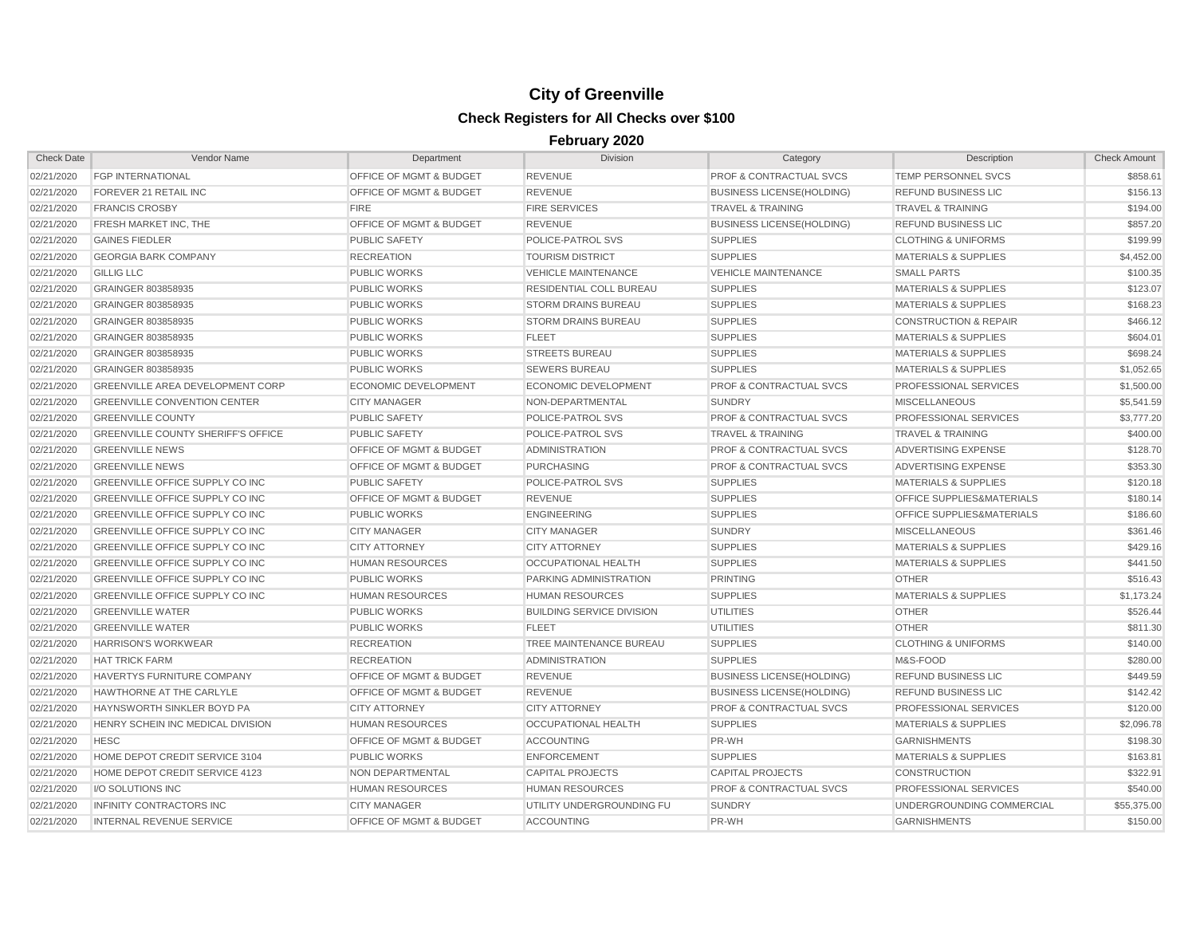# City of Greenville

## Check Registers for All Checks over $100

### February 2020

| Check Date | Vendor Name | Department | Division | Category | Description | Check Amount |
|---|---|---|---|---|---|---|
| 02/21/2020 | FGP INTERNATIONAL | OFFICE OF MGMT & BUDGET | REVENUE | PROF & CONTRACTUAL SVCS | TEMP PERSONNEL SVCS | $858.61 |
| 02/21/2020 | FOREVER 21 RETAIL INC | OFFICE OF MGMT & BUDGET | REVENUE | BUSINESS LICENSE(HOLDING) | REFUND BUSINESS LIC | $156.13 |
| 02/21/2020 | FRANCIS CROSBY | FIRE | FIRE SERVICES | TRAVEL & TRAINING | TRAVEL & TRAINING | $194.00 |
| 02/21/2020 | FRESH MARKET INC, THE | OFFICE OF MGMT & BUDGET | REVENUE | BUSINESS LICENSE(HOLDING) | REFUND BUSINESS LIC | $857.20 |
| 02/21/2020 | GAINES FIEDLER | PUBLIC SAFETY | POLICE-PATROL SVS | SUPPLIES | CLOTHING & UNIFORMS | $199.99 |
| 02/21/2020 | GEORGIA BARK COMPANY | RECREATION | TOURISM DISTRICT | SUPPLIES | MATERIALS & SUPPLIES | $4,452.00 |
| 02/21/2020 | GILLIG LLC | PUBLIC WORKS | VEHICLE MAINTENANCE | VEHICLE MAINTENANCE | SMALL PARTS | $100.35 |
| 02/21/2020 | GRAINGER 803858935 | PUBLIC WORKS | RESIDENTIAL COLL BUREAU | SUPPLIES | MATERIALS & SUPPLIES | $123.07 |
| 02/21/2020 | GRAINGER 803858935 | PUBLIC WORKS | STORM DRAINS BUREAU | SUPPLIES | MATERIALS & SUPPLIES | $168.23 |
| 02/21/2020 | GRAINGER 803858935 | PUBLIC WORKS | STORM DRAINS BUREAU | SUPPLIES | CONSTRUCTION & REPAIR | $466.12 |
| 02/21/2020 | GRAINGER 803858935 | PUBLIC WORKS | FLEET | SUPPLIES | MATERIALS & SUPPLIES | $604.01 |
| 02/21/2020 | GRAINGER 803858935 | PUBLIC WORKS | STREETS BUREAU | SUPPLIES | MATERIALS & SUPPLIES | $698.24 |
| 02/21/2020 | GRAINGER 803858935 | PUBLIC WORKS | SEWERS BUREAU | SUPPLIES | MATERIALS & SUPPLIES | $1,052.65 |
| 02/21/2020 | GREENVILLE AREA DEVELOPMENT CORP | ECONOMIC DEVELOPMENT | ECONOMIC DEVELOPMENT | PROF & CONTRACTUAL SVCS | PROFESSIONAL SERVICES | $1,500.00 |
| 02/21/2020 | GREENVILLE CONVENTION CENTER | CITY MANAGER | NON-DEPARTMENTAL | SUNDRY | MISCELLANEOUS | $5,541.59 |
| 02/21/2020 | GREENVILLE COUNTY | PUBLIC SAFETY | POLICE-PATROL SVS | PROF & CONTRACTUAL SVCS | PROFESSIONAL SERVICES | $3,777.20 |
| 02/21/2020 | GREENVILLE COUNTY SHERIFF'S OFFICE | PUBLIC SAFETY | POLICE-PATROL SVS | TRAVEL & TRAINING | TRAVEL & TRAINING | $400.00 |
| 02/21/2020 | GREENVILLE NEWS | OFFICE OF MGMT & BUDGET | ADMINISTRATION | PROF & CONTRACTUAL SVCS | ADVERTISING EXPENSE | $128.70 |
| 02/21/2020 | GREENVILLE NEWS | OFFICE OF MGMT & BUDGET | PURCHASING | PROF & CONTRACTUAL SVCS | ADVERTISING EXPENSE | $353.30 |
| 02/21/2020 | GREENVILLE OFFICE SUPPLY CO INC | PUBLIC SAFETY | POLICE-PATROL SVS | SUPPLIES | MATERIALS & SUPPLIES | $120.18 |
| 02/21/2020 | GREENVILLE OFFICE SUPPLY CO INC | OFFICE OF MGMT & BUDGET | REVENUE | SUPPLIES | OFFICE SUPPLIES&MATERIALS | $180.14 |
| 02/21/2020 | GREENVILLE OFFICE SUPPLY CO INC | PUBLIC WORKS | ENGINEERING | SUPPLIES | OFFICE SUPPLIES&MATERIALS | $186.60 |
| 02/21/2020 | GREENVILLE OFFICE SUPPLY CO INC | CITY MANAGER | CITY MANAGER | SUNDRY | MISCELLANEOUS | $361.46 |
| 02/21/2020 | GREENVILLE OFFICE SUPPLY CO INC | CITY ATTORNEY | CITY ATTORNEY | SUPPLIES | MATERIALS & SUPPLIES | $429.16 |
| 02/21/2020 | GREENVILLE OFFICE SUPPLY CO INC | HUMAN RESOURCES | OCCUPATIONAL HEALTH | SUPPLIES | MATERIALS & SUPPLIES | $441.50 |
| 02/21/2020 | GREENVILLE OFFICE SUPPLY CO INC | PUBLIC WORKS | PARKING ADMINISTRATION | PRINTING | OTHER | $516.43 |
| 02/21/2020 | GREENVILLE OFFICE SUPPLY CO INC | HUMAN RESOURCES | HUMAN RESOURCES | SUPPLIES | MATERIALS & SUPPLIES | $1,173.24 |
| 02/21/2020 | GREENVILLE WATER | PUBLIC WORKS | BUILDING SERVICE DIVISION | UTILITIES | OTHER | $526.44 |
| 02/21/2020 | GREENVILLE WATER | PUBLIC WORKS | FLEET | UTILITIES | OTHER | $811.30 |
| 02/21/2020 | HARRISON'S WORKWEAR | RECREATION | TREE MAINTENANCE BUREAU | SUPPLIES | CLOTHING & UNIFORMS | $140.00 |
| 02/21/2020 | HAT TRICK FARM | RECREATION | ADMINISTRATION | SUPPLIES | M&S-FOOD | $280.00 |
| 02/21/2020 | HAVERTYS FURNITURE COMPANY | OFFICE OF MGMT & BUDGET | REVENUE | BUSINESS LICENSE(HOLDING) | REFUND BUSINESS LIC | $449.59 |
| 02/21/2020 | HAWTHORNE AT THE CARLYLE | OFFICE OF MGMT & BUDGET | REVENUE | BUSINESS LICENSE(HOLDING) | REFUND BUSINESS LIC | $142.42 |
| 02/21/2020 | HAYNSWORTH SINKLER BOYD PA | CITY ATTORNEY | CITY ATTORNEY | PROF & CONTRACTUAL SVCS | PROFESSIONAL SERVICES | $120.00 |
| 02/21/2020 | HENRY SCHEIN INC MEDICAL DIVISION | HUMAN RESOURCES | OCCUPATIONAL HEALTH | SUPPLIES | MATERIALS & SUPPLIES | $2,096.78 |
| 02/21/2020 | HESC | OFFICE OF MGMT & BUDGET | ACCOUNTING | PR-WH | GARNISHMENTS | $198.30 |
| 02/21/2020 | HOME DEPOT CREDIT SERVICE 3104 | PUBLIC WORKS | ENFORCEMENT | SUPPLIES | MATERIALS & SUPPLIES | $163.81 |
| 02/21/2020 | HOME DEPOT CREDIT SERVICE 4123 | NON DEPARTMENTAL | CAPITAL PROJECTS | CAPITAL PROJECTS | CONSTRUCTION | $322.91 |
| 02/21/2020 | I/O SOLUTIONS INC | HUMAN RESOURCES | HUMAN RESOURCES | PROF & CONTRACTUAL SVCS | PROFESSIONAL SERVICES | $540.00 |
| 02/21/2020 | INFINITY CONTRACTORS INC | CITY MANAGER | UTILITY UNDERGROUNDING FU | SUNDRY | UNDERGROUNDING COMMERCIAL | $55,375.00 |
| 02/21/2020 | INTERNAL REVENUE SERVICE | OFFICE OF MGMT & BUDGET | ACCOUNTING | PR-WH | GARNISHMENTS | $150.00 |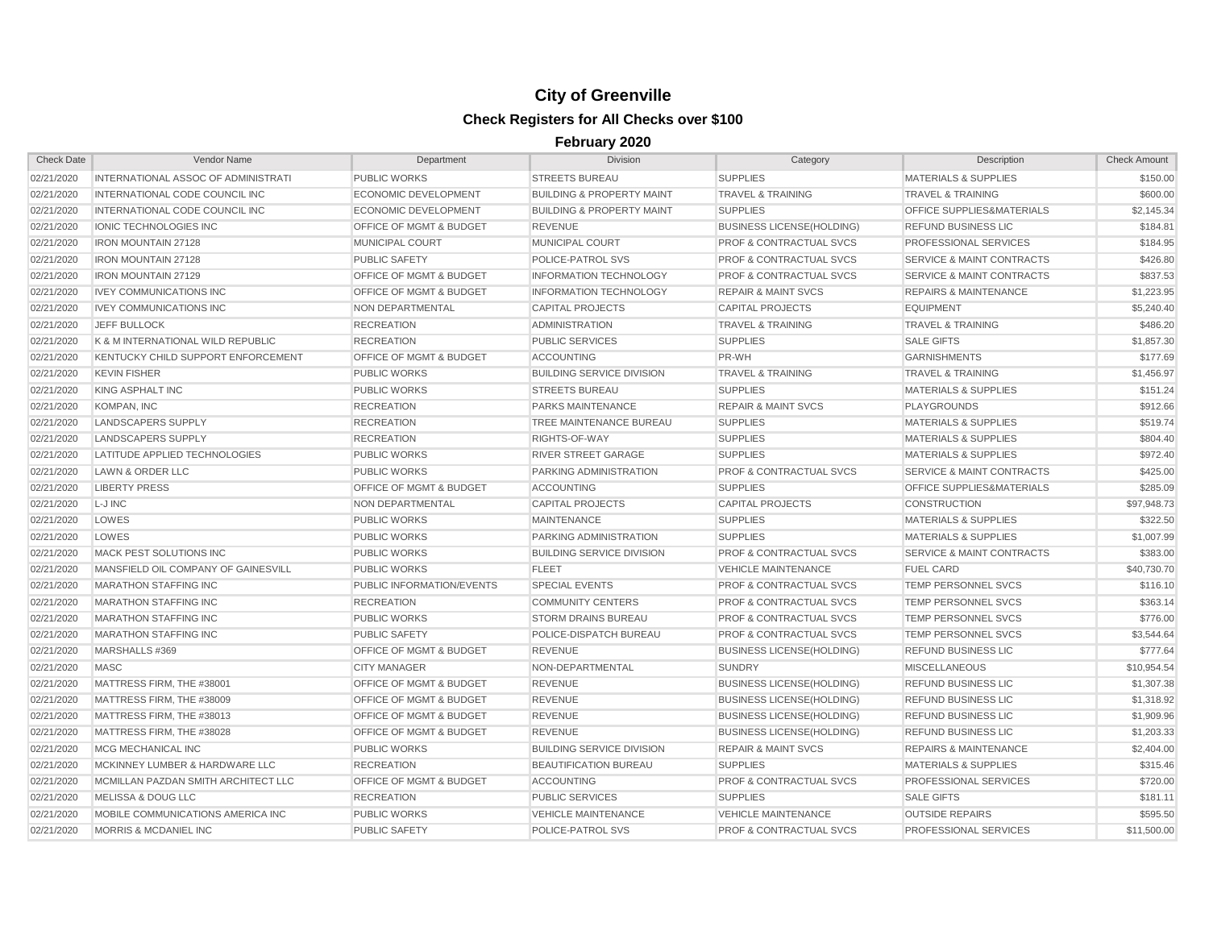# City of Greenville

## Check Registers for All Checks over $100

### February 2020

| Check Date | Vendor Name | Department | Division | Category | Description | Check Amount |
|---|---|---|---|---|---|---|
| 02/21/2020 | INTERNATIONAL ASSOC OF ADMINISTRATI | PUBLIC WORKS | STREETS BUREAU | SUPPLIES | MATERIALS & SUPPLIES | $150.00 |
| 02/21/2020 | INTERNATIONAL CODE COUNCIL INC | ECONOMIC DEVELOPMENT | BUILDING & PROPERTY MAINT | TRAVEL & TRAINING | TRAVEL & TRAINING | $600.00 |
| 02/21/2020 | INTERNATIONAL CODE COUNCIL INC | ECONOMIC DEVELOPMENT | BUILDING & PROPERTY MAINT | SUPPLIES | OFFICE SUPPLIES&MATERIALS | $2,145.34 |
| 02/21/2020 | IONIC TECHNOLOGIES INC | OFFICE OF MGMT & BUDGET | REVENUE | BUSINESS LICENSE(HOLDING) | REFUND BUSINESS LIC | $184.81 |
| 02/21/2020 | IRON MOUNTAIN 27128 | MUNICIPAL COURT | MUNICIPAL COURT | PROF & CONTRACTUAL SVCS | PROFESSIONAL SERVICES | $184.95 |
| 02/21/2020 | IRON MOUNTAIN 27128 | PUBLIC SAFETY | POLICE-PATROL SVS | PROF & CONTRACTUAL SVCS | SERVICE & MAINT CONTRACTS | $426.80 |
| 02/21/2020 | IRON MOUNTAIN 27129 | OFFICE OF MGMT & BUDGET | INFORMATION TECHNOLOGY | PROF & CONTRACTUAL SVCS | SERVICE & MAINT CONTRACTS | $837.53 |
| 02/21/2020 | IVEY COMMUNICATIONS INC | OFFICE OF MGMT & BUDGET | INFORMATION TECHNOLOGY | REPAIR & MAINT SVCS | REPAIRS & MAINTENANCE | $1,223.95 |
| 02/21/2020 | IVEY COMMUNICATIONS INC | NON DEPARTMENTAL | CAPITAL PROJECTS | CAPITAL PROJECTS | EQUIPMENT | $5,240.40 |
| 02/21/2020 | JEFF BULLOCK | RECREATION | ADMINISTRATION | TRAVEL & TRAINING | TRAVEL & TRAINING | $486.20 |
| 02/21/2020 | K & M INTERNATIONAL WILD REPUBLIC | RECREATION | PUBLIC SERVICES | SUPPLIES | SALE GIFTS | $1,857.30 |
| 02/21/2020 | KENTUCKY CHILD SUPPORT ENFORCEMENT | OFFICE OF MGMT & BUDGET | ACCOUNTING | PR-WH | GARNISHMENTS | $177.69 |
| 02/21/2020 | KEVIN FISHER | PUBLIC WORKS | BUILDING SERVICE DIVISION | TRAVEL & TRAINING | TRAVEL & TRAINING | $1,456.97 |
| 02/21/2020 | KING ASPHALT INC | PUBLIC WORKS | STREETS BUREAU | SUPPLIES | MATERIALS & SUPPLIES | $151.24 |
| 02/21/2020 | KOMPAN, INC | RECREATION | PARKS MAINTENANCE | REPAIR & MAINT SVCS | PLAYGROUNDS | $912.66 |
| 02/21/2020 | LANDSCAPERS SUPPLY | RECREATION | TREE MAINTENANCE BUREAU | SUPPLIES | MATERIALS & SUPPLIES | $519.74 |
| 02/21/2020 | LANDSCAPERS SUPPLY | RECREATION | RIGHTS-OF-WAY | SUPPLIES | MATERIALS & SUPPLIES | $804.40 |
| 02/21/2020 | LATITUDE APPLIED TECHNOLOGIES | PUBLIC WORKS | RIVER STREET GARAGE | SUPPLIES | MATERIALS & SUPPLIES | $972.40 |
| 02/21/2020 | LAWN & ORDER LLC | PUBLIC WORKS | PARKING ADMINISTRATION | PROF & CONTRACTUAL SVCS | SERVICE & MAINT CONTRACTS | $425.00 |
| 02/21/2020 | LIBERTY PRESS | OFFICE OF MGMT & BUDGET | ACCOUNTING | SUPPLIES | OFFICE SUPPLIES&MATERIALS | $285.09 |
| 02/21/2020 | L-J INC | NON DEPARTMENTAL | CAPITAL PROJECTS | CAPITAL PROJECTS | CONSTRUCTION | $97,948.73 |
| 02/21/2020 | LOWES | PUBLIC WORKS | MAINTENANCE | SUPPLIES | MATERIALS & SUPPLIES | $322.50 |
| 02/21/2020 | LOWES | PUBLIC WORKS | PARKING ADMINISTRATION | SUPPLIES | MATERIALS & SUPPLIES | $1,007.99 |
| 02/21/2020 | MACK PEST SOLUTIONS INC | PUBLIC WORKS | BUILDING SERVICE DIVISION | PROF & CONTRACTUAL SVCS | SERVICE & MAINT CONTRACTS | $383.00 |
| 02/21/2020 | MANSFIELD OIL COMPANY OF GAINESVILL | PUBLIC WORKS | FLEET | VEHICLE MAINTENANCE | FUEL CARD | $40,730.70 |
| 02/21/2020 | MARATHON STAFFING INC | PUBLIC INFORMATION/EVENTS | SPECIAL EVENTS | PROF & CONTRACTUAL SVCS | TEMP PERSONNEL SVCS | $116.10 |
| 02/21/2020 | MARATHON STAFFING INC | RECREATION | COMMUNITY CENTERS | PROF & CONTRACTUAL SVCS | TEMP PERSONNEL SVCS | $363.14 |
| 02/21/2020 | MARATHON STAFFING INC | PUBLIC WORKS | STORM DRAINS BUREAU | PROF & CONTRACTUAL SVCS | TEMP PERSONNEL SVCS | $776.00 |
| 02/21/2020 | MARATHON STAFFING INC | PUBLIC SAFETY | POLICE-DISPATCH BUREAU | PROF & CONTRACTUAL SVCS | TEMP PERSONNEL SVCS | $3,544.64 |
| 02/21/2020 | MARSHALLS #369 | OFFICE OF MGMT & BUDGET | REVENUE | BUSINESS LICENSE(HOLDING) | REFUND BUSINESS LIC | $777.64 |
| 02/21/2020 | MASC | CITY MANAGER | NON-DEPARTMENTAL | SUNDRY | MISCELLANEOUS | $10,954.54 |
| 02/21/2020 | MATTRESS FIRM, THE #38001 | OFFICE OF MGMT & BUDGET | REVENUE | BUSINESS LICENSE(HOLDING) | REFUND BUSINESS LIC | $1,307.38 |
| 02/21/2020 | MATTRESS FIRM, THE #38009 | OFFICE OF MGMT & BUDGET | REVENUE | BUSINESS LICENSE(HOLDING) | REFUND BUSINESS LIC | $1,318.92 |
| 02/21/2020 | MATTRESS FIRM, THE #38013 | OFFICE OF MGMT & BUDGET | REVENUE | BUSINESS LICENSE(HOLDING) | REFUND BUSINESS LIC | $1,909.96 |
| 02/21/2020 | MATTRESS FIRM, THE #38028 | OFFICE OF MGMT & BUDGET | REVENUE | BUSINESS LICENSE(HOLDING) | REFUND BUSINESS LIC | $1,203.33 |
| 02/21/2020 | MCG MECHANICAL INC | PUBLIC WORKS | BUILDING SERVICE DIVISION | REPAIR & MAINT SVCS | REPAIRS & MAINTENANCE | $2,404.00 |
| 02/21/2020 | MCKINNEY LUMBER & HARDWARE LLC | RECREATION | BEAUTIFICATION BUREAU | SUPPLIES | MATERIALS & SUPPLIES | $315.46 |
| 02/21/2020 | MCMILLAN PAZDAN SMITH ARCHITECT LLC | OFFICE OF MGMT & BUDGET | ACCOUNTING | PROF & CONTRACTUAL SVCS | PROFESSIONAL SERVICES | $720.00 |
| 02/21/2020 | MELISSA & DOUG LLC | RECREATION | PUBLIC SERVICES | SUPPLIES | SALE GIFTS | $181.11 |
| 02/21/2020 | MOBILE COMMUNICATIONS AMERICA INC | PUBLIC WORKS | VEHICLE MAINTENANCE | VEHICLE MAINTENANCE | OUTSIDE REPAIRS | $595.50 |
| 02/21/2020 | MORRIS & MCDANIEL INC | PUBLIC SAFETY | POLICE-PATROL SVS | PROF & CONTRACTUAL SVCS | PROFESSIONAL SERVICES | $11,500.00 |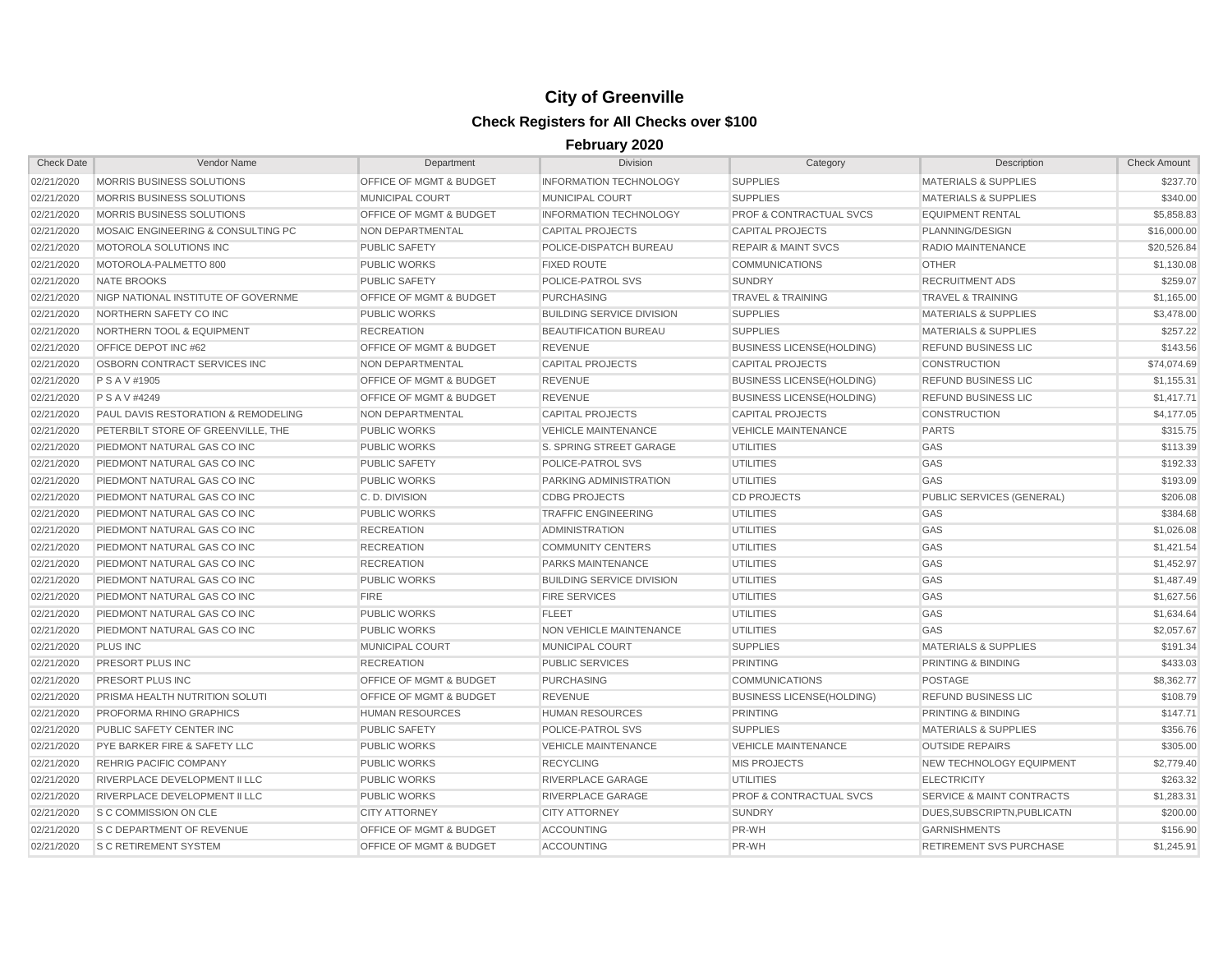# City of Greenville

## Check Registers for All Checks over $100

### February 2020

| Check Date | Vendor Name | Department | Division | Category | Description | Check Amount |
|---|---|---|---|---|---|---|
| 02/21/2020 | MORRIS BUSINESS SOLUTIONS | OFFICE OF MGMT & BUDGET | INFORMATION TECHNOLOGY | SUPPLIES | MATERIALS & SUPPLIES | $237.70 |
| 02/21/2020 | MORRIS BUSINESS SOLUTIONS | MUNICIPAL COURT | MUNICIPAL COURT | SUPPLIES | MATERIALS & SUPPLIES | $340.00 |
| 02/21/2020 | MORRIS BUSINESS SOLUTIONS | OFFICE OF MGMT & BUDGET | INFORMATION TECHNOLOGY | PROF & CONTRACTUAL SVCS | EQUIPMENT RENTAL | $5,858.83 |
| 02/21/2020 | MOSAIC ENGINEERING & CONSULTING PC | NON DEPARTMENTAL | CAPITAL PROJECTS | CAPITAL PROJECTS | PLANNING/DESIGN | $16,000.00 |
| 02/21/2020 | MOTOROLA SOLUTIONS INC | PUBLIC SAFETY | POLICE-DISPATCH BUREAU | REPAIR & MAINT SVCS | RADIO MAINTENANCE | $20,526.84 |
| 02/21/2020 | MOTOROLA-PALMETTO 800 | PUBLIC WORKS | FIXED ROUTE | COMMUNICATIONS | OTHER | $1,130.08 |
| 02/21/2020 | NATE BROOKS | PUBLIC SAFETY | POLICE-PATROL SVS | SUNDRY | RECRUITMENT ADS | $259.07 |
| 02/21/2020 | NIGP NATIONAL INSTITUTE OF GOVERNME | OFFICE OF MGMT & BUDGET | PURCHASING | TRAVEL & TRAINING | TRAVEL & TRAINING | $1,165.00 |
| 02/21/2020 | NORTHERN SAFETY CO INC | PUBLIC WORKS | BUILDING SERVICE DIVISION | SUPPLIES | MATERIALS & SUPPLIES | $3,478.00 |
| 02/21/2020 | NORTHERN TOOL & EQUIPMENT | RECREATION | BEAUTIFICATION BUREAU | SUPPLIES | MATERIALS & SUPPLIES | $257.22 |
| 02/21/2020 | OFFICE DEPOT INC #62 | OFFICE OF MGMT & BUDGET | REVENUE | BUSINESS LICENSE(HOLDING) | REFUND BUSINESS LIC | $143.56 |
| 02/21/2020 | OSBORN CONTRACT SERVICES INC | NON DEPARTMENTAL | CAPITAL PROJECTS | CAPITAL PROJECTS | CONSTRUCTION | $74,074.69 |
| 02/21/2020 | P S A V #1905 | OFFICE OF MGMT & BUDGET | REVENUE | BUSINESS LICENSE(HOLDING) | REFUND BUSINESS LIC | $1,155.31 |
| 02/21/2020 | P S A V #4249 | OFFICE OF MGMT & BUDGET | REVENUE | BUSINESS LICENSE(HOLDING) | REFUND BUSINESS LIC | $1,417.71 |
| 02/21/2020 | PAUL DAVIS RESTORATION & REMODELING | NON DEPARTMENTAL | CAPITAL PROJECTS | CAPITAL PROJECTS | CONSTRUCTION | $4,177.05 |
| 02/21/2020 | PETERBILT STORE OF GREENVILLE, THE | PUBLIC WORKS | VEHICLE MAINTENANCE | VEHICLE MAINTENANCE | PARTS | $315.75 |
| 02/21/2020 | PIEDMONT NATURAL GAS CO INC | PUBLIC WORKS | S. SPRING STREET GARAGE | UTILITIES | GAS | $113.39 |
| 02/21/2020 | PIEDMONT NATURAL GAS CO INC | PUBLIC SAFETY | POLICE-PATROL SVS | UTILITIES | GAS | $192.33 |
| 02/21/2020 | PIEDMONT NATURAL GAS CO INC | PUBLIC WORKS | PARKING ADMINISTRATION | UTILITIES | GAS | $193.09 |
| 02/21/2020 | PIEDMONT NATURAL GAS CO INC | C. D. DIVISION | CDBG PROJECTS | CD PROJECTS | PUBLIC SERVICES (GENERAL) | $206.08 |
| 02/21/2020 | PIEDMONT NATURAL GAS CO INC | PUBLIC WORKS | TRAFFIC ENGINEERING | UTILITIES | GAS | $384.68 |
| 02/21/2020 | PIEDMONT NATURAL GAS CO INC | RECREATION | ADMINISTRATION | UTILITIES | GAS | $1,026.08 |
| 02/21/2020 | PIEDMONT NATURAL GAS CO INC | RECREATION | COMMUNITY CENTERS | UTILITIES | GAS | $1,421.54 |
| 02/21/2020 | PIEDMONT NATURAL GAS CO INC | RECREATION | PARKS MAINTENANCE | UTILITIES | GAS | $1,452.97 |
| 02/21/2020 | PIEDMONT NATURAL GAS CO INC | PUBLIC WORKS | BUILDING SERVICE DIVISION | UTILITIES | GAS | $1,487.49 |
| 02/21/2020 | PIEDMONT NATURAL GAS CO INC | FIRE | FIRE SERVICES | UTILITIES | GAS | $1,627.56 |
| 02/21/2020 | PIEDMONT NATURAL GAS CO INC | PUBLIC WORKS | FLEET | UTILITIES | GAS | $1,634.64 |
| 02/21/2020 | PIEDMONT NATURAL GAS CO INC | PUBLIC WORKS | NON VEHICLE MAINTENANCE | UTILITIES | GAS | $2,057.67 |
| 02/21/2020 | PLUS INC | MUNICIPAL COURT | MUNICIPAL COURT | SUPPLIES | MATERIALS & SUPPLIES | $191.34 |
| 02/21/2020 | PRESORT PLUS INC | RECREATION | PUBLIC SERVICES | PRINTING | PRINTING & BINDING | $433.03 |
| 02/21/2020 | PRESORT PLUS INC | OFFICE OF MGMT & BUDGET | PURCHASING | COMMUNICATIONS | POSTAGE | $8,362.77 |
| 02/21/2020 | PRISMA HEALTH NUTRITION SOLUTI | OFFICE OF MGMT & BUDGET | REVENUE | BUSINESS LICENSE(HOLDING) | REFUND BUSINESS LIC | $108.79 |
| 02/21/2020 | PROFORMA RHINO GRAPHICS | HUMAN RESOURCES | HUMAN RESOURCES | PRINTING | PRINTING & BINDING | $147.71 |
| 02/21/2020 | PUBLIC SAFETY CENTER INC | PUBLIC SAFETY | POLICE-PATROL SVS | SUPPLIES | MATERIALS & SUPPLIES | $356.76 |
| 02/21/2020 | PYE BARKER FIRE & SAFETY LLC | PUBLIC WORKS | VEHICLE MAINTENANCE | VEHICLE MAINTENANCE | OUTSIDE REPAIRS | $305.00 |
| 02/21/2020 | REHRIG PACIFIC COMPANY | PUBLIC WORKS | RECYCLING | MIS PROJECTS | NEW TECHNOLOGY EQUIPMENT | $2,779.40 |
| 02/21/2020 | RIVERPLACE DEVELOPMENT II LLC | PUBLIC WORKS | RIVERPLACE GARAGE | UTILITIES | ELECTRICITY | $263.32 |
| 02/21/2020 | RIVERPLACE DEVELOPMENT II LLC | PUBLIC WORKS | RIVERPLACE GARAGE | PROF & CONTRACTUAL SVCS | SERVICE & MAINT CONTRACTS | $1,283.31 |
| 02/21/2020 | S C COMMISSION ON CLE | CITY ATTORNEY | CITY ATTORNEY | SUNDRY | DUES,SUBSCRIPTN,PUBLICATN | $200.00 |
| 02/21/2020 | S C DEPARTMENT OF REVENUE | OFFICE OF MGMT & BUDGET | ACCOUNTING | PR-WH | GARNISHMENTS | $156.90 |
| 02/21/2020 | S C RETIREMENT SYSTEM | OFFICE OF MGMT & BUDGET | ACCOUNTING | PR-WH | RETIREMENT SVS PURCHASE | $1,245.91 |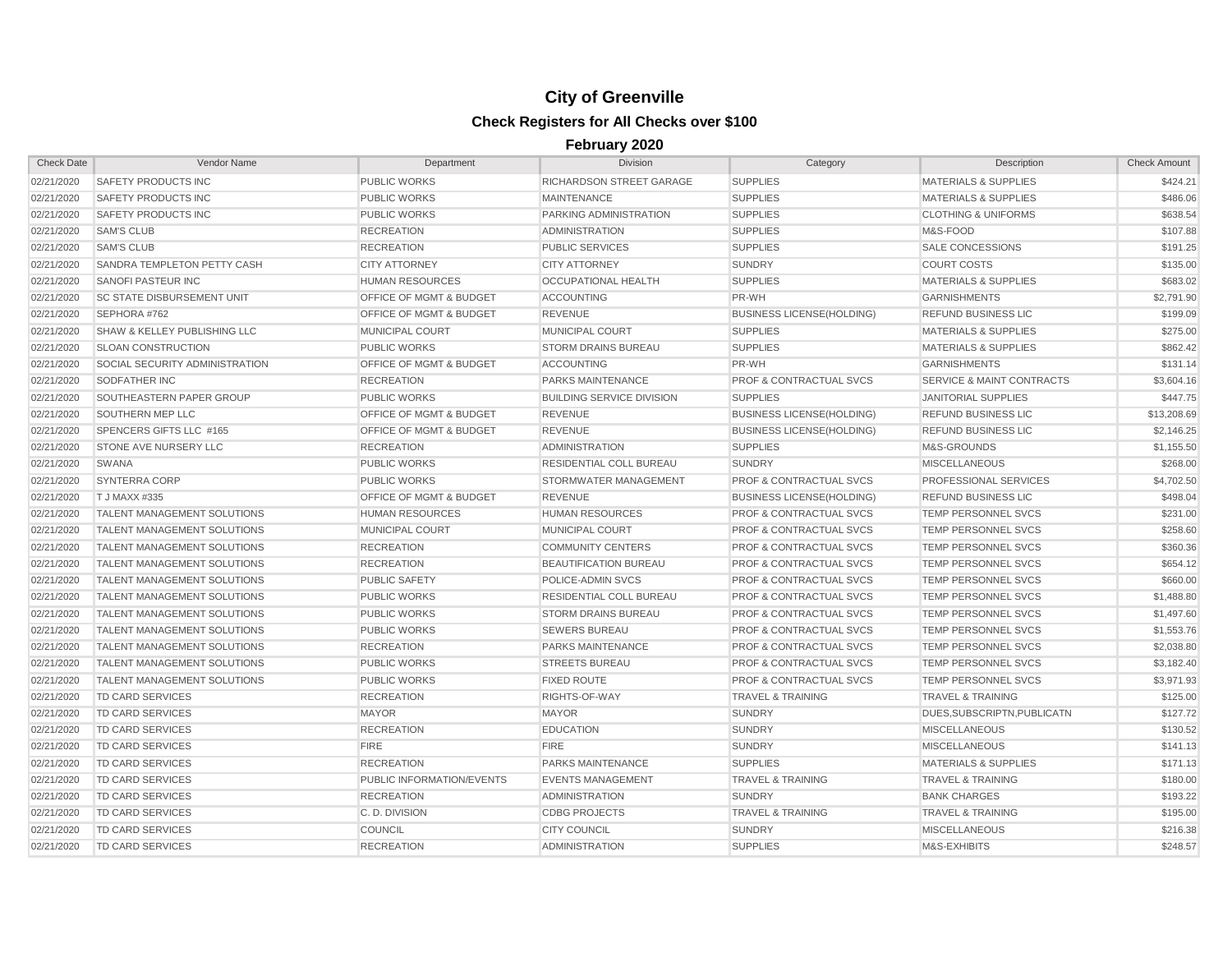# City of Greenville

## Check Registers for All Checks over $100

### February 2020

| Check Date | Vendor Name | Department | Division | Category | Description | Check Amount |
|---|---|---|---|---|---|---|
| 02/21/2020 | SAFETY PRODUCTS INC | PUBLIC WORKS | RICHARDSON STREET GARAGE | SUPPLIES | MATERIALS & SUPPLIES | $424.21 |
| 02/21/2020 | SAFETY PRODUCTS INC | PUBLIC WORKS | MAINTENANCE | SUPPLIES | MATERIALS & SUPPLIES | $486.06 |
| 02/21/2020 | SAFETY PRODUCTS INC | PUBLIC WORKS | PARKING ADMINISTRATION | SUPPLIES | CLOTHING & UNIFORMS | $638.54 |
| 02/21/2020 | SAM'S CLUB | RECREATION | ADMINISTRATION | SUPPLIES | M&S-FOOD | $107.88 |
| 02/21/2020 | SAM'S CLUB | RECREATION | PUBLIC SERVICES | SUPPLIES | SALE CONCESSIONS | $191.25 |
| 02/21/2020 | SANDRA TEMPLETON PETTY CASH | CITY ATTORNEY | CITY ATTORNEY | SUNDRY | COURT COSTS | $135.00 |
| 02/21/2020 | SANOFI PASTEUR INC | HUMAN RESOURCES | OCCUPATIONAL HEALTH | SUPPLIES | MATERIALS & SUPPLIES | $683.02 |
| 02/21/2020 | SC STATE DISBURSEMENT UNIT | OFFICE OF MGMT & BUDGET | ACCOUNTING | PR-WH | GARNISHMENTS | $2,791.90 |
| 02/21/2020 | SEPHORA #762 | OFFICE OF MGMT & BUDGET | REVENUE | BUSINESS LICENSE(HOLDING) | REFUND BUSINESS LIC | $199.09 |
| 02/21/2020 | SHAW & KELLEY PUBLISHING LLC | MUNICIPAL COURT | MUNICIPAL COURT | SUPPLIES | MATERIALS & SUPPLIES | $275.00 |
| 02/21/2020 | SLOAN CONSTRUCTION | PUBLIC WORKS | STORM DRAINS BUREAU | SUPPLIES | MATERIALS & SUPPLIES | $862.42 |
| 02/21/2020 | SOCIAL SECURITY ADMINISTRATION | OFFICE OF MGMT & BUDGET | ACCOUNTING | PR-WH | GARNISHMENTS | $131.14 |
| 02/21/2020 | SODFATHER INC | RECREATION | PARKS MAINTENANCE | PROF & CONTRACTUAL SVCS | SERVICE & MAINT CONTRACTS | $3,604.16 |
| 02/21/2020 | SOUTHEASTERN PAPER GROUP | PUBLIC WORKS | BUILDING SERVICE DIVISION | SUPPLIES | JANITORIAL SUPPLIES | $447.75 |
| 02/21/2020 | SOUTHERN MEP LLC | OFFICE OF MGMT & BUDGET | REVENUE | BUSINESS LICENSE(HOLDING) | REFUND BUSINESS LIC | $13,208.69 |
| 02/21/2020 | SPENCERS GIFTS LLC #165 | OFFICE OF MGMT & BUDGET | REVENUE | BUSINESS LICENSE(HOLDING) | REFUND BUSINESS LIC | $2,146.25 |
| 02/21/2020 | STONE AVE NURSERY LLC | RECREATION | ADMINISTRATION | SUPPLIES | M&S-GROUNDS | $1,155.50 |
| 02/21/2020 | SWANA | PUBLIC WORKS | RESIDENTIAL COLL BUREAU | SUNDRY | MISCELLANEOUS | $268.00 |
| 02/21/2020 | SYNTERRA CORP | PUBLIC WORKS | STORMWATER MANAGEMENT | PROF & CONTRACTUAL SVCS | PROFESSIONAL SERVICES | $4,702.50 |
| 02/21/2020 | T J MAXX #335 | OFFICE OF MGMT & BUDGET | REVENUE | BUSINESS LICENSE(HOLDING) | REFUND BUSINESS LIC | $498.04 |
| 02/21/2020 | TALENT MANAGEMENT SOLUTIONS | HUMAN RESOURCES | HUMAN RESOURCES | PROF & CONTRACTUAL SVCS | TEMP PERSONNEL SVCS | $231.00 |
| 02/21/2020 | TALENT MANAGEMENT SOLUTIONS | MUNICIPAL COURT | MUNICIPAL COURT | PROF & CONTRACTUAL SVCS | TEMP PERSONNEL SVCS | $258.60 |
| 02/21/2020 | TALENT MANAGEMENT SOLUTIONS | RECREATION | COMMUNITY CENTERS | PROF & CONTRACTUAL SVCS | TEMP PERSONNEL SVCS | $360.36 |
| 02/21/2020 | TALENT MANAGEMENT SOLUTIONS | RECREATION | BEAUTIFICATION BUREAU | PROF & CONTRACTUAL SVCS | TEMP PERSONNEL SVCS | $654.12 |
| 02/21/2020 | TALENT MANAGEMENT SOLUTIONS | PUBLIC SAFETY | POLICE-ADMIN SVCS | PROF & CONTRACTUAL SVCS | TEMP PERSONNEL SVCS | $660.00 |
| 02/21/2020 | TALENT MANAGEMENT SOLUTIONS | PUBLIC WORKS | RESIDENTIAL COLL BUREAU | PROF & CONTRACTUAL SVCS | TEMP PERSONNEL SVCS | $1,488.80 |
| 02/21/2020 | TALENT MANAGEMENT SOLUTIONS | PUBLIC WORKS | STORM DRAINS BUREAU | PROF & CONTRACTUAL SVCS | TEMP PERSONNEL SVCS | $1,497.60 |
| 02/21/2020 | TALENT MANAGEMENT SOLUTIONS | PUBLIC WORKS | SEWERS BUREAU | PROF & CONTRACTUAL SVCS | TEMP PERSONNEL SVCS | $1,553.76 |
| 02/21/2020 | TALENT MANAGEMENT SOLUTIONS | RECREATION | PARKS MAINTENANCE | PROF & CONTRACTUAL SVCS | TEMP PERSONNEL SVCS | $2,038.80 |
| 02/21/2020 | TALENT MANAGEMENT SOLUTIONS | PUBLIC WORKS | STREETS BUREAU | PROF & CONTRACTUAL SVCS | TEMP PERSONNEL SVCS | $3,182.40 |
| 02/21/2020 | TALENT MANAGEMENT SOLUTIONS | PUBLIC WORKS | FIXED ROUTE | PROF & CONTRACTUAL SVCS | TEMP PERSONNEL SVCS | $3,971.93 |
| 02/21/2020 | TD CARD SERVICES | RECREATION | RIGHTS-OF-WAY | TRAVEL & TRAINING | TRAVEL & TRAINING | $125.00 |
| 02/21/2020 | TD CARD SERVICES | MAYOR | MAYOR | SUNDRY | DUES,SUBSCRIPTN,PUBLICATN | $127.72 |
| 02/21/2020 | TD CARD SERVICES | RECREATION | EDUCATION | SUNDRY | MISCELLANEOUS | $130.52 |
| 02/21/2020 | TD CARD SERVICES | FIRE | FIRE | SUNDRY | MISCELLANEOUS | $141.13 |
| 02/21/2020 | TD CARD SERVICES | RECREATION | PARKS MAINTENANCE | SUPPLIES | MATERIALS & SUPPLIES | $171.13 |
| 02/21/2020 | TD CARD SERVICES | PUBLIC INFORMATION/EVENTS | EVENTS MANAGEMENT | TRAVEL & TRAINING | TRAVEL & TRAINING | $180.00 |
| 02/21/2020 | TD CARD SERVICES | RECREATION | ADMINISTRATION | SUNDRY | BANK CHARGES | $193.22 |
| 02/21/2020 | TD CARD SERVICES | C. D. DIVISION | CDBG PROJECTS | TRAVEL & TRAINING | TRAVEL & TRAINING | $195.00 |
| 02/21/2020 | TD CARD SERVICES | COUNCIL | CITY COUNCIL | SUNDRY | MISCELLANEOUS | $216.38 |
| 02/21/2020 | TD CARD SERVICES | RECREATION | ADMINISTRATION | SUPPLIES | M&S-EXHIBITS | $248.57 |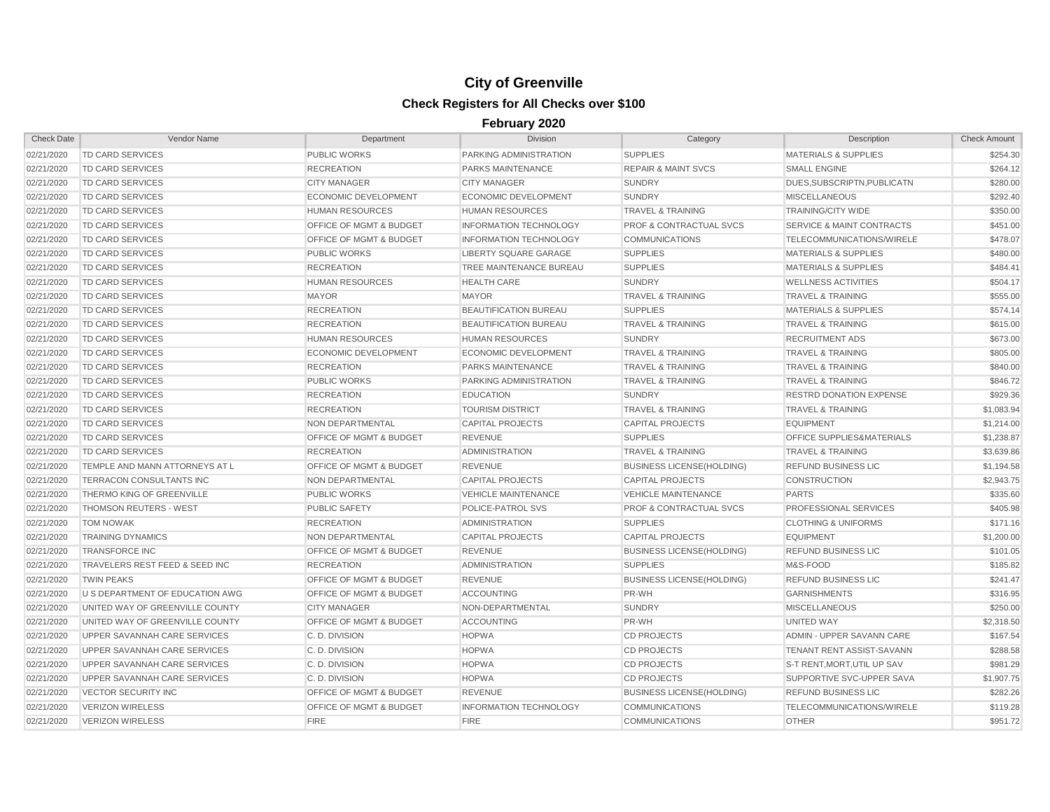# City of Greenville

## Check Registers for All Checks over $100

### February 2020

| Check Date | Vendor Name | Department | Division | Category | Description | Check Amount |
|---|---|---|---|---|---|---|
| 02/21/2020 | TD CARD SERVICES | PUBLIC WORKS | PARKING ADMINISTRATION | SUPPLIES | MATERIALS & SUPPLIES | $254.30 |
| 02/21/2020 | TD CARD SERVICES | RECREATION | PARKS MAINTENANCE | REPAIR & MAINT SVCS | SMALL ENGINE | $264.12 |
| 02/21/2020 | TD CARD SERVICES | CITY MANAGER | CITY MANAGER | SUNDRY | DUES,SUBSCRIPTN,PUBLICATN | $280.00 |
| 02/21/2020 | TD CARD SERVICES | ECONOMIC DEVELOPMENT | ECONOMIC DEVELOPMENT | SUNDRY | MISCELLANEOUS | $292.40 |
| 02/21/2020 | TD CARD SERVICES | HUMAN RESOURCES | HUMAN RESOURCES | TRAVEL & TRAINING | TRAINING/CITY WIDE | $350.00 |
| 02/21/2020 | TD CARD SERVICES | OFFICE OF MGMT & BUDGET | INFORMATION TECHNOLOGY | PROF & CONTRACTUAL SVCS | SERVICE & MAINT CONTRACTS | $451.00 |
| 02/21/2020 | TD CARD SERVICES | OFFICE OF MGMT & BUDGET | INFORMATION TECHNOLOGY | COMMUNICATIONS | TELECOMMUNICATIONS/WIRELE | $478.07 |
| 02/21/2020 | TD CARD SERVICES | PUBLIC WORKS | LIBERTY SQUARE GARAGE | SUPPLIES | MATERIALS & SUPPLIES | $480.00 |
| 02/21/2020 | TD CARD SERVICES | RECREATION | TREE MAINTENANCE BUREAU | SUPPLIES | MATERIALS & SUPPLIES | $484.41 |
| 02/21/2020 | TD CARD SERVICES | HUMAN RESOURCES | HEALTH CARE | SUNDRY | WELLNESS ACTIVITIES | $504.17 |
| 02/21/2020 | TD CARD SERVICES | MAYOR | MAYOR | TRAVEL & TRAINING | TRAVEL & TRAINING | $555.00 |
| 02/21/2020 | TD CARD SERVICES | RECREATION | BEAUTIFICATION BUREAU | SUPPLIES | MATERIALS & SUPPLIES | $574.14 |
| 02/21/2020 | TD CARD SERVICES | RECREATION | BEAUTIFICATION BUREAU | TRAVEL & TRAINING | TRAVEL & TRAINING | $615.00 |
| 02/21/2020 | TD CARD SERVICES | HUMAN RESOURCES | HUMAN RESOURCES | SUNDRY | RECRUITMENT ADS | $673.00 |
| 02/21/2020 | TD CARD SERVICES | ECONOMIC DEVELOPMENT | ECONOMIC DEVELOPMENT | TRAVEL & TRAINING | TRAVEL & TRAINING | $805.00 |
| 02/21/2020 | TD CARD SERVICES | RECREATION | PARKS MAINTENANCE | TRAVEL & TRAINING | TRAVEL & TRAINING | $840.00 |
| 02/21/2020 | TD CARD SERVICES | PUBLIC WORKS | PARKING ADMINISTRATION | TRAVEL & TRAINING | TRAVEL & TRAINING | $846.72 |
| 02/21/2020 | TD CARD SERVICES | RECREATION | EDUCATION | SUNDRY | RESTRD DONATION EXPENSE | $929.36 |
| 02/21/2020 | TD CARD SERVICES | RECREATION | TOURISM DISTRICT | TRAVEL & TRAINING | TRAVEL & TRAINING | $1,083.94 |
| 02/21/2020 | TD CARD SERVICES | NON DEPARTMENTAL | CAPITAL PROJECTS | CAPITAL PROJECTS | EQUIPMENT | $1,214.00 |
| 02/21/2020 | TD CARD SERVICES | OFFICE OF MGMT & BUDGET | REVENUE | SUPPLIES | OFFICE SUPPLIES&MATERIALS | $1,238.87 |
| 02/21/2020 | TD CARD SERVICES | RECREATION | ADMINISTRATION | TRAVEL & TRAINING | TRAVEL & TRAINING | $3,639.86 |
| 02/21/2020 | TEMPLE AND MANN ATTORNEYS AT L | OFFICE OF MGMT & BUDGET | REVENUE | BUSINESS LICENSE(HOLDING) | REFUND BUSINESS LIC | $1,194.58 |
| 02/21/2020 | TERRACON CONSULTANTS INC | NON DEPARTMENTAL | CAPITAL PROJECTS | CAPITAL PROJECTS | CONSTRUCTION | $2,943.75 |
| 02/21/2020 | THERMO KING OF GREENVILLE | PUBLIC WORKS | VEHICLE MAINTENANCE | VEHICLE MAINTENANCE | PARTS | $335.60 |
| 02/21/2020 | THOMSON REUTERS - WEST | PUBLIC SAFETY | POLICE-PATROL SVS | PROF & CONTRACTUAL SVCS | PROFESSIONAL SERVICES | $405.98 |
| 02/21/2020 | TOM NOWAK | RECREATION | ADMINISTRATION | SUPPLIES | CLOTHING & UNIFORMS | $171.16 |
| 02/21/2020 | TRAINING DYNAMICS | NON DEPARTMENTAL | CAPITAL PROJECTS | CAPITAL PROJECTS | EQUIPMENT | $1,200.00 |
| 02/21/2020 | TRANSFORCE INC | OFFICE OF MGMT & BUDGET | REVENUE | BUSINESS LICENSE(HOLDING) | REFUND BUSINESS LIC | $101.05 |
| 02/21/2020 | TRAVELERS REST FEED & SEED INC | RECREATION | ADMINISTRATION | SUPPLIES | M&S-FOOD | $185.82 |
| 02/21/2020 | TWIN PEAKS | OFFICE OF MGMT & BUDGET | REVENUE | BUSINESS LICENSE(HOLDING) | REFUND BUSINESS LIC | $241.47 |
| 02/21/2020 | U S DEPARTMENT OF EDUCATION AWG | OFFICE OF MGMT & BUDGET | ACCOUNTING | PR-WH | GARNISHMENTS | $316.95 |
| 02/21/2020 | UNITED WAY OF GREENVILLE COUNTY | CITY MANAGER | NON-DEPARTMENTAL | SUNDRY | MISCELLANEOUS | $250.00 |
| 02/21/2020 | UNITED WAY OF GREENVILLE COUNTY | OFFICE OF MGMT & BUDGET | ACCOUNTING | PR-WH | UNITED WAY | $2,318.50 |
| 02/21/2020 | UPPER SAVANNAH CARE SERVICES | C. D. DIVISION | HOPWA | CD PROJECTS | ADMIN - UPPER SAVANN CARE | $167.54 |
| 02/21/2020 | UPPER SAVANNAH CARE SERVICES | C. D. DIVISION | HOPWA | CD PROJECTS | TENANT RENT ASSIST-SAVANN | $288.58 |
| 02/21/2020 | UPPER SAVANNAH CARE SERVICES | C. D. DIVISION | HOPWA | CD PROJECTS | S-T RENT,MORT,UTIL UP SAV | $981.29 |
| 02/21/2020 | UPPER SAVANNAH CARE SERVICES | C. D. DIVISION | HOPWA | CD PROJECTS | SUPPORTIVE SVC-UPPER SAVA | $1,907.75 |
| 02/21/2020 | VECTOR SECURITY INC | OFFICE OF MGMT & BUDGET | REVENUE | BUSINESS LICENSE(HOLDING) | REFUND BUSINESS LIC | $282.26 |
| 02/21/2020 | VERIZON WIRELESS | OFFICE OF MGMT & BUDGET | INFORMATION TECHNOLOGY | COMMUNICATIONS | TELECOMMUNICATIONS/WIRELE | $119.28 |
| 02/21/2020 | VERIZON WIRELESS | FIRE | FIRE | COMMUNICATIONS | OTHER | $951.72 |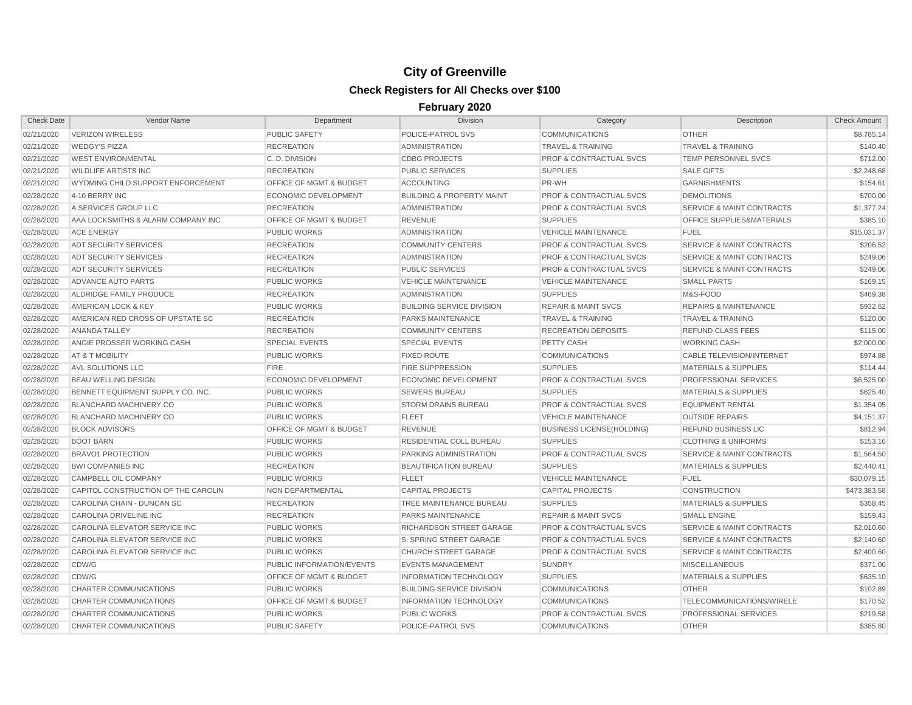# City of Greenville

## Check Registers for All Checks over $100

### February 2020

| Check Date | Vendor Name | Department | Division | Category | Description | Check Amount |
|---|---|---|---|---|---|---|
| 02/21/2020 | VERIZON WIRELESS | PUBLIC SAFETY | POLICE-PATROL SVS | COMMUNICATIONS | OTHER | $8,785.14 |
| 02/21/2020 | WEDGY'S PIZZA | RECREATION | ADMINISTRATION | TRAVEL & TRAINING | TRAVEL & TRAINING | $140.40 |
| 02/21/2020 | WEST ENVIRONMENTAL | C. D. DIVISION | CDBG PROJECTS | PROF & CONTRACTUAL SVCS | TEMP PERSONNEL SVCS | $712.00 |
| 02/21/2020 | WILDLIFE ARTISTS INC | RECREATION | PUBLIC SERVICES | SUPPLIES | SALE GIFTS | $2,248.68 |
| 02/21/2020 | WYOMING CHILD SUPPORT ENFORCEMENT | OFFICE OF MGMT & BUDGET | ACCOUNTING | PR-WH | GARNISHMENTS | $154.61 |
| 02/28/2020 | 4-10 BERRY INC | ECONOMIC DEVELOPMENT | BUILDING & PROPERTY MAINT | PROF & CONTRACTUAL SVCS | DEMOLITIONS | $700.00 |
| 02/28/2020 | A SERVICES GROUP LLC | RECREATION | ADMINISTRATION | PROF & CONTRACTUAL SVCS | SERVICE & MAINT CONTRACTS | $1,377.24 |
| 02/28/2020 | AAA LOCKSMITHS & ALARM COMPANY INC | OFFICE OF MGMT & BUDGET | REVENUE | SUPPLIES | OFFICE SUPPLIES&MATERIALS | $385.10 |
| 02/28/2020 | ACE ENERGY | PUBLIC WORKS | ADMINISTRATION | VEHICLE MAINTENANCE | FUEL | $15,031.37 |
| 02/28/2020 | ADT SECURITY SERVICES | RECREATION | COMMUNITY CENTERS | PROF & CONTRACTUAL SVCS | SERVICE & MAINT CONTRACTS | $206.52 |
| 02/28/2020 | ADT SECURITY SERVICES | RECREATION | ADMINISTRATION | PROF & CONTRACTUAL SVCS | SERVICE & MAINT CONTRACTS | $249.06 |
| 02/28/2020 | ADT SECURITY SERVICES | RECREATION | PUBLIC SERVICES | PROF & CONTRACTUAL SVCS | SERVICE & MAINT CONTRACTS | $249.06 |
| 02/28/2020 | ADVANCE AUTO PARTS | PUBLIC WORKS | VEHICLE MAINTENANCE | VEHICLE MAINTENANCE | SMALL PARTS | $169.15 |
| 02/28/2020 | ALDRIDGE FAMILY PRODUCE | RECREATION | ADMINISTRATION | SUPPLIES | M&S-FOOD | $469.38 |
| 02/28/2020 | AMERICAN LOCK & KEY | PUBLIC WORKS | BUILDING SERVICE DIVISION | REPAIR & MAINT SVCS | REPAIRS & MAINTENANCE | $932.62 |
| 02/28/2020 | AMERICAN RED CROSS OF UPSTATE SC | RECREATION | PARKS MAINTENANCE | TRAVEL & TRAINING | TRAVEL & TRAINING | $120.00 |
| 02/28/2020 | ANANDA TALLEY | RECREATION | COMMUNITY CENTERS | RECREATION DEPOSITS | REFUND CLASS FEES | $115.00 |
| 02/28/2020 | ANGIE PROSSER WORKING CASH | SPECIAL EVENTS | SPECIAL EVENTS | PETTY CASH | WORKING CASH | $2,000.00 |
| 02/28/2020 | AT & T MOBILITY | PUBLIC WORKS | FIXED ROUTE | COMMUNICATIONS | CABLE TELEVISION/INTERNET | $974.88 |
| 02/28/2020 | AVL SOLUTIONS LLC | FIRE | FIRE SUPPRESSION | SUPPLIES | MATERIALS & SUPPLIES | $114.44 |
| 02/28/2020 | BEAU WELLING DESIGN | ECONOMIC DEVELOPMENT | ECONOMIC DEVELOPMENT | PROF & CONTRACTUAL SVCS | PROFESSIONAL SERVICES | $6,525.00 |
| 02/28/2020 | BENNETT EQUIPMENT SUPPLY CO. INC. | PUBLIC WORKS | SEWERS BUREAU | SUPPLIES | MATERIALS & SUPPLIES | $625.40 |
| 02/28/2020 | BLANCHARD MACHINERY CO | PUBLIC WORKS | STORM DRAINS BUREAU | PROF & CONTRACTUAL SVCS | EQUIPMENT RENTAL | $1,354.05 |
| 02/28/2020 | BLANCHARD MACHINERY CO | PUBLIC WORKS | FLEET | VEHICLE MAINTENANCE | OUTSIDE REPAIRS | $4,151.37 |
| 02/28/2020 | BLOCK ADVISORS | OFFICE OF MGMT & BUDGET | REVENUE | BUSINESS LICENSE(HOLDING) | REFUND BUSINESS LIC | $812.94 |
| 02/28/2020 | BOOT BARN | PUBLIC WORKS | RESIDENTIAL COLL BUREAU | SUPPLIES | CLOTHING & UNIFORMS | $153.16 |
| 02/28/2020 | BRAVO1 PROTECTION | PUBLIC WORKS | PARKING ADMINISTRATION | PROF & CONTRACTUAL SVCS | SERVICE & MAINT CONTRACTS | $1,564.50 |
| 02/28/2020 | BWI COMPANIES INC | RECREATION | BEAUTIFICATION BUREAU | SUPPLIES | MATERIALS & SUPPLIES | $2,440.41 |
| 02/28/2020 | CAMPBELL OIL COMPANY | PUBLIC WORKS | FLEET | VEHICLE MAINTENANCE | FUEL | $30,079.15 |
| 02/28/2020 | CAPITOL CONSTRUCTION OF THE CAROLIN | NON DEPARTMENTAL | CAPITAL PROJECTS | CAPITAL PROJECTS | CONSTRUCTION | $473,383.58 |
| 02/28/2020 | CAROLINA CHAIN - DUNCAN SC | RECREATION | TREE MAINTENANCE BUREAU | SUPPLIES | MATERIALS & SUPPLIES | $358.45 |
| 02/28/2020 | CAROLINA DRIVELINE INC | RECREATION | PARKS MAINTENANCE | REPAIR & MAINT SVCS | SMALL ENGINE | $159.43 |
| 02/28/2020 | CAROLINA ELEVATOR SERVICE INC | PUBLIC WORKS | RICHARDSON STREET GARAGE | PROF & CONTRACTUAL SVCS | SERVICE & MAINT CONTRACTS | $2,010.60 |
| 02/28/2020 | CAROLINA ELEVATOR SERVICE INC | PUBLIC WORKS | S. SPRING STREET GARAGE | PROF & CONTRACTUAL SVCS | SERVICE & MAINT CONTRACTS | $2,140.60 |
| 02/28/2020 | CAROLINA ELEVATOR SERVICE INC | PUBLIC WORKS | CHURCH STREET GARAGE | PROF & CONTRACTUAL SVCS | SERVICE & MAINT CONTRACTS | $2,400.60 |
| 02/28/2020 | CDW/G | PUBLIC INFORMATION/EVENTS | EVENTS MANAGEMENT | SUNDRY | MISCELLANEOUS | $371.00 |
| 02/28/2020 | CDW/G | OFFICE OF MGMT & BUDGET | INFORMATION TECHNOLOGY | SUPPLIES | MATERIALS & SUPPLIES | $635.10 |
| 02/28/2020 | CHARTER COMMUNICATIONS | PUBLIC WORKS | BUILDING SERVICE DIVISION | COMMUNICATIONS | OTHER | $102.89 |
| 02/28/2020 | CHARTER COMMUNICATIONS | OFFICE OF MGMT & BUDGET | INFORMATION TECHNOLOGY | COMMUNICATIONS | TELECOMMUNICATIONS/WIRELE | $170.52 |
| 02/28/2020 | CHARTER COMMUNICATIONS | PUBLIC WORKS | PUBLIC WORKS | PROF & CONTRACTUAL SVCS | PROFESSIONAL SERVICES | $219.58 |
| 02/28/2020 | CHARTER COMMUNICATIONS | PUBLIC SAFETY | POLICE-PATROL SVS | COMMUNICATIONS | OTHER | $385.80 |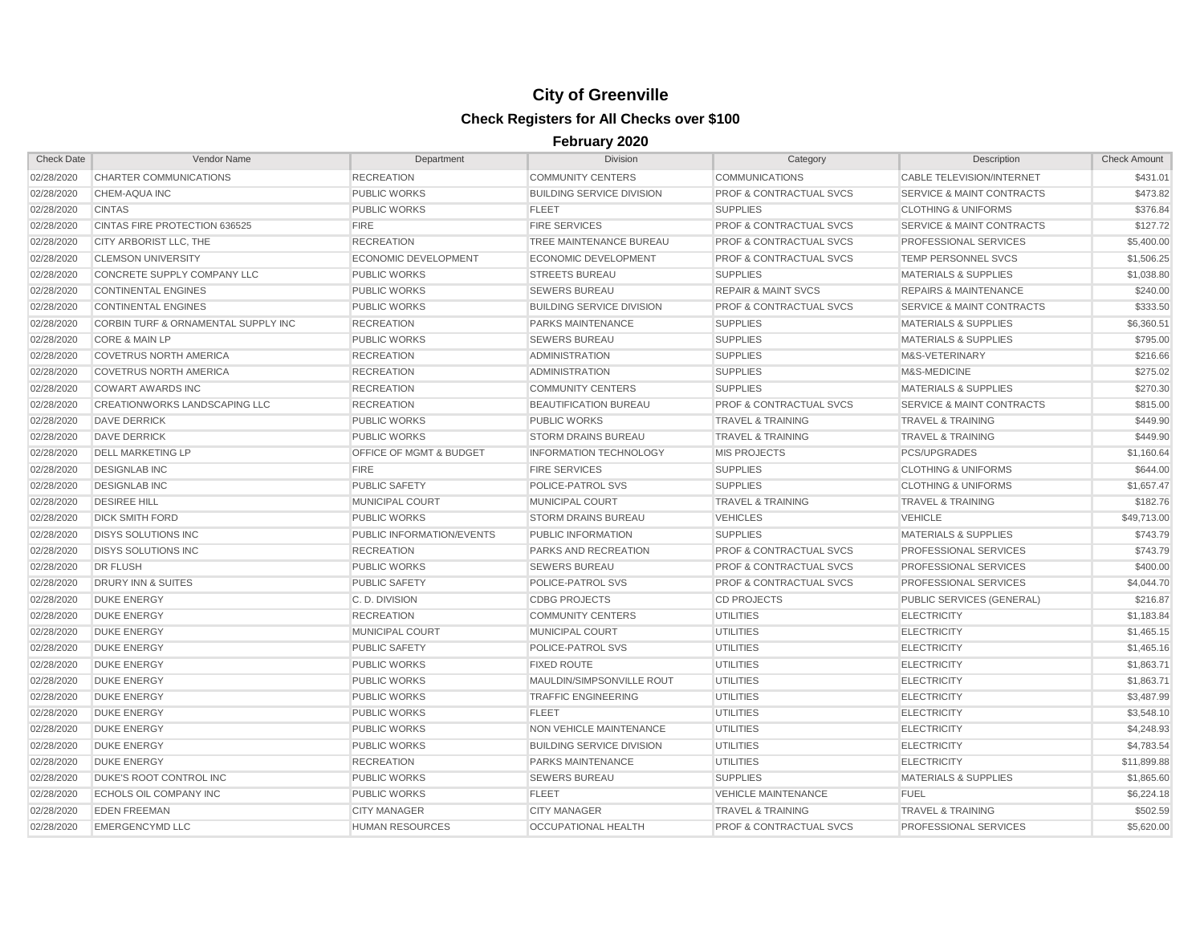# City of Greenville

## Check Registers for All Checks over $100

### February 2020

| Check Date | Vendor Name | Department | Division | Category | Description | Check Amount |
|---|---|---|---|---|---|---|
| 02/28/2020 | CHARTER COMMUNICATIONS | RECREATION | COMMUNITY CENTERS | COMMUNICATIONS | CABLE TELEVISION/INTERNET | $431.01 |
| 02/28/2020 | CHEM-AQUA INC | PUBLIC WORKS | BUILDING SERVICE DIVISION | PROF & CONTRACTUAL SVCS | SERVICE & MAINT CONTRACTS | $473.82 |
| 02/28/2020 | CINTAS | PUBLIC WORKS | FLEET | SUPPLIES | CLOTHING & UNIFORMS | $376.84 |
| 02/28/2020 | CINTAS FIRE PROTECTION 636525 | FIRE | FIRE SERVICES | PROF & CONTRACTUAL SVCS | SERVICE & MAINT CONTRACTS | $127.72 |
| 02/28/2020 | CITY ARBORIST LLC, THE | RECREATION | TREE MAINTENANCE BUREAU | PROF & CONTRACTUAL SVCS | PROFESSIONAL SERVICES | $5,400.00 |
| 02/28/2020 | CLEMSON UNIVERSITY | ECONOMIC DEVELOPMENT | ECONOMIC DEVELOPMENT | PROF & CONTRACTUAL SVCS | TEMP PERSONNEL SVCS | $1,506.25 |
| 02/28/2020 | CONCRETE SUPPLY COMPANY LLC | PUBLIC WORKS | STREETS BUREAU | SUPPLIES | MATERIALS & SUPPLIES | $1,038.80 |
| 02/28/2020 | CONTINENTAL ENGINES | PUBLIC WORKS | SEWERS BUREAU | REPAIR & MAINT SVCS | REPAIRS & MAINTENANCE | $240.00 |
| 02/28/2020 | CONTINENTAL ENGINES | PUBLIC WORKS | BUILDING SERVICE DIVISION | PROF & CONTRACTUAL SVCS | SERVICE & MAINT CONTRACTS | $333.50 |
| 02/28/2020 | CORBIN TURF & ORNAMENTAL SUPPLY INC | RECREATION | PARKS MAINTENANCE | SUPPLIES | MATERIALS & SUPPLIES | $6,360.51 |
| 02/28/2020 | CORE & MAIN LP | PUBLIC WORKS | SEWERS BUREAU | SUPPLIES | MATERIALS & SUPPLIES | $795.00 |
| 02/28/2020 | COVETRUS NORTH AMERICA | RECREATION | ADMINISTRATION | SUPPLIES | M&S-VETERINARY | $216.66 |
| 02/28/2020 | COVETRUS NORTH AMERICA | RECREATION | ADMINISTRATION | SUPPLIES | M&S-MEDICINE | $275.02 |
| 02/28/2020 | COWART AWARDS INC | RECREATION | COMMUNITY CENTERS | SUPPLIES | MATERIALS & SUPPLIES | $270.30 |
| 02/28/2020 | CREATIONWORKS LANDSCAPING LLC | RECREATION | BEAUTIFICATION BUREAU | PROF & CONTRACTUAL SVCS | SERVICE & MAINT CONTRACTS | $815.00 |
| 02/28/2020 | DAVE DERRICK | PUBLIC WORKS | PUBLIC WORKS | TRAVEL & TRAINING | TRAVEL & TRAINING | $449.90 |
| 02/28/2020 | DAVE DERRICK | PUBLIC WORKS | STORM DRAINS BUREAU | TRAVEL & TRAINING | TRAVEL & TRAINING | $449.90 |
| 02/28/2020 | DELL MARKETING LP | OFFICE OF MGMT & BUDGET | INFORMATION TECHNOLOGY | MIS PROJECTS | PCS/UPGRADES | $1,160.64 |
| 02/28/2020 | DESIGNLAB INC | FIRE | FIRE SERVICES | SUPPLIES | CLOTHING & UNIFORMS | $644.00 |
| 02/28/2020 | DESIGNLAB INC | PUBLIC SAFETY | POLICE-PATROL SVS | SUPPLIES | CLOTHING & UNIFORMS | $1,657.47 |
| 02/28/2020 | DESIREE HILL | MUNICIPAL COURT | MUNICIPAL COURT | TRAVEL & TRAINING | TRAVEL & TRAINING | $182.76 |
| 02/28/2020 | DICK SMITH FORD | PUBLIC WORKS | STORM DRAINS BUREAU | VEHICLES | VEHICLE | $49,713.00 |
| 02/28/2020 | DISYS SOLUTIONS INC | PUBLIC INFORMATION/EVENTS | PUBLIC INFORMATION | SUPPLIES | MATERIALS & SUPPLIES | $743.79 |
| 02/28/2020 | DISYS SOLUTIONS INC | RECREATION | PARKS AND RECREATION | PROF & CONTRACTUAL SVCS | PROFESSIONAL SERVICES | $743.79 |
| 02/28/2020 | DR FLUSH | PUBLIC WORKS | SEWERS BUREAU | PROF & CONTRACTUAL SVCS | PROFESSIONAL SERVICES | $400.00 |
| 02/28/2020 | DRURY INN & SUITES | PUBLIC SAFETY | POLICE-PATROL SVS | PROF & CONTRACTUAL SVCS | PROFESSIONAL SERVICES | $4,044.70 |
| 02/28/2020 | DUKE ENERGY | C. D. DIVISION | CDBG PROJECTS | CD PROJECTS | PUBLIC SERVICES (GENERAL) | $216.87 |
| 02/28/2020 | DUKE ENERGY | RECREATION | COMMUNITY CENTERS | UTILITIES | ELECTRICITY | $1,183.84 |
| 02/28/2020 | DUKE ENERGY | MUNICIPAL COURT | MUNICIPAL COURT | UTILITIES | ELECTRICITY | $1,465.15 |
| 02/28/2020 | DUKE ENERGY | PUBLIC SAFETY | POLICE-PATROL SVS | UTILITIES | ELECTRICITY | $1,465.16 |
| 02/28/2020 | DUKE ENERGY | PUBLIC WORKS | FIXED ROUTE | UTILITIES | ELECTRICITY | $1,863.71 |
| 02/28/2020 | DUKE ENERGY | PUBLIC WORKS | MAULDIN/SIMPSONVILLE ROUT | UTILITIES | ELECTRICITY | $1,863.71 |
| 02/28/2020 | DUKE ENERGY | PUBLIC WORKS | TRAFFIC ENGINEERING | UTILITIES | ELECTRICITY | $3,487.99 |
| 02/28/2020 | DUKE ENERGY | PUBLIC WORKS | FLEET | UTILITIES | ELECTRICITY | $3,548.10 |
| 02/28/2020 | DUKE ENERGY | PUBLIC WORKS | NON VEHICLE MAINTENANCE | UTILITIES | ELECTRICITY | $4,248.93 |
| 02/28/2020 | DUKE ENERGY | PUBLIC WORKS | BUILDING SERVICE DIVISION | UTILITIES | ELECTRICITY | $4,783.54 |
| 02/28/2020 | DUKE ENERGY | RECREATION | PARKS MAINTENANCE | UTILITIES | ELECTRICITY | $11,899.88 |
| 02/28/2020 | DUKE'S ROOT CONTROL INC | PUBLIC WORKS | SEWERS BUREAU | SUPPLIES | MATERIALS & SUPPLIES | $1,865.60 |
| 02/28/2020 | ECHOLS OIL COMPANY INC | PUBLIC WORKS | FLEET | VEHICLE MAINTENANCE | FUEL | $6,224.18 |
| 02/28/2020 | EDEN FREEMAN | CITY MANAGER | CITY MANAGER | TRAVEL & TRAINING | TRAVEL & TRAINING | $502.59 |
| 02/28/2020 | EMERGENCYMD LLC | HUMAN RESOURCES | OCCUPATIONAL HEALTH | PROF & CONTRACTUAL SVCS | PROFESSIONAL SERVICES | $5,620.00 |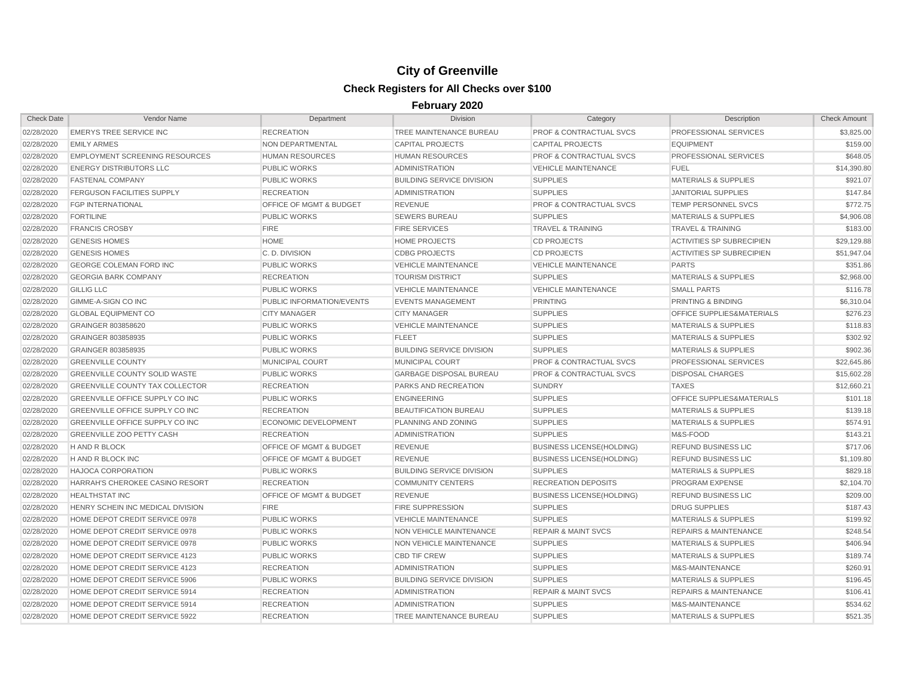# City of Greenville

## Check Registers for All Checks over $100

### February 2020

| Check Date | Vendor Name | Department | Division | Category | Description | Check Amount |
|---|---|---|---|---|---|---|
| 02/28/2020 | EMERYS TREE SERVICE INC | RECREATION | TREE MAINTENANCE BUREAU | PROF & CONTRACTUAL SVCS | PROFESSIONAL SERVICES | $3,825.00 |
| 02/28/2020 | EMILY ARMES | NON DEPARTMENTAL | CAPITAL PROJECTS | CAPITAL PROJECTS | EQUIPMENT | $159.00 |
| 02/28/2020 | EMPLOYMENT SCREENING RESOURCES | HUMAN RESOURCES | HUMAN RESOURCES | PROF & CONTRACTUAL SVCS | PROFESSIONAL SERVICES | $648.05 |
| 02/28/2020 | ENERGY DISTRIBUTORS LLC | PUBLIC WORKS | ADMINISTRATION | VEHICLE MAINTENANCE | FUEL | $14,390.80 |
| 02/28/2020 | FASTENAL COMPANY | PUBLIC WORKS | BUILDING SERVICE DIVISION | SUPPLIES | MATERIALS & SUPPLIES | $921.07 |
| 02/28/2020 | FERGUSON FACILITIES SUPPLY | RECREATION | ADMINISTRATION | SUPPLIES | JANITORIAL SUPPLIES | $147.84 |
| 02/28/2020 | FGP INTERNATIONAL | OFFICE OF MGMT & BUDGET | REVENUE | PROF & CONTRACTUAL SVCS | TEMP PERSONNEL SVCS | $772.75 |
| 02/28/2020 | FORTILINE | PUBLIC WORKS | SEWERS BUREAU | SUPPLIES | MATERIALS & SUPPLIES | $4,906.08 |
| 02/28/2020 | FRANCIS CROSBY | FIRE | FIRE SERVICES | TRAVEL & TRAINING | TRAVEL & TRAINING | $183.00 |
| 02/28/2020 | GENESIS HOMES | HOME | HOME PROJECTS | CD PROJECTS | ACTIVITIES SP SUBRECIPIEN | $29,129.88 |
| 02/28/2020 | GENESIS HOMES | C. D. DIVISION | CDBG PROJECTS | CD PROJECTS | ACTIVITIES SP SUBRECIPIEN | $51,947.04 |
| 02/28/2020 | GEORGE COLEMAN FORD INC | PUBLIC WORKS | VEHICLE MAINTENANCE | VEHICLE MAINTENANCE | PARTS | $351.86 |
| 02/28/2020 | GEORGIA BARK COMPANY | RECREATION | TOURISM DISTRICT | SUPPLIES | MATERIALS & SUPPLIES | $2,968.00 |
| 02/28/2020 | GILLIG LLC | PUBLIC WORKS | VEHICLE MAINTENANCE | VEHICLE MAINTENANCE | SMALL PARTS | $116.78 |
| 02/28/2020 | GIMME-A-SIGN CO INC | PUBLIC INFORMATION/EVENTS | EVENTS MANAGEMENT | PRINTING | PRINTING & BINDING | $6,310.04 |
| 02/28/2020 | GLOBAL EQUIPMENT CO | CITY MANAGER | CITY MANAGER | SUPPLIES | OFFICE SUPPLIES&MATERIALS | $276.23 |
| 02/28/2020 | GRAINGER 803858620 | PUBLIC WORKS | VEHICLE MAINTENANCE | SUPPLIES | MATERIALS & SUPPLIES | $118.83 |
| 02/28/2020 | GRAINGER 803858935 | PUBLIC WORKS | FLEET | SUPPLIES | MATERIALS & SUPPLIES | $302.92 |
| 02/28/2020 | GRAINGER 803858935 | PUBLIC WORKS | BUILDING SERVICE DIVISION | SUPPLIES | MATERIALS & SUPPLIES | $902.36 |
| 02/28/2020 | GREENVILLE COUNTY | MUNICIPAL COURT | MUNICIPAL COURT | PROF & CONTRACTUAL SVCS | PROFESSIONAL SERVICES | $22,645.86 |
| 02/28/2020 | GREENVILLE COUNTY SOLID WASTE | PUBLIC WORKS | GARBAGE DISPOSAL BUREAU | PROF & CONTRACTUAL SVCS | DISPOSAL CHARGES | $15,602.28 |
| 02/28/2020 | GREENVILLE COUNTY TAX COLLECTOR | RECREATION | PARKS AND RECREATION | SUNDRY | TAXES | $12,660.21 |
| 02/28/2020 | GREENVILLE OFFICE SUPPLY CO INC | PUBLIC WORKS | ENGINEERING | SUPPLIES | OFFICE SUPPLIES&MATERIALS | $101.18 |
| 02/28/2020 | GREENVILLE OFFICE SUPPLY CO INC | RECREATION | BEAUTIFICATION BUREAU | SUPPLIES | MATERIALS & SUPPLIES | $139.18 |
| 02/28/2020 | GREENVILLE OFFICE SUPPLY CO INC | ECONOMIC DEVELOPMENT | PLANNING AND ZONING | SUPPLIES | MATERIALS & SUPPLIES | $574.91 |
| 02/28/2020 | GREENVILLE ZOO PETTY CASH | RECREATION | ADMINISTRATION | SUPPLIES | M&S-FOOD | $143.21 |
| 02/28/2020 | H AND R BLOCK | OFFICE OF MGMT & BUDGET | REVENUE | BUSINESS LICENSE(HOLDING) | REFUND BUSINESS LIC | $717.06 |
| 02/28/2020 | H AND R BLOCK INC | OFFICE OF MGMT & BUDGET | REVENUE | BUSINESS LICENSE(HOLDING) | REFUND BUSINESS LIC | $1,109.80 |
| 02/28/2020 | HAJOCA CORPORATION | PUBLIC WORKS | BUILDING SERVICE DIVISION | SUPPLIES | MATERIALS & SUPPLIES | $829.18 |
| 02/28/2020 | HARRAH'S CHEROKEE CASINO RESORT | RECREATION | COMMUNITY CENTERS | RECREATION DEPOSITS | PROGRAM EXPENSE | $2,104.70 |
| 02/28/2020 | HEALTHSTAT INC | OFFICE OF MGMT & BUDGET | REVENUE | BUSINESS LICENSE(HOLDING) | REFUND BUSINESS LIC | $209.00 |
| 02/28/2020 | HENRY SCHEIN INC MEDICAL DIVISION | FIRE | FIRE SUPPRESSION | SUPPLIES | DRUG SUPPLIES | $187.43 |
| 02/28/2020 | HOME DEPOT CREDIT SERVICE 0978 | PUBLIC WORKS | VEHICLE MAINTENANCE | SUPPLIES | MATERIALS & SUPPLIES | $199.92 |
| 02/28/2020 | HOME DEPOT CREDIT SERVICE 0978 | PUBLIC WORKS | NON VEHICLE MAINTENANCE | REPAIR & MAINT SVCS | REPAIRS & MAINTENANCE | $248.54 |
| 02/28/2020 | HOME DEPOT CREDIT SERVICE 0978 | PUBLIC WORKS | NON VEHICLE MAINTENANCE | SUPPLIES | MATERIALS & SUPPLIES | $406.94 |
| 02/28/2020 | HOME DEPOT CREDIT SERVICE 4123 | PUBLIC WORKS | CBD TIF CREW | SUPPLIES | MATERIALS & SUPPLIES | $189.74 |
| 02/28/2020 | HOME DEPOT CREDIT SERVICE 4123 | RECREATION | ADMINISTRATION | SUPPLIES | M&S-MAINTENANCE | $260.91 |
| 02/28/2020 | HOME DEPOT CREDIT SERVICE 5906 | PUBLIC WORKS | BUILDING SERVICE DIVISION | SUPPLIES | MATERIALS & SUPPLIES | $196.45 |
| 02/28/2020 | HOME DEPOT CREDIT SERVICE 5914 | RECREATION | ADMINISTRATION | REPAIR & MAINT SVCS | REPAIRS & MAINTENANCE | $106.41 |
| 02/28/2020 | HOME DEPOT CREDIT SERVICE 5914 | RECREATION | ADMINISTRATION | SUPPLIES | M&S-MAINTENANCE | $534.62 |
| 02/28/2020 | HOME DEPOT CREDIT SERVICE 5922 | RECREATION | TREE MAINTENANCE BUREAU | SUPPLIES | MATERIALS & SUPPLIES | $521.35 |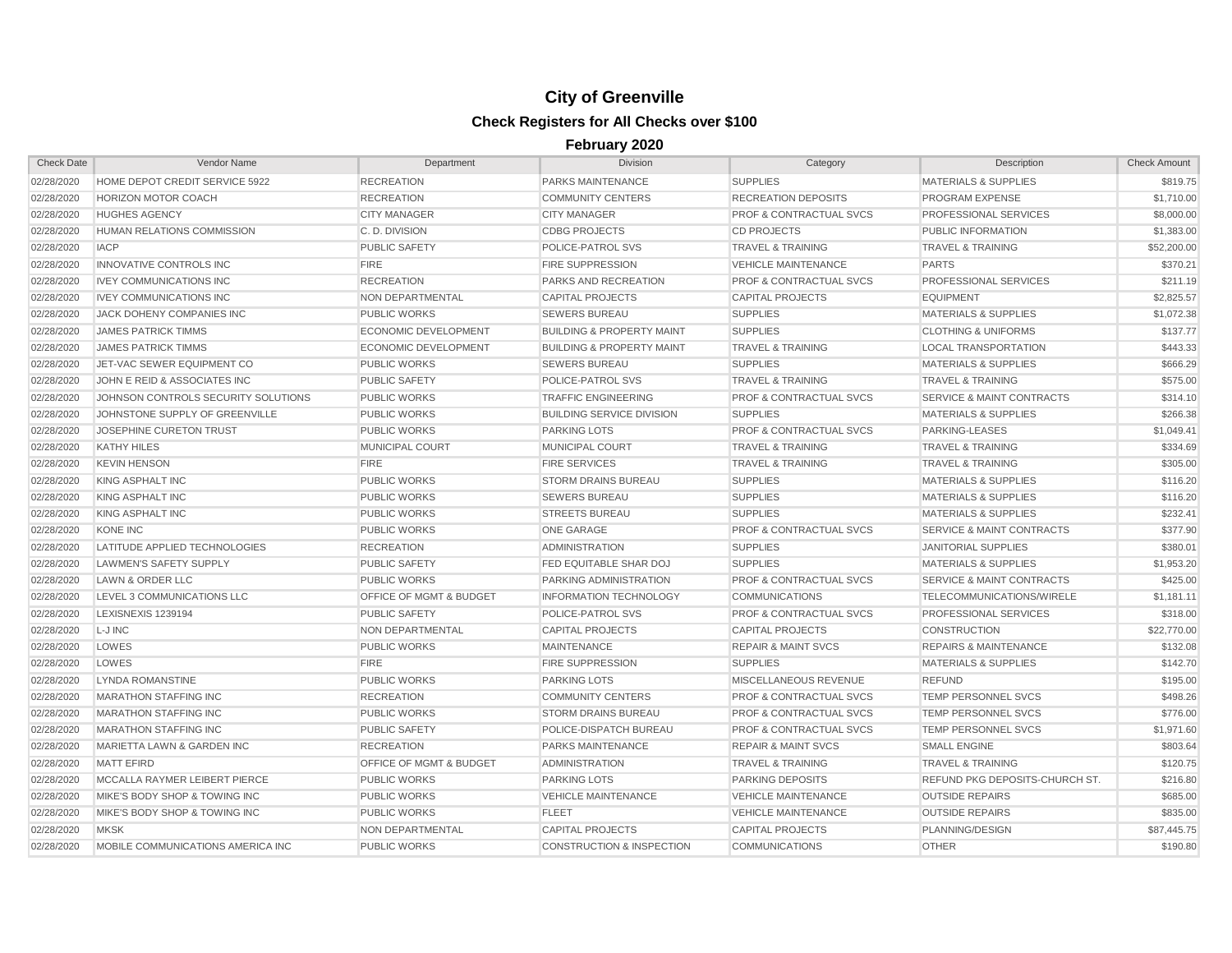# City of Greenville

### Check Registers for All Checks over $100

### February 2020

| Check Date | Vendor Name | Department | Division | Category | Description | Check Amount |
|---|---|---|---|---|---|---|
| 02/28/2020 | HOME DEPOT CREDIT SERVICE 5922 | RECREATION | PARKS MAINTENANCE | SUPPLIES | MATERIALS & SUPPLIES | $819.75 |
| 02/28/2020 | HORIZON MOTOR COACH | RECREATION | COMMUNITY CENTERS | RECREATION DEPOSITS | PROGRAM EXPENSE | $1,710.00 |
| 02/28/2020 | HUGHES AGENCY | CITY MANAGER | CITY MANAGER | PROF & CONTRACTUAL SVCS | PROFESSIONAL SERVICES | $8,000.00 |
| 02/28/2020 | HUMAN RELATIONS COMMISSION | C. D. DIVISION | CDBG PROJECTS | CD PROJECTS | PUBLIC INFORMATION | $1,383.00 |
| 02/28/2020 | IACP | PUBLIC SAFETY | POLICE-PATROL SVS | TRAVEL & TRAINING | TRAVEL & TRAINING | $52,200.00 |
| 02/28/2020 | INNOVATIVE CONTROLS INC | FIRE | FIRE SUPPRESSION | VEHICLE MAINTENANCE | PARTS | $370.21 |
| 02/28/2020 | IVEY COMMUNICATIONS INC | RECREATION | PARKS AND RECREATION | PROF & CONTRACTUAL SVCS | PROFESSIONAL SERVICES | $211.19 |
| 02/28/2020 | IVEY COMMUNICATIONS INC | NON DEPARTMENTAL | CAPITAL PROJECTS | CAPITAL PROJECTS | EQUIPMENT | $2,825.57 |
| 02/28/2020 | JACK DOHENY COMPANIES INC | PUBLIC WORKS | SEWERS BUREAU | SUPPLIES | MATERIALS & SUPPLIES | $1,072.38 |
| 02/28/2020 | JAMES PATRICK TIMMS | ECONOMIC DEVELOPMENT | BUILDING & PROPERTY MAINT | SUPPLIES | CLOTHING & UNIFORMS | $137.77 |
| 02/28/2020 | JAMES PATRICK TIMMS | ECONOMIC DEVELOPMENT | BUILDING & PROPERTY MAINT | TRAVEL & TRAINING | LOCAL TRANSPORTATION | $443.33 |
| 02/28/2020 | JET-VAC SEWER EQUIPMENT CO | PUBLIC WORKS | SEWERS BUREAU | SUPPLIES | MATERIALS & SUPPLIES | $666.29 |
| 02/28/2020 | JOHN E REID & ASSOCIATES INC | PUBLIC SAFETY | POLICE-PATROL SVS | TRAVEL & TRAINING | TRAVEL & TRAINING | $575.00 |
| 02/28/2020 | JOHNSON CONTROLS SECURITY SOLUTIONS | PUBLIC WORKS | TRAFFIC ENGINEERING | PROF & CONTRACTUAL SVCS | SERVICE & MAINT CONTRACTS | $314.10 |
| 02/28/2020 | JOHNSTONE SUPPLY OF GREENVILLE | PUBLIC WORKS | BUILDING SERVICE DIVISION | SUPPLIES | MATERIALS & SUPPLIES | $266.38 |
| 02/28/2020 | JOSEPHINE CURETON TRUST | PUBLIC WORKS | PARKING LOTS | PROF & CONTRACTUAL SVCS | PARKING-LEASES | $1,049.41 |
| 02/28/2020 | KATHY HILES | MUNICIPAL COURT | MUNICIPAL COURT | TRAVEL & TRAINING | TRAVEL & TRAINING | $334.69 |
| 02/28/2020 | KEVIN HENSON | FIRE | FIRE SERVICES | TRAVEL & TRAINING | TRAVEL & TRAINING | $305.00 |
| 02/28/2020 | KING ASPHALT INC | PUBLIC WORKS | STORM DRAINS BUREAU | SUPPLIES | MATERIALS & SUPPLIES | $116.20 |
| 02/28/2020 | KING ASPHALT INC | PUBLIC WORKS | SEWERS BUREAU | SUPPLIES | MATERIALS & SUPPLIES | $116.20 |
| 02/28/2020 | KING ASPHALT INC | PUBLIC WORKS | STREETS BUREAU | SUPPLIES | MATERIALS & SUPPLIES | $232.41 |
| 02/28/2020 | KONE INC | PUBLIC WORKS | ONE GARAGE | PROF & CONTRACTUAL SVCS | SERVICE & MAINT CONTRACTS | $377.90 |
| 02/28/2020 | LATITUDE APPLIED TECHNOLOGIES | RECREATION | ADMINISTRATION | SUPPLIES | JANITORIAL SUPPLIES | $380.01 |
| 02/28/2020 | LAWMEN'S SAFETY SUPPLY | PUBLIC SAFETY | FED EQUITABLE SHAR DOJ | SUPPLIES | MATERIALS & SUPPLIES | $1,953.20 |
| 02/28/2020 | LAWN & ORDER LLC | PUBLIC WORKS | PARKING ADMINISTRATION | PROF & CONTRACTUAL SVCS | SERVICE & MAINT CONTRACTS | $425.00 |
| 02/28/2020 | LEVEL 3 COMMUNICATIONS LLC | OFFICE OF MGMT & BUDGET | INFORMATION TECHNOLOGY | COMMUNICATIONS | TELECOMMUNICATIONS/WIRELE | $1,181.11 |
| 02/28/2020 | LEXISNEXIS 1239194 | PUBLIC SAFETY | POLICE-PATROL SVS | PROF & CONTRACTUAL SVCS | PROFESSIONAL SERVICES | $318.00 |
| 02/28/2020 | L-J INC | NON DEPARTMENTAL | CAPITAL PROJECTS | CAPITAL PROJECTS | CONSTRUCTION | $22,770.00 |
| 02/28/2020 | LOWES | PUBLIC WORKS | MAINTENANCE | REPAIR & MAINT SVCS | REPAIRS & MAINTENANCE | $132.08 |
| 02/28/2020 | LOWES | FIRE | FIRE SUPPRESSION | SUPPLIES | MATERIALS & SUPPLIES | $142.70 |
| 02/28/2020 | LYNDA ROMANSTINE | PUBLIC WORKS | PARKING LOTS | MISCELLANEOUS REVENUE | REFUND | $195.00 |
| 02/28/2020 | MARATHON STAFFING INC | RECREATION | COMMUNITY CENTERS | PROF & CONTRACTUAL SVCS | TEMP PERSONNEL SVCS | $498.26 |
| 02/28/2020 | MARATHON STAFFING INC | PUBLIC WORKS | STORM DRAINS BUREAU | PROF & CONTRACTUAL SVCS | TEMP PERSONNEL SVCS | $776.00 |
| 02/28/2020 | MARATHON STAFFING INC | PUBLIC SAFETY | POLICE-DISPATCH BUREAU | PROF & CONTRACTUAL SVCS | TEMP PERSONNEL SVCS | $1,971.60 |
| 02/28/2020 | MARIETTA LAWN & GARDEN INC | RECREATION | PARKS MAINTENANCE | REPAIR & MAINT SVCS | SMALL ENGINE | $803.64 |
| 02/28/2020 | MATT EFIRD | OFFICE OF MGMT & BUDGET | ADMINISTRATION | TRAVEL & TRAINING | TRAVEL & TRAINING | $120.75 |
| 02/28/2020 | MCCALLA RAYMER LEIBERT PIERCE | PUBLIC WORKS | PARKING LOTS | PARKING DEPOSITS | REFUND PKG DEPOSITS-CHURCH ST. | $216.80 |
| 02/28/2020 | MIKE'S BODY SHOP & TOWING INC | PUBLIC WORKS | VEHICLE MAINTENANCE | VEHICLE MAINTENANCE | OUTSIDE REPAIRS | $685.00 |
| 02/28/2020 | MIKE'S BODY SHOP & TOWING INC | PUBLIC WORKS | FLEET | VEHICLE MAINTENANCE | OUTSIDE REPAIRS | $835.00 |
| 02/28/2020 | MKSK | NON DEPARTMENTAL | CAPITAL PROJECTS | CAPITAL PROJECTS | PLANNING/DESIGN | $87,445.75 |
| 02/28/2020 | MOBILE COMMUNICATIONS AMERICA INC | PUBLIC WORKS | CONSTRUCTION & INSPECTION | COMMUNICATIONS | OTHER | $190.80 |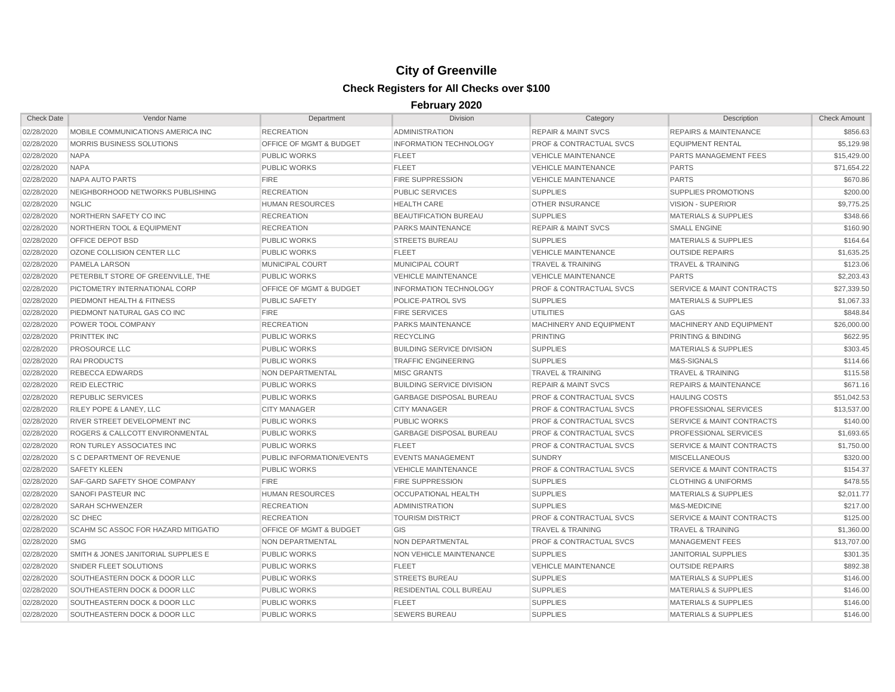# City of Greenville

## Check Registers for All Checks over $100

### February 2020

| Check Date | Vendor Name | Department | Division | Category | Description | Check Amount |
|---|---|---|---|---|---|---|
| 02/28/2020 | MOBILE COMMUNICATIONS AMERICA INC | RECREATION | ADMINISTRATION | REPAIR & MAINT SVCS | REPAIRS & MAINTENANCE | $856.63 |
| 02/28/2020 | MORRIS BUSINESS SOLUTIONS | OFFICE OF MGMT & BUDGET | INFORMATION TECHNOLOGY | PROF & CONTRACTUAL SVCS | EQUIPMENT RENTAL | $5,129.98 |
| 02/28/2020 | NAPA | PUBLIC WORKS | FLEET | VEHICLE MAINTENANCE | PARTS MANAGEMENT FEES | $15,429.00 |
| 02/28/2020 | NAPA | PUBLIC WORKS | FLEET | VEHICLE MAINTENANCE | PARTS | $71,654.22 |
| 02/28/2020 | NAPA AUTO PARTS | FIRE | FIRE SUPPRESSION | VEHICLE MAINTENANCE | PARTS | $670.86 |
| 02/28/2020 | NEIGHBORHOOD NETWORKS PUBLISHING | RECREATION | PUBLIC SERVICES | SUPPLIES | SUPPLIES PROMOTIONS | $200.00 |
| 02/28/2020 | NGLIC | HUMAN RESOURCES | HEALTH CARE | OTHER INSURANCE | VISION - SUPERIOR | $9,775.25 |
| 02/28/2020 | NORTHERN SAFETY CO INC | RECREATION | BEAUTIFICATION BUREAU | SUPPLIES | MATERIALS & SUPPLIES | $348.66 |
| 02/28/2020 | NORTHERN TOOL & EQUIPMENT | RECREATION | PARKS MAINTENANCE | REPAIR & MAINT SVCS | SMALL ENGINE | $160.90 |
| 02/28/2020 | OFFICE DEPOT BSD | PUBLIC WORKS | STREETS BUREAU | SUPPLIES | MATERIALS & SUPPLIES | $164.64 |
| 02/28/2020 | OZONE COLLISION CENTER LLC | PUBLIC WORKS | FLEET | VEHICLE MAINTENANCE | OUTSIDE REPAIRS | $1,635.25 |
| 02/28/2020 | PAMELA LARSON | MUNICIPAL COURT | MUNICIPAL COURT | TRAVEL & TRAINING | TRAVEL & TRAINING | $123.06 |
| 02/28/2020 | PETERBILT STORE OF GREENVILLE, THE | PUBLIC WORKS | VEHICLE MAINTENANCE | VEHICLE MAINTENANCE | PARTS | $2,203.43 |
| 02/28/2020 | PICTOMETRY INTERNATIONAL CORP | OFFICE OF MGMT & BUDGET | INFORMATION TECHNOLOGY | PROF & CONTRACTUAL SVCS | SERVICE & MAINT CONTRACTS | $27,339.50 |
| 02/28/2020 | PIEDMONT HEALTH & FITNESS | PUBLIC SAFETY | POLICE-PATROL SVS | SUPPLIES | MATERIALS & SUPPLIES | $1,067.33 |
| 02/28/2020 | PIEDMONT NATURAL GAS CO INC | FIRE | FIRE SERVICES | UTILITIES | GAS | $848.84 |
| 02/28/2020 | POWER TOOL COMPANY | RECREATION | PARKS MAINTENANCE | MACHINERY AND EQUIPMENT | MACHINERY AND EQUIPMENT | $26,000.00 |
| 02/28/2020 | PRINTTEK INC | PUBLIC WORKS | RECYCLING | PRINTING | PRINTING & BINDING | $622.95 |
| 02/28/2020 | PROSOURCE LLC | PUBLIC WORKS | BUILDING SERVICE DIVISION | SUPPLIES | MATERIALS & SUPPLIES | $303.45 |
| 02/28/2020 | RAI PRODUCTS | PUBLIC WORKS | TRAFFIC ENGINEERING | SUPPLIES | M&S-SIGNALS | $114.66 |
| 02/28/2020 | REBECCA EDWARDS | NON DEPARTMENTAL | MISC GRANTS | TRAVEL & TRAINING | TRAVEL & TRAINING | $115.58 |
| 02/28/2020 | REID ELECTRIC | PUBLIC WORKS | BUILDING SERVICE DIVISION | REPAIR & MAINT SVCS | REPAIRS & MAINTENANCE | $671.16 |
| 02/28/2020 | REPUBLIC SERVICES | PUBLIC WORKS | GARBAGE DISPOSAL BUREAU | PROF & CONTRACTUAL SVCS | HAULING COSTS | $51,042.53 |
| 02/28/2020 | RILEY POPE & LANEY, LLC | CITY MANAGER | CITY MANAGER | PROF & CONTRACTUAL SVCS | PROFESSIONAL SERVICES | $13,537.00 |
| 02/28/2020 | RIVER STREET DEVELOPMENT INC | PUBLIC WORKS | PUBLIC WORKS | PROF & CONTRACTUAL SVCS | SERVICE & MAINT CONTRACTS | $140.00 |
| 02/28/2020 | ROGERS & CALLCOTT ENVIRONMENTAL | PUBLIC WORKS | GARBAGE DISPOSAL BUREAU | PROF & CONTRACTUAL SVCS | PROFESSIONAL SERVICES | $1,693.65 |
| 02/28/2020 | RON TURLEY ASSOCIATES INC | PUBLIC WORKS | FLEET | PROF & CONTRACTUAL SVCS | SERVICE & MAINT CONTRACTS | $1,750.00 |
| 02/28/2020 | S C DEPARTMENT OF REVENUE | PUBLIC INFORMATION/EVENTS | EVENTS MANAGEMENT | SUNDRY | MISCELLANEOUS | $320.00 |
| 02/28/2020 | SAFETY KLEEN | PUBLIC WORKS | VEHICLE MAINTENANCE | PROF & CONTRACTUAL SVCS | SERVICE & MAINT CONTRACTS | $154.37 |
| 02/28/2020 | SAF-GARD SAFETY SHOE COMPANY | FIRE | FIRE SUPPRESSION | SUPPLIES | CLOTHING & UNIFORMS | $478.55 |
| 02/28/2020 | SANOFI PASTEUR INC | HUMAN RESOURCES | OCCUPATIONAL HEALTH | SUPPLIES | MATERIALS & SUPPLIES | $2,011.77 |
| 02/28/2020 | SARAH SCHWENZER | RECREATION | ADMINISTRATION | SUPPLIES | M&S-MEDICINE | $217.00 |
| 02/28/2020 | SC DHEC | RECREATION | TOURISM DISTRICT | PROF & CONTRACTUAL SVCS | SERVICE & MAINT CONTRACTS | $125.00 |
| 02/28/2020 | SCAHM SC ASSOC FOR HAZARD MITIGATIO | OFFICE OF MGMT & BUDGET | GIS | TRAVEL & TRAINING | TRAVEL & TRAINING | $1,360.00 |
| 02/28/2020 | SMG | NON DEPARTMENTAL | NON DEPARTMENTAL | PROF & CONTRACTUAL SVCS | MANAGEMENT FEES | $13,707.00 |
| 02/28/2020 | SMITH & JONES JANITORIAL SUPPLIES E | PUBLIC WORKS | NON VEHICLE MAINTENANCE | SUPPLIES | JANITORIAL SUPPLIES | $301.35 |
| 02/28/2020 | SNIDER FLEET SOLUTIONS | PUBLIC WORKS | FLEET | VEHICLE MAINTENANCE | OUTSIDE REPAIRS | $892.38 |
| 02/28/2020 | SOUTHEASTERN DOCK & DOOR LLC | PUBLIC WORKS | STREETS BUREAU | SUPPLIES | MATERIALS & SUPPLIES | $146.00 |
| 02/28/2020 | SOUTHEASTERN DOCK & DOOR LLC | PUBLIC WORKS | RESIDENTIAL COLL BUREAU | SUPPLIES | MATERIALS & SUPPLIES | $146.00 |
| 02/28/2020 | SOUTHEASTERN DOCK & DOOR LLC | PUBLIC WORKS | FLEET | SUPPLIES | MATERIALS & SUPPLIES | $146.00 |
| 02/28/2020 | SOUTHEASTERN DOCK & DOOR LLC | PUBLIC WORKS | SEWERS BUREAU | SUPPLIES | MATERIALS & SUPPLIES | $146.00 |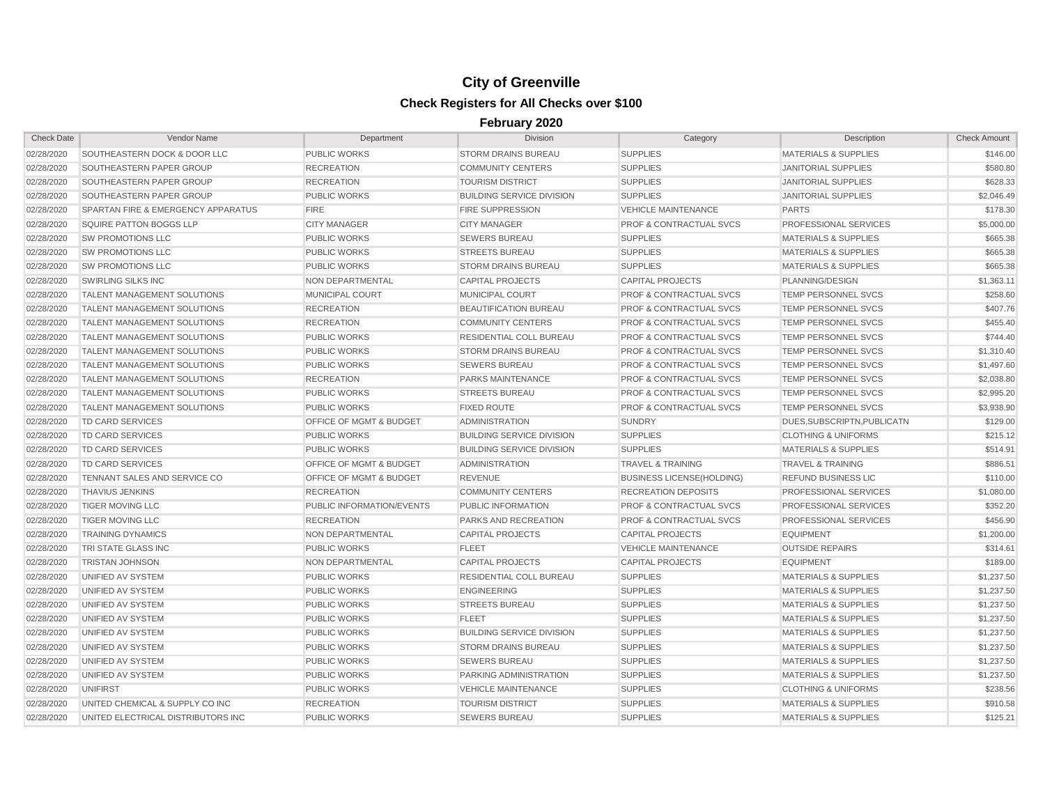# City of Greenville

## Check Registers for All Checks over $100

### February 2020

| Check Date | Vendor Name | Department | Division | Category | Description | Check Amount |
|---|---|---|---|---|---|---|
| 02/28/2020 | SOUTHEASTERN DOCK & DOOR LLC | PUBLIC WORKS | STORM DRAINS BUREAU | SUPPLIES | MATERIALS & SUPPLIES | $146.00 |
| 02/28/2020 | SOUTHEASTERN PAPER GROUP | RECREATION | COMMUNITY CENTERS | SUPPLIES | JANITORIAL SUPPLIES | $580.80 |
| 02/28/2020 | SOUTHEASTERN PAPER GROUP | RECREATION | TOURISM DISTRICT | SUPPLIES | JANITORIAL SUPPLIES | $628.33 |
| 02/28/2020 | SOUTHEASTERN PAPER GROUP | PUBLIC WORKS | BUILDING SERVICE DIVISION | SUPPLIES | JANITORIAL SUPPLIES | $2,046.49 |
| 02/28/2020 | SPARTAN FIRE & EMERGENCY APPARATUS | FIRE | FIRE SUPPRESSION | VEHICLE MAINTENANCE | PARTS | $178.30 |
| 02/28/2020 | SQUIRE PATTON BOGGS LLP | CITY MANAGER | CITY MANAGER | PROF & CONTRACTUAL SVCS | PROFESSIONAL SERVICES | $5,000.00 |
| 02/28/2020 | SW PROMOTIONS LLC | PUBLIC WORKS | SEWERS BUREAU | SUPPLIES | MATERIALS & SUPPLIES | $665.38 |
| 02/28/2020 | SW PROMOTIONS LLC | PUBLIC WORKS | STREETS BUREAU | SUPPLIES | MATERIALS & SUPPLIES | $665.38 |
| 02/28/2020 | SW PROMOTIONS LLC | PUBLIC WORKS | STORM DRAINS BUREAU | SUPPLIES | MATERIALS & SUPPLIES | $665.38 |
| 02/28/2020 | SWIRLING SILKS INC | NON DEPARTMENTAL | CAPITAL PROJECTS | CAPITAL PROJECTS | PLANNING/DESIGN | $1,363.11 |
| 02/28/2020 | TALENT MANAGEMENT SOLUTIONS | MUNICIPAL COURT | MUNICIPAL COURT | PROF & CONTRACTUAL SVCS | TEMP PERSONNEL SVCS | $258.60 |
| 02/28/2020 | TALENT MANAGEMENT SOLUTIONS | RECREATION | BEAUTIFICATION BUREAU | PROF & CONTRACTUAL SVCS | TEMP PERSONNEL SVCS | $407.76 |
| 02/28/2020 | TALENT MANAGEMENT SOLUTIONS | RECREATION | COMMUNITY CENTERS | PROF & CONTRACTUAL SVCS | TEMP PERSONNEL SVCS | $455.40 |
| 02/28/2020 | TALENT MANAGEMENT SOLUTIONS | PUBLIC WORKS | RESIDENTIAL COLL BUREAU | PROF & CONTRACTUAL SVCS | TEMP PERSONNEL SVCS | $744.40 |
| 02/28/2020 | TALENT MANAGEMENT SOLUTIONS | PUBLIC WORKS | STORM DRAINS BUREAU | PROF & CONTRACTUAL SVCS | TEMP PERSONNEL SVCS | $1,310.40 |
| 02/28/2020 | TALENT MANAGEMENT SOLUTIONS | PUBLIC WORKS | SEWERS BUREAU | PROF & CONTRACTUAL SVCS | TEMP PERSONNEL SVCS | $1,497.60 |
| 02/28/2020 | TALENT MANAGEMENT SOLUTIONS | RECREATION | PARKS MAINTENANCE | PROF & CONTRACTUAL SVCS | TEMP PERSONNEL SVCS | $2,038.80 |
| 02/28/2020 | TALENT MANAGEMENT SOLUTIONS | PUBLIC WORKS | STREETS BUREAU | PROF & CONTRACTUAL SVCS | TEMP PERSONNEL SVCS | $2,995.20 |
| 02/28/2020 | TALENT MANAGEMENT SOLUTIONS | PUBLIC WORKS | FIXED ROUTE | PROF & CONTRACTUAL SVCS | TEMP PERSONNEL SVCS | $3,938.90 |
| 02/28/2020 | TD CARD SERVICES | OFFICE OF MGMT & BUDGET | ADMINISTRATION | SUNDRY | DUES,SUBSCRIPTN,PUBLICATN | $129.00 |
| 02/28/2020 | TD CARD SERVICES | PUBLIC WORKS | BUILDING SERVICE DIVISION | SUPPLIES | CLOTHING & UNIFORMS | $215.12 |
| 02/28/2020 | TD CARD SERVICES | PUBLIC WORKS | BUILDING SERVICE DIVISION | SUPPLIES | MATERIALS & SUPPLIES | $514.91 |
| 02/28/2020 | TD CARD SERVICES | OFFICE OF MGMT & BUDGET | ADMINISTRATION | TRAVEL & TRAINING | TRAVEL & TRAINING | $886.51 |
| 02/28/2020 | TENNANT SALES AND SERVICE CO | OFFICE OF MGMT & BUDGET | REVENUE | BUSINESS LICENSE(HOLDING) | REFUND BUSINESS LIC | $110.00 |
| 02/28/2020 | THAVIUS JENKINS | RECREATION | COMMUNITY CENTERS | RECREATION DEPOSITS | PROFESSIONAL SERVICES | $1,080.00 |
| 02/28/2020 | TIGER MOVING LLC | PUBLIC INFORMATION/EVENTS | PUBLIC INFORMATION | PROF & CONTRACTUAL SVCS | PROFESSIONAL SERVICES | $352.20 |
| 02/28/2020 | TIGER MOVING LLC | RECREATION | PARKS AND RECREATION | PROF & CONTRACTUAL SVCS | PROFESSIONAL SERVICES | $456.90 |
| 02/28/2020 | TRAINING DYNAMICS | NON DEPARTMENTAL | CAPITAL PROJECTS | CAPITAL PROJECTS | EQUIPMENT | $1,200.00 |
| 02/28/2020 | TRI STATE GLASS INC | PUBLIC WORKS | FLEET | VEHICLE MAINTENANCE | OUTSIDE REPAIRS | $314.61 |
| 02/28/2020 | TRISTAN JOHNSON | NON DEPARTMENTAL | CAPITAL PROJECTS | CAPITAL PROJECTS | EQUIPMENT | $189.00 |
| 02/28/2020 | UNIFIED AV SYSTEM | PUBLIC WORKS | RESIDENTIAL COLL BUREAU | SUPPLIES | MATERIALS & SUPPLIES | $1,237.50 |
| 02/28/2020 | UNIFIED AV SYSTEM | PUBLIC WORKS | ENGINEERING | SUPPLIES | MATERIALS & SUPPLIES | $1,237.50 |
| 02/28/2020 | UNIFIED AV SYSTEM | PUBLIC WORKS | STREETS BUREAU | SUPPLIES | MATERIALS & SUPPLIES | $1,237.50 |
| 02/28/2020 | UNIFIED AV SYSTEM | PUBLIC WORKS | FLEET | SUPPLIES | MATERIALS & SUPPLIES | $1,237.50 |
| 02/28/2020 | UNIFIED AV SYSTEM | PUBLIC WORKS | BUILDING SERVICE DIVISION | SUPPLIES | MATERIALS & SUPPLIES | $1,237.50 |
| 02/28/2020 | UNIFIED AV SYSTEM | PUBLIC WORKS | STORM DRAINS BUREAU | SUPPLIES | MATERIALS & SUPPLIES | $1,237.50 |
| 02/28/2020 | UNIFIED AV SYSTEM | PUBLIC WORKS | SEWERS BUREAU | SUPPLIES | MATERIALS & SUPPLIES | $1,237.50 |
| 02/28/2020 | UNIFIED AV SYSTEM | PUBLIC WORKS | PARKING ADMINISTRATION | SUPPLIES | MATERIALS & SUPPLIES | $1,237.50 |
| 02/28/2020 | UNIFIRST | PUBLIC WORKS | VEHICLE MAINTENANCE | SUPPLIES | CLOTHING & UNIFORMS | $238.56 |
| 02/28/2020 | UNITED CHEMICAL & SUPPLY CO INC | RECREATION | TOURISM DISTRICT | SUPPLIES | MATERIALS & SUPPLIES | $910.58 |
| 02/28/2020 | UNITED ELECTRICAL DISTRIBUTORS INC | PUBLIC WORKS | SEWERS BUREAU | SUPPLIES | MATERIALS & SUPPLIES | $125.21 |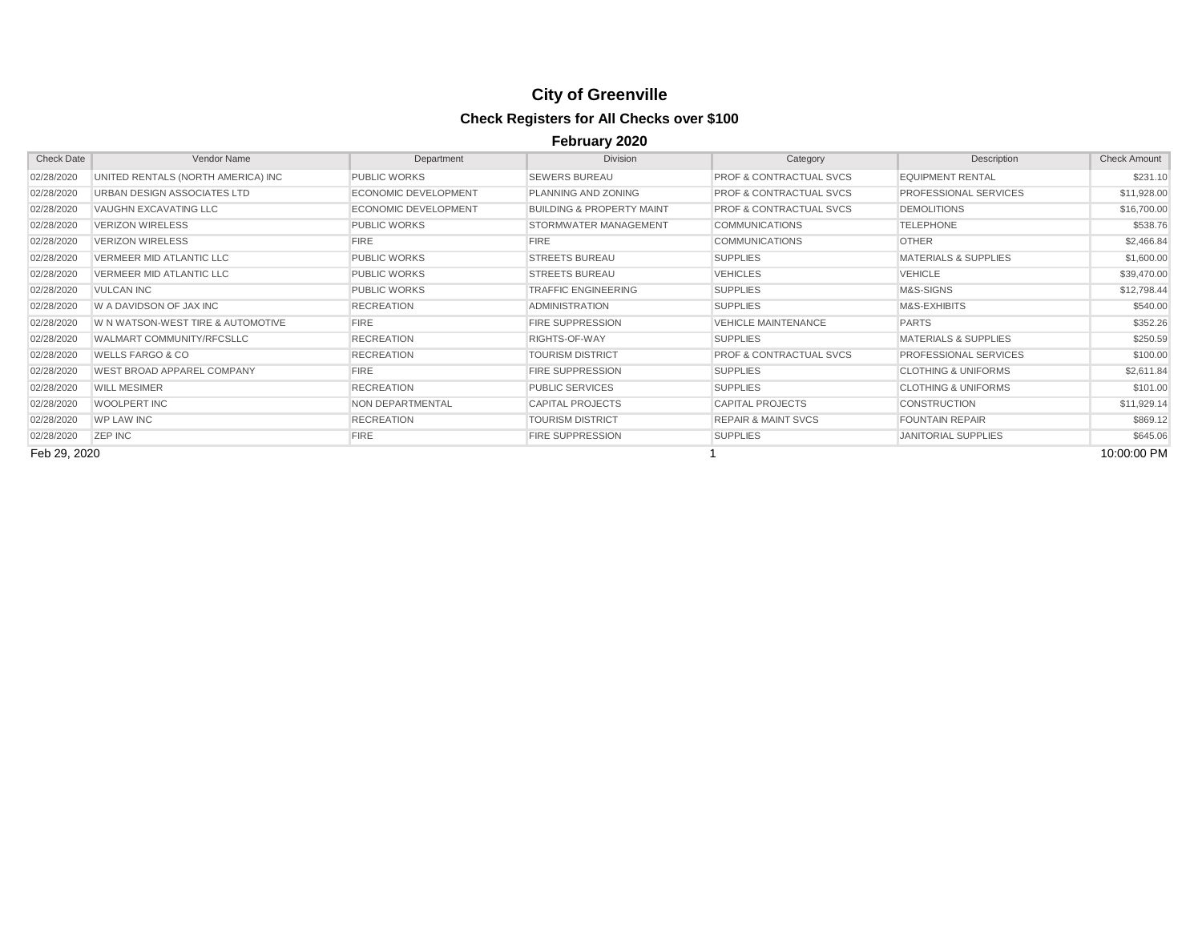# City of Greenville

## Check Registers for All Checks over $100

## February 2020

| Check Date | Vendor Name | Department | Division | Category | Description | Check Amount |
|---|---|---|---|---|---|---|
| 02/28/2020 | UNITED RENTALS (NORTH AMERICA) INC | PUBLIC WORKS | SEWERS BUREAU | PROF & CONTRACTUAL SVCS | EQUIPMENT RENTAL | $231.10 |
| 02/28/2020 | URBAN DESIGN ASSOCIATES LTD | ECONOMIC DEVELOPMENT | PLANNING AND ZONING | PROF & CONTRACTUAL SVCS | PROFESSIONAL SERVICES | $11,928.00 |
| 02/28/2020 | VAUGHN EXCAVATING LLC | ECONOMIC DEVELOPMENT | BUILDING & PROPERTY MAINT | PROF & CONTRACTUAL SVCS | DEMOLITIONS | $16,700.00 |
| 02/28/2020 | VERIZON WIRELESS | PUBLIC WORKS | STORMWATER MANAGEMENT | COMMUNICATIONS | TELEPHONE | $538.76 |
| 02/28/2020 | VERIZON WIRELESS | FIRE | FIRE | COMMUNICATIONS | OTHER | $2,466.84 |
| 02/28/2020 | VERMEER MID ATLANTIC LLC | PUBLIC WORKS | STREETS BUREAU | SUPPLIES | MATERIALS & SUPPLIES | $1,600.00 |
| 02/28/2020 | VERMEER MID ATLANTIC LLC | PUBLIC WORKS | STREETS BUREAU | VEHICLES | VEHICLE | $39,470.00 |
| 02/28/2020 | VULCAN INC | PUBLIC WORKS | TRAFFIC ENGINEERING | SUPPLIES | M&S-SIGNS | $12,798.44 |
| 02/28/2020 | W A DAVIDSON OF JAX INC | RECREATION | ADMINISTRATION | SUPPLIES | M&S-EXHIBITS | $540.00 |
| 02/28/2020 | W N WATSON-WEST TIRE & AUTOMOTIVE | FIRE | FIRE SUPPRESSION | VEHICLE MAINTENANCE | PARTS | $352.26 |
| 02/28/2020 | WALMART COMMUNITY/RFCSLLC | RECREATION | RIGHTS-OF-WAY | SUPPLIES | MATERIALS & SUPPLIES | $250.59 |
| 02/28/2020 | WELLS FARGO & CO | RECREATION | TOURISM DISTRICT | PROF & CONTRACTUAL SVCS | PROFESSIONAL SERVICES | $100.00 |
| 02/28/2020 | WEST BROAD APPAREL COMPANY | FIRE | FIRE SUPPRESSION | SUPPLIES | CLOTHING & UNIFORMS | $2,611.84 |
| 02/28/2020 | WILL MESIMER | RECREATION | PUBLIC SERVICES | SUPPLIES | CLOTHING & UNIFORMS | $101.00 |
| 02/28/2020 | WOOLPERT INC | NON DEPARTMENTAL | CAPITAL PROJECTS | CAPITAL PROJECTS | CONSTRUCTION | $11,929.14 |
| 02/28/2020 | WP LAW INC | RECREATION | TOURISM DISTRICT | REPAIR & MAINT SVCS | FOUNTAIN REPAIR | $869.12 |
| 02/28/2020 | ZEP INC | FIRE | FIRE SUPPRESSION | SUPPLIES | JANITORIAL SUPPLIES | $645.06 |

Feb 29, 2020 10:00:00 PM